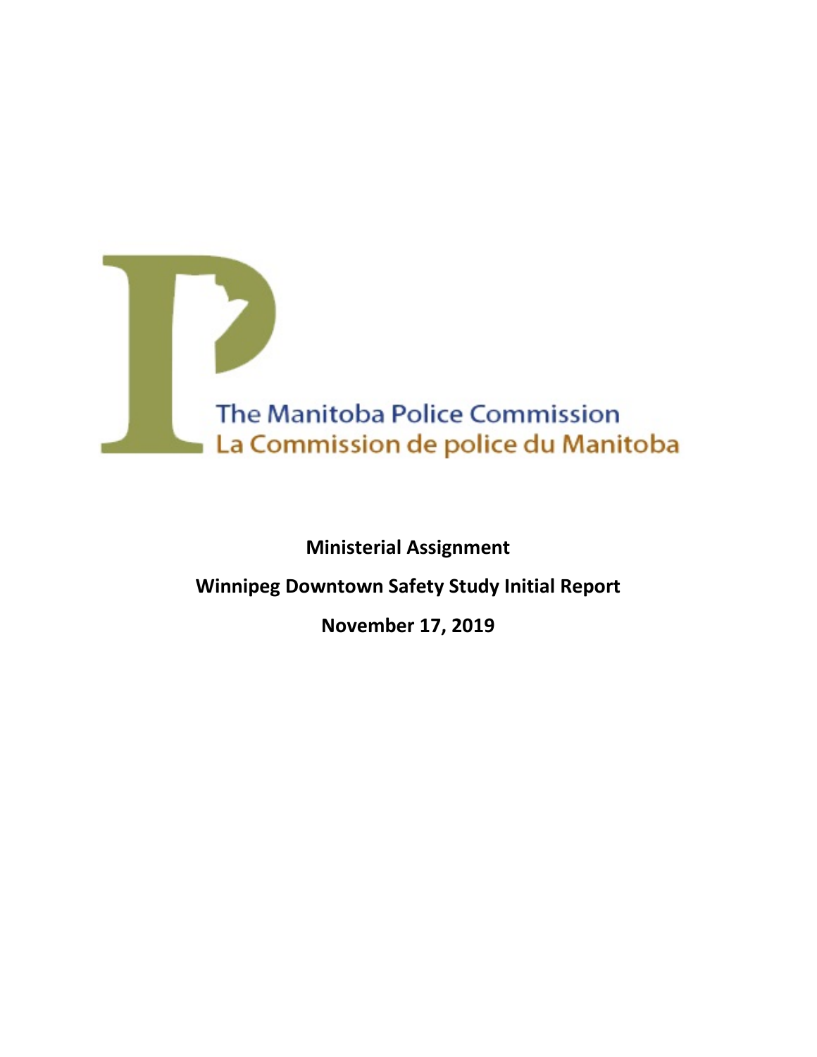The Manitoba Police Commission

La Commission de police du Manitoba

**Ministerial Assignment**

**Winnipeg Downtown Safety Study Initial Report**

**November 17, 2019**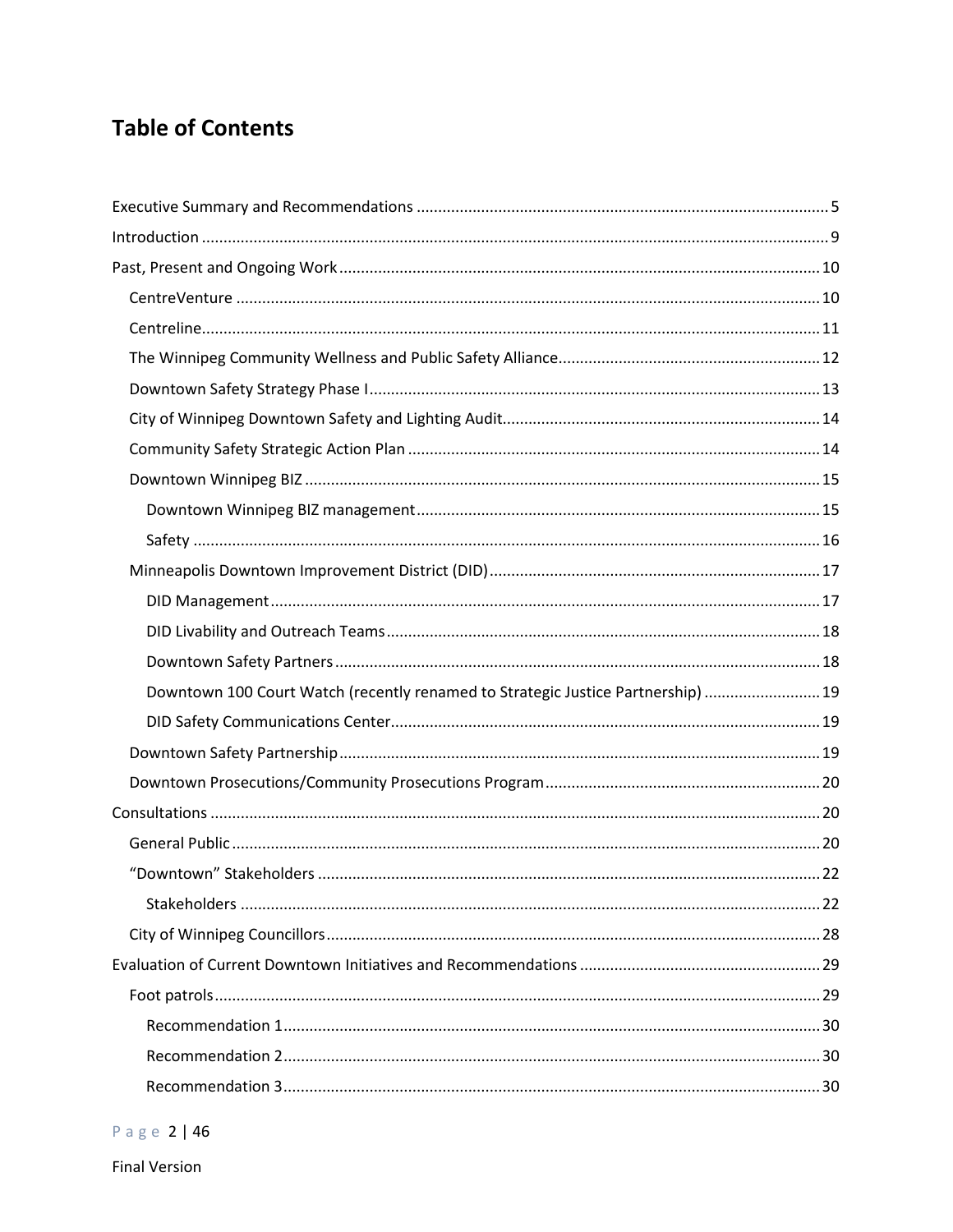## Table of Contents

- Executive Summary and Recommendations ..... 5
- Introduction ..... 9
- Past, Present and Ongoing Work ..... 10
  - CentreVenture ..... 10
  - Centreline ..... 11
  - The Winnipeg Community Wellness and Public Safety Alliance ..... 12
  - Downtown Safety Strategy Phase I ..... 13
  - City of Winnipeg Downtown Safety and Lighting Audit ..... 14
  - Community Safety Strategic Action Plan ..... 14
  - Downtown Winnipeg BIZ ..... 15
    - Downtown Winnipeg BIZ management ..... 15
    - Safety ..... 16
  - Minneapolis Downtown Improvement District (DID) ..... 17
    - DID Management ..... 17
    - DID Livability and Outreach Teams ..... 18
    - Downtown Safety Partners ..... 18
    - Downtown 100 Court Watch (recently renamed to Strategic Justice Partnership) ..... 19
    - DID Safety Communications Center ..... 19
  - Downtown Safety Partnership ..... 19
  - Downtown Prosecutions/Community Prosecutions Program ..... 20
- Consultations ..... 20
  - General Public ..... 20
  - "Downtown" Stakeholders ..... 22
    - Stakeholders ..... 22
  - City of Winnipeg Councillors ..... 28
- Evaluation of Current Downtown Initiatives and Recommendations ..... 29
  - Foot patrols ..... 29
    - Recommendation 1 ..... 30
    - Recommendation 2 ..... 30
    - Recommendation 3 ..... 30

Final Version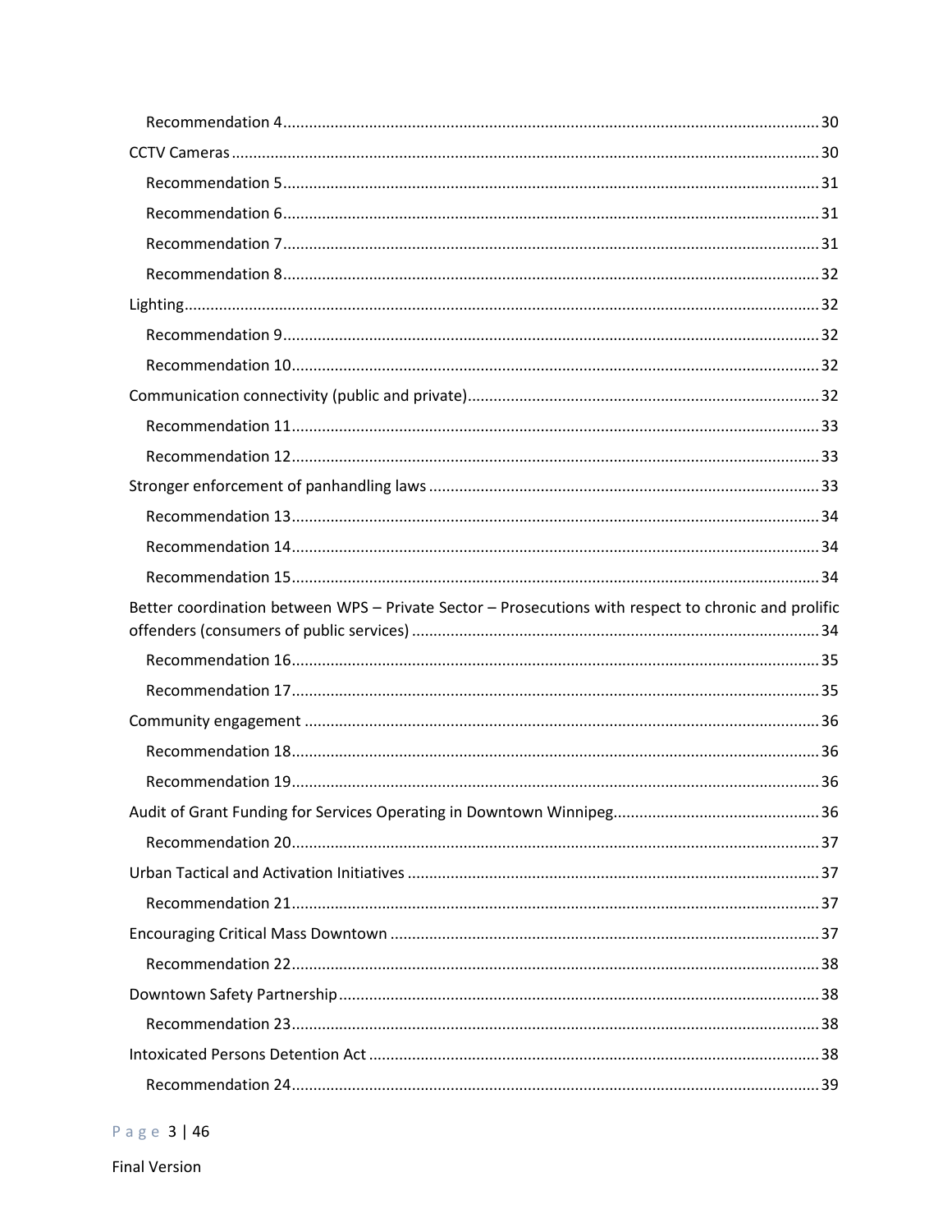Recommendation 4 ... 30

CCTV Cameras ... 30

Recommendation 5 ... 31

Recommendation 6 ... 31

Recommendation 7 ... 31

Recommendation 8 ... 32

Lighting ... 32

Recommendation 9 ... 32

Recommendation 10 ... 32

Communication connectivity (public and private) ... 32

Recommendation 11 ... 33

Recommendation 12 ... 33

Stronger enforcement of panhandling laws ... 33

Recommendation 13 ... 34

Recommendation 14 ... 34

Recommendation 15 ... 34

Better coordination between WPS – Private Sector – Prosecutions with respect to chronic and prolific offenders (consumers of public services) ... 34

Recommendation 16 ... 35

Recommendation 17 ... 35

Community engagement ... 36

Recommendation 18 ... 36

Recommendation 19 ... 36

Audit of Grant Funding for Services Operating in Downtown Winnipeg ... 36

Recommendation 20 ... 37

Urban Tactical and Activation Initiatives ... 37

Recommendation 21 ... 37

Encouraging Critical Mass Downtown ... 37

Recommendation 22 ... 38

Downtown Safety Partnership ... 38

Recommendation 23 ... 38

Intoxicated Persons Detention Act ... 38

Recommendation 24 ... 39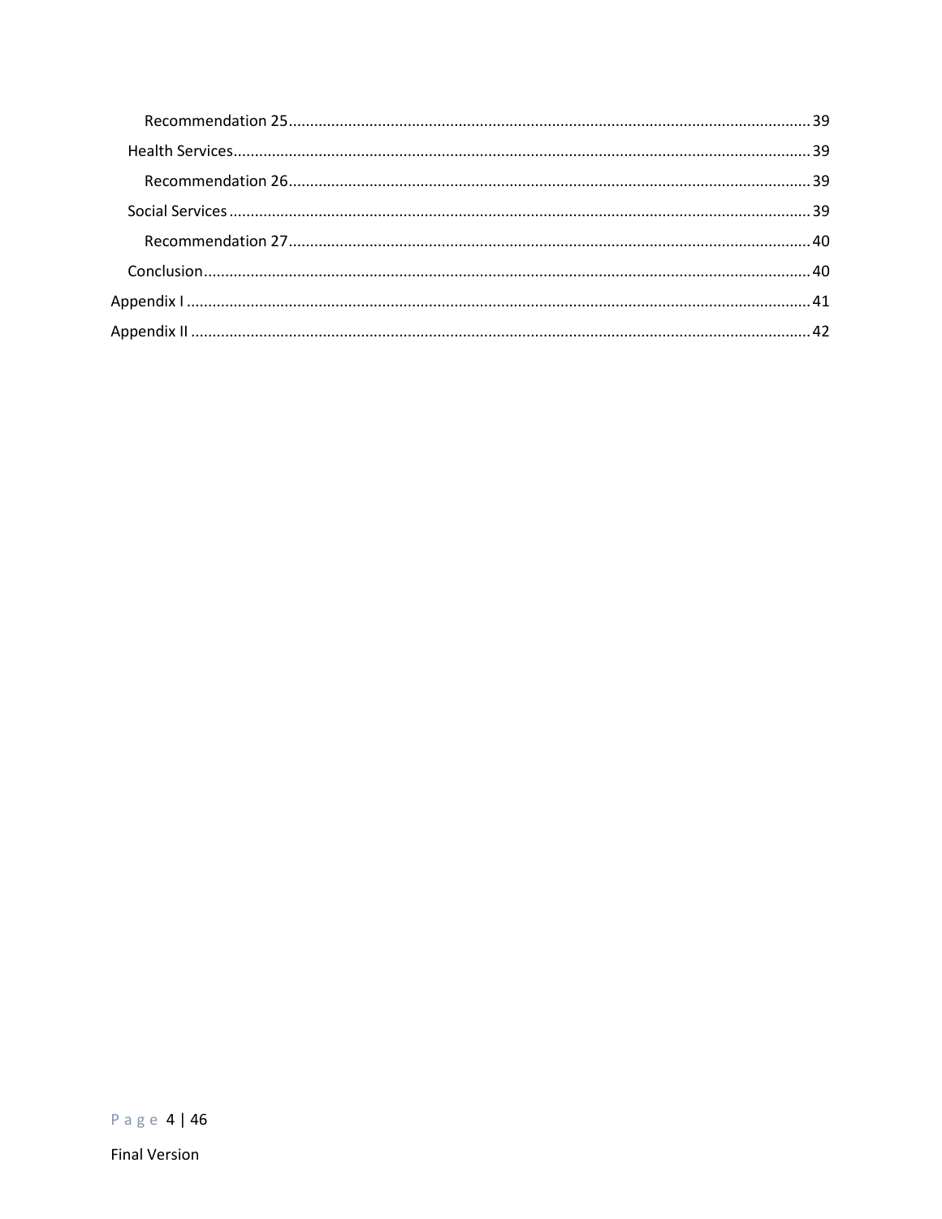- Recommendation 25 ........................................................................................................................ 39
- Health Services ........................................................................................................................ 39
  - Recommendation 26 ........................................................................................................................ 39
- Social Services ........................................................................................................................ 39
  - Recommendation 27 ........................................................................................................................ 40
- Conclusion ........................................................................................................................ 40

Appendix I ........................................................................................................................ 41

Appendix II ........................................................................................................................ 42

Final Version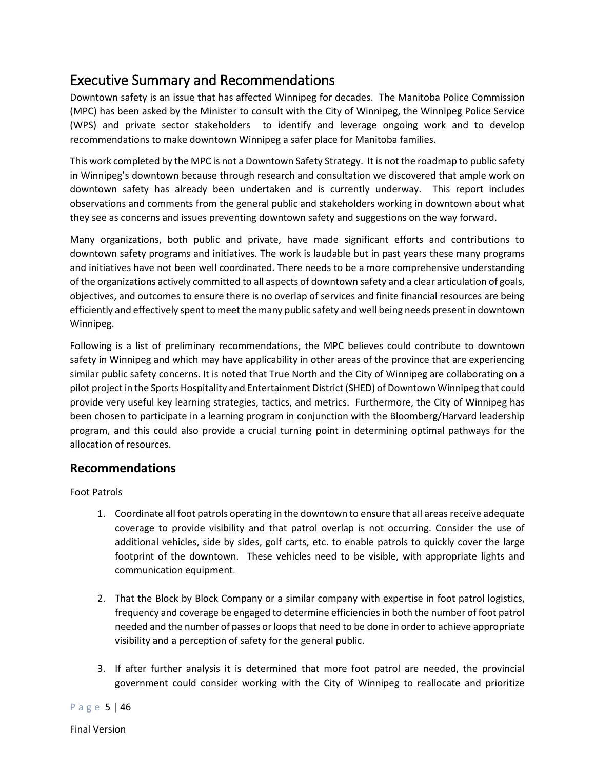## Executive Summary and Recommendations

Downtown safety is an issue that has affected Winnipeg for decades. The Manitoba Police Commission (MPC) has been asked by the Minister to consult with the City of Winnipeg, the Winnipeg Police Service (WPS) and private sector stakeholders to identify and leverage ongoing work and to develop recommendations to make downtown Winnipeg a safer place for Manitoba families.

This work completed by the MPC is not a Downtown Safety Strategy. It is not the roadmap to public safety in Winnipeg's downtown because through research and consultation we discovered that ample work on downtown safety has already been undertaken and is currently underway. This report includes observations and comments from the general public and stakeholders working in downtown about what they see as concerns and issues preventing downtown safety and suggestions on the way forward.

Many organizations, both public and private, have made significant efforts and contributions to downtown safety programs and initiatives. The work is laudable but in past years these many programs and initiatives have not been well coordinated. There needs to be a more comprehensive understanding of the organizations actively committed to all aspects of downtown safety and a clear articulation of goals, objectives, and outcomes to ensure there is no overlap of services and finite financial resources are being efficiently and effectively spent to meet the many public safety and well being needs present in downtown Winnipeg.

Following is a list of preliminary recommendations, the MPC believes could contribute to downtown safety in Winnipeg and which may have applicability in other areas of the province that are experiencing similar public safety concerns. It is noted that True North and the City of Winnipeg are collaborating on a pilot project in the Sports Hospitality and Entertainment District (SHED) of Downtown Winnipeg that could provide very useful key learning strategies, tactics, and metrics. Furthermore, the City of Winnipeg has been chosen to participate in a learning program in conjunction with the Bloomberg/Harvard leadership program, and this could also provide a crucial turning point in determining optimal pathways for the allocation of resources.

### Recommendations

Foot Patrols

1. Coordinate all foot patrols operating in the downtown to ensure that all areas receive adequate coverage to provide visibility and that patrol overlap is not occurring. Consider the use of additional vehicles, side by sides, golf carts, etc. to enable patrols to quickly cover the large footprint of the downtown. These vehicles need to be visible, with appropriate lights and communication equipment.

2. That the Block by Block Company or a similar company with expertise in foot patrol logistics, frequency and coverage be engaged to determine efficiencies in both the number of foot patrol needed and the number of passes or loops that need to be done in order to achieve appropriate visibility and a perception of safety for the general public.

3. If after further analysis it is determined that more foot patrol are needed, the provincial government could consider working with the City of Winnipeg to reallocate and prioritize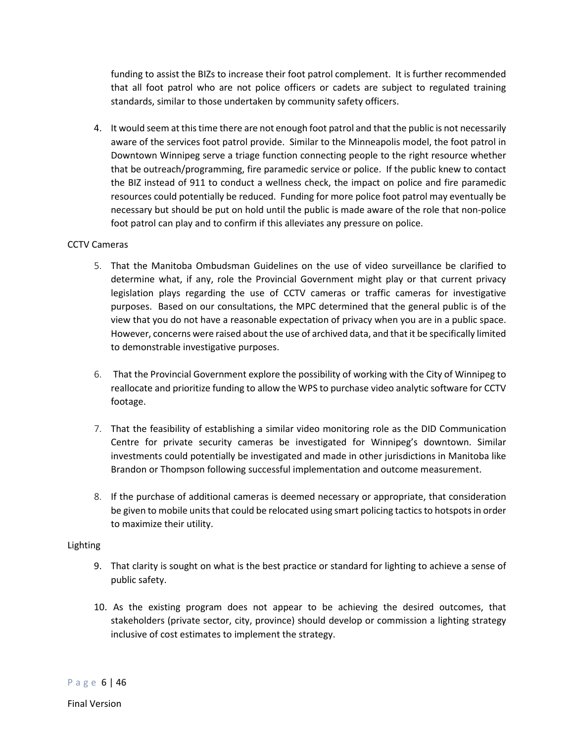funding to assist the BIZs to increase their foot patrol complement. It is further recommended that all foot patrol who are not police officers or cadets are subject to regulated training standards, similar to those undertaken by community safety officers.

4. It would seem at this time there are not enough foot patrol and that the public is not necessarily aware of the services foot patrol provide. Similar to the Minneapolis model, the foot patrol in Downtown Winnipeg serve a triage function connecting people to the right resource whether that be outreach/programming, fire paramedic service or police. If the public knew to contact the BIZ instead of 911 to conduct a wellness check, the impact on police and fire paramedic resources could potentially be reduced. Funding for more police foot patrol may eventually be necessary but should be put on hold until the public is made aware of the role that non-police foot patrol can play and to confirm if this alleviates any pressure on police.

CCTV Cameras

5. That the Manitoba Ombudsman Guidelines on the use of video surveillance be clarified to determine what, if any, role the Provincial Government might play or that current privacy legislation plays regarding the use of CCTV cameras or traffic cameras for investigative purposes. Based on our consultations, the MPC determined that the general public is of the view that you do not have a reasonable expectation of privacy when you are in a public space. However, concerns were raised about the use of archived data, and that it be specifically limited to demonstrable investigative purposes.

6. That the Provincial Government explore the possibility of working with the City of Winnipeg to reallocate and prioritize funding to allow the WPS to purchase video analytic software for CCTV footage.

7. That the feasibility of establishing a similar video monitoring role as the DID Communication Centre for private security cameras be investigated for Winnipeg's downtown. Similar investments could potentially be investigated and made in other jurisdictions in Manitoba like Brandon or Thompson following successful implementation and outcome measurement.

8. If the purchase of additional cameras is deemed necessary or appropriate, that consideration be given to mobile units that could be relocated using smart policing tactics to hotspots in order to maximize their utility.

Lighting

9. That clarity is sought on what is the best practice or standard for lighting to achieve a sense of public safety.

10. As the existing program does not appear to be achieving the desired outcomes, that stakeholders (private sector, city, province) should develop or commission a lighting strategy inclusive of cost estimates to implement the strategy.

Final Version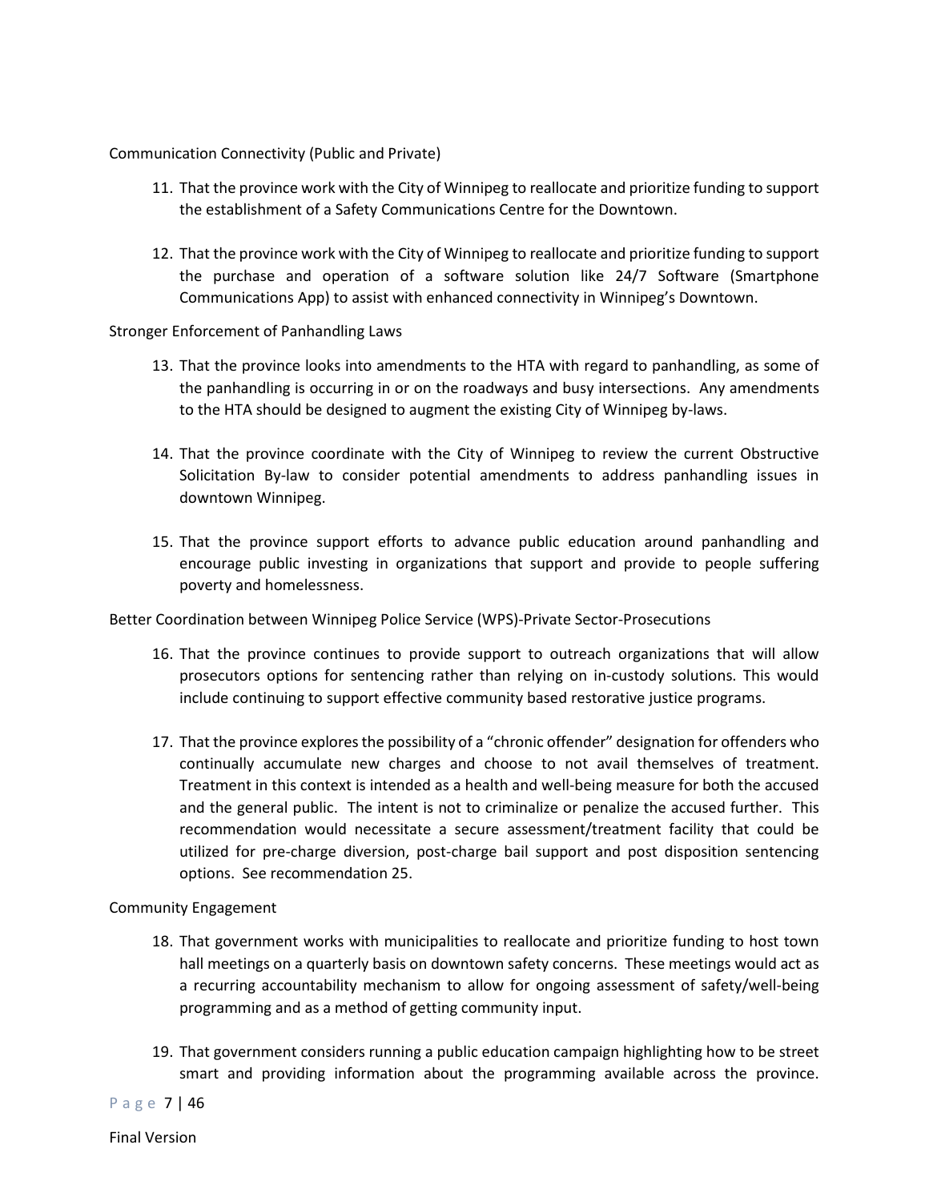Communication Connectivity (Public and Private)

11. That the province work with the City of Winnipeg to reallocate and prioritize funding to support the establishment of a Safety Communications Centre for the Downtown.

12. That the province work with the City of Winnipeg to reallocate and prioritize funding to support the purchase and operation of a software solution like 24/7 Software (Smartphone Communications App) to assist with enhanced connectivity in Winnipeg's Downtown.

Stronger Enforcement of Panhandling Laws

13. That the province looks into amendments to the HTA with regard to panhandling, as some of the panhandling is occurring in or on the roadways and busy intersections. Any amendments to the HTA should be designed to augment the existing City of Winnipeg by-laws.

14. That the province coordinate with the City of Winnipeg to review the current Obstructive Solicitation By-law to consider potential amendments to address panhandling issues in downtown Winnipeg.

15. That the province support efforts to advance public education around panhandling and encourage public investing in organizations that support and provide to people suffering poverty and homelessness.

Better Coordination between Winnipeg Police Service (WPS)-Private Sector-Prosecutions

16. That the province continues to provide support to outreach organizations that will allow prosecutors options for sentencing rather than relying on in-custody solutions. This would include continuing to support effective community based restorative justice programs.

17. That the province explores the possibility of a "chronic offender" designation for offenders who continually accumulate new charges and choose to not avail themselves of treatment. Treatment in this context is intended as a health and well-being measure for both the accused and the general public. The intent is not to criminalize or penalize the accused further. This recommendation would necessitate a secure assessment/treatment facility that could be utilized for pre-charge diversion, post-charge bail support and post disposition sentencing options. See recommendation 25.

Community Engagement

18. That government works with municipalities to reallocate and prioritize funding to host town hall meetings on a quarterly basis on downtown safety concerns. These meetings would act as a recurring accountability mechanism to allow for ongoing assessment of safety/well-being programming and as a method of getting community input.

19. That government considers running a public education campaign highlighting how to be street smart and providing information about the programming available across the province.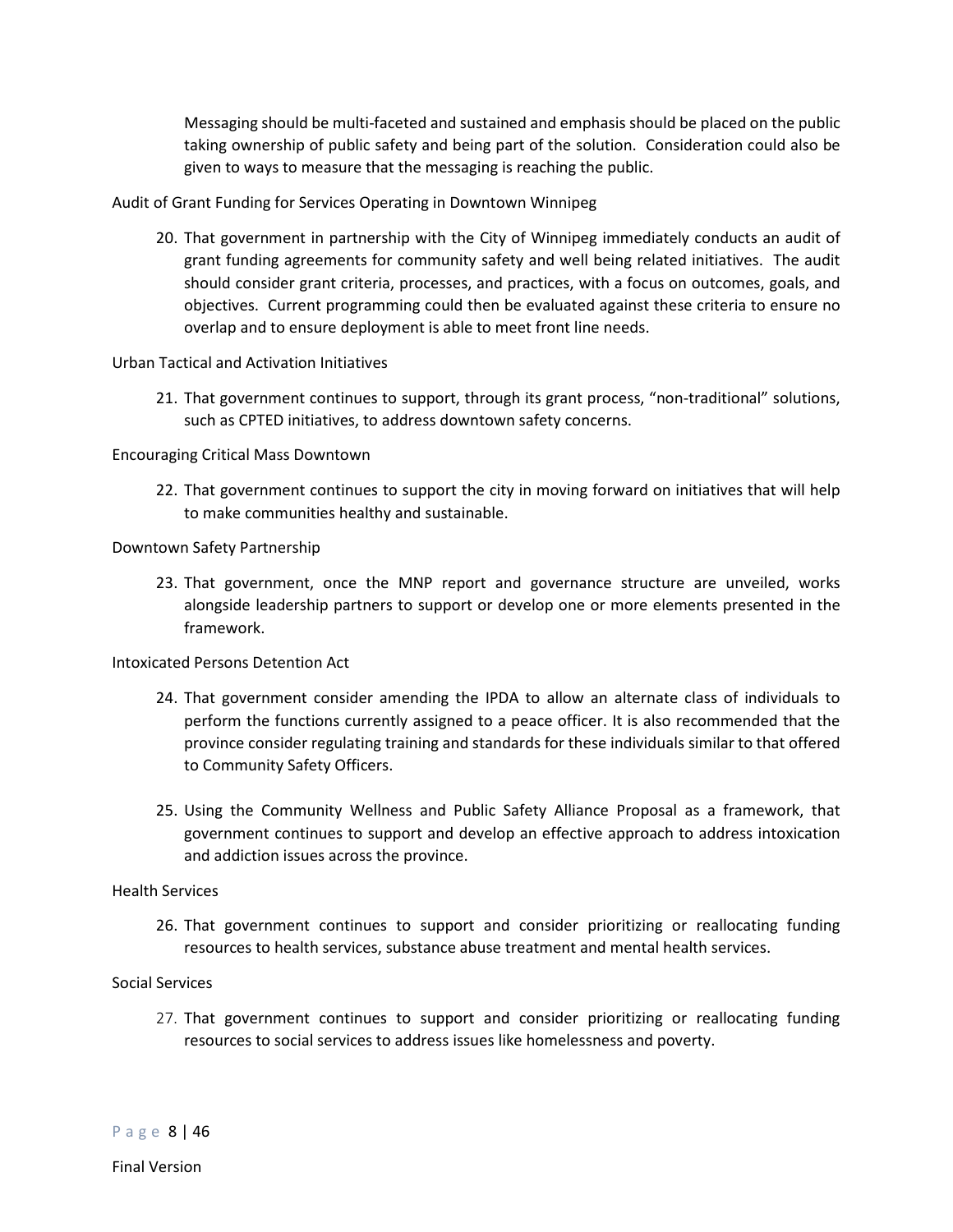Messaging should be multi-faceted and sustained and emphasis should be placed on the public taking ownership of public safety and being part of the solution. Consideration could also be given to ways to measure that the messaging is reaching the public.

Audit of Grant Funding for Services Operating in Downtown Winnipeg

20. That government in partnership with the City of Winnipeg immediately conducts an audit of grant funding agreements for community safety and well being related initiatives. The audit should consider grant criteria, processes, and practices, with a focus on outcomes, goals, and objectives. Current programming could then be evaluated against these criteria to ensure no overlap and to ensure deployment is able to meet front line needs.

Urban Tactical and Activation Initiatives

21. That government continues to support, through its grant process, "non-traditional" solutions, such as CPTED initiatives, to address downtown safety concerns.

Encouraging Critical Mass Downtown

22. That government continues to support the city in moving forward on initiatives that will help to make communities healthy and sustainable.

Downtown Safety Partnership

23. That government, once the MNP report and governance structure are unveiled, works alongside leadership partners to support or develop one or more elements presented in the framework.

Intoxicated Persons Detention Act

24. That government consider amending the IPDA to allow an alternate class of individuals to perform the functions currently assigned to a peace officer. It is also recommended that the province consider regulating training and standards for these individuals similar to that offered to Community Safety Officers.

25. Using the Community Wellness and Public Safety Alliance Proposal as a framework, that government continues to support and develop an effective approach to address intoxication and addiction issues across the province.

Health Services

26. That government continues to support and consider prioritizing or reallocating funding resources to health services, substance abuse treatment and mental health services.

Social Services

27. That government continues to support and consider prioritizing or reallocating funding resources to social services to address issues like homelessness and poverty.

Final Version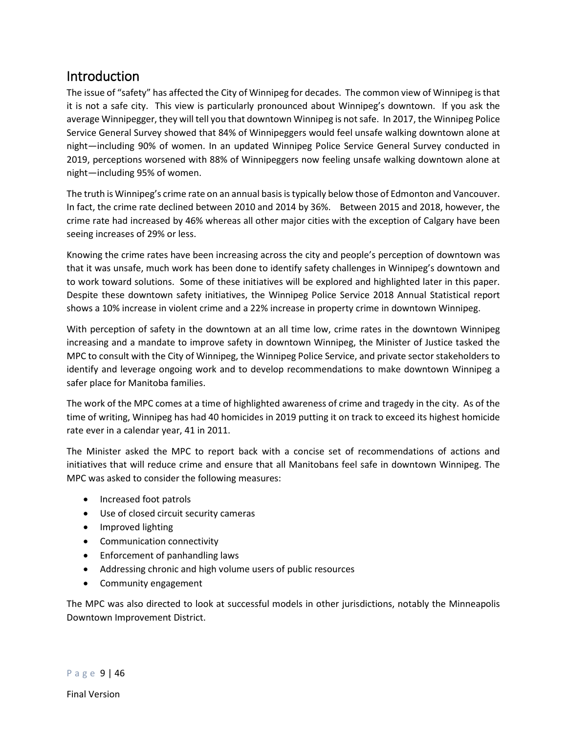## Introduction

The issue of "safety" has affected the City of Winnipeg for decades. The common view of Winnipeg is that it is not a safe city. This view is particularly pronounced about Winnipeg's downtown. If you ask the average Winnipegger, they will tell you that downtown Winnipeg is not safe. In 2017, the Winnipeg Police Service General Survey showed that 84% of Winnipeggers would feel unsafe walking downtown alone at night—including 90% of women. In an updated Winnipeg Police Service General Survey conducted in 2019, perceptions worsened with 88% of Winnipeggers now feeling unsafe walking downtown alone at night—including 95% of women.

The truth is Winnipeg's crime rate on an annual basis is typically below those of Edmonton and Vancouver. In fact, the crime rate declined between 2010 and 2014 by 36%. Between 2015 and 2018, however, the crime rate had increased by 46% whereas all other major cities with the exception of Calgary have been seeing increases of 29% or less.

Knowing the crime rates have been increasing across the city and people's perception of downtown was that it was unsafe, much work has been done to identify safety challenges in Winnipeg's downtown and to work toward solutions. Some of these initiatives will be explored and highlighted later in this paper. Despite these downtown safety initiatives, the Winnipeg Police Service 2018 Annual Statistical report shows a 10% increase in violent crime and a 22% increase in property crime in downtown Winnipeg.

With perception of safety in the downtown at an all time low, crime rates in the downtown Winnipeg increasing and a mandate to improve safety in downtown Winnipeg, the Minister of Justice tasked the MPC to consult with the City of Winnipeg, the Winnipeg Police Service, and private sector stakeholders to identify and leverage ongoing work and to develop recommendations to make downtown Winnipeg a safer place for Manitoba families.

The work of the MPC comes at a time of highlighted awareness of crime and tragedy in the city. As of the time of writing, Winnipeg has had 40 homicides in 2019 putting it on track to exceed its highest homicide rate ever in a calendar year, 41 in 2011.

The Minister asked the MPC to report back with a concise set of recommendations of actions and initiatives that will reduce crime and ensure that all Manitobans feel safe in downtown Winnipeg. The MPC was asked to consider the following measures:

- Increased foot patrols
- Use of closed circuit security cameras
- Improved lighting
- Communication connectivity
- Enforcement of panhandling laws
- Addressing chronic and high volume users of public resources
- Community engagement

The MPC was also directed to look at successful models in other jurisdictions, notably the Minneapolis Downtown Improvement District.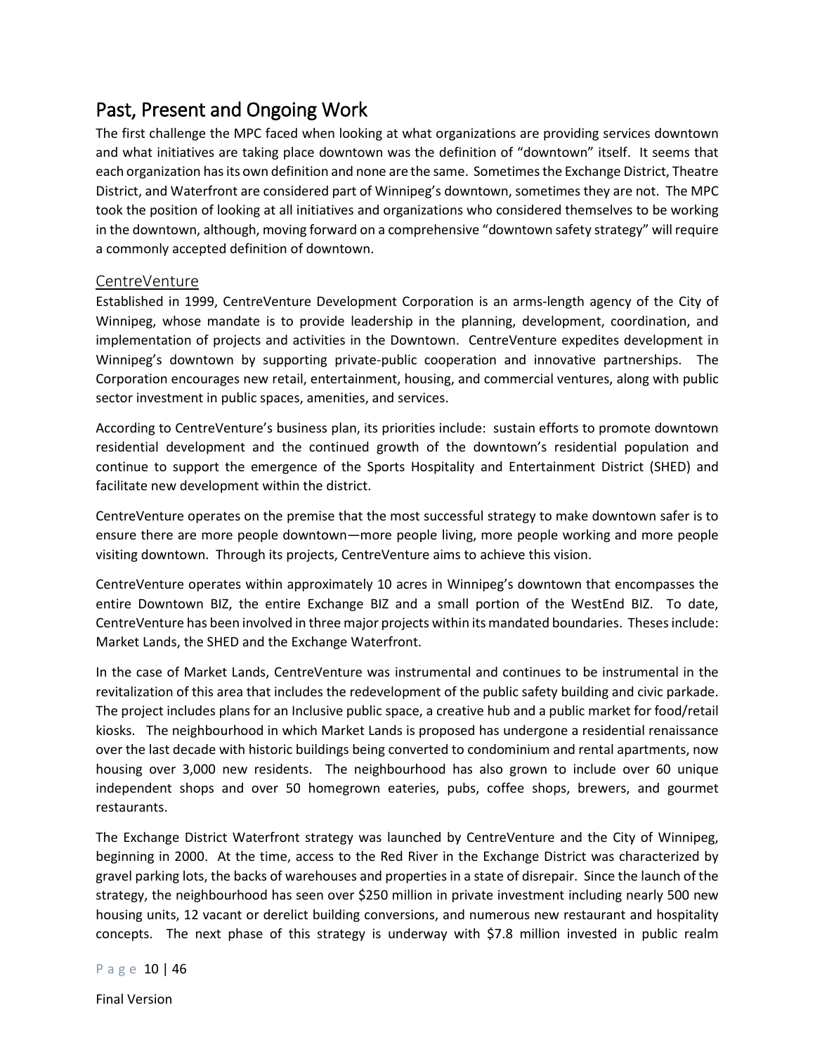## Past, Present and Ongoing Work

The first challenge the MPC faced when looking at what organizations are providing services downtown and what initiatives are taking place downtown was the definition of "downtown" itself. It seems that each organization has its own definition and none are the same. Sometimes the Exchange District, Theatre District, and Waterfront are considered part of Winnipeg's downtown, sometimes they are not. The MPC took the position of looking at all initiatives and organizations who considered themselves to be working in the downtown, although, moving forward on a comprehensive "downtown safety strategy" will require a commonly accepted definition of downtown.

### CentreVenture

Established in 1999, CentreVenture Development Corporation is an arms-length agency of the City of Winnipeg, whose mandate is to provide leadership in the planning, development, coordination, and implementation of projects and activities in the Downtown. CentreVenture expedites development in Winnipeg's downtown by supporting private-public cooperation and innovative partnerships. The Corporation encourages new retail, entertainment, housing, and commercial ventures, along with public sector investment in public spaces, amenities, and services.

According to CentreVenture's business plan, its priorities include: sustain efforts to promote downtown residential development and the continued growth of the downtown's residential population and continue to support the emergence of the Sports Hospitality and Entertainment District (SHED) and facilitate new development within the district.

CentreVenture operates on the premise that the most successful strategy to make downtown safer is to ensure there are more people downtown—more people living, more people working and more people visiting downtown. Through its projects, CentreVenture aims to achieve this vision.

CentreVenture operates within approximately 10 acres in Winnipeg's downtown that encompasses the entire Downtown BIZ, the entire Exchange BIZ and a small portion of the WestEnd BIZ. To date, CentreVenture has been involved in three major projects within its mandated boundaries. Theses include: Market Lands, the SHED and the Exchange Waterfront.

In the case of Market Lands, CentreVenture was instrumental and continues to be instrumental in the revitalization of this area that includes the redevelopment of the public safety building and civic parkade. The project includes plans for an Inclusive public space, a creative hub and a public market for food/retail kiosks. The neighbourhood in which Market Lands is proposed has undergone a residential renaissance over the last decade with historic buildings being converted to condominium and rental apartments, now housing over 3,000 new residents. The neighbourhood has also grown to include over 60 unique independent shops and over 50 homegrown eateries, pubs, coffee shops, brewers, and gourmet restaurants.

The Exchange District Waterfront strategy was launched by CentreVenture and the City of Winnipeg, beginning in 2000. At the time, access to the Red River in the Exchange District was characterized by gravel parking lots, the backs of warehouses and properties in a state of disrepair. Since the launch of the strategy, the neighbourhood has seen over $250 million in private investment including nearly 500 new housing units, 12 vacant or derelict building conversions, and numerous new restaurant and hospitality concepts. The next phase of this strategy is underway with $7.8 million invested in public realm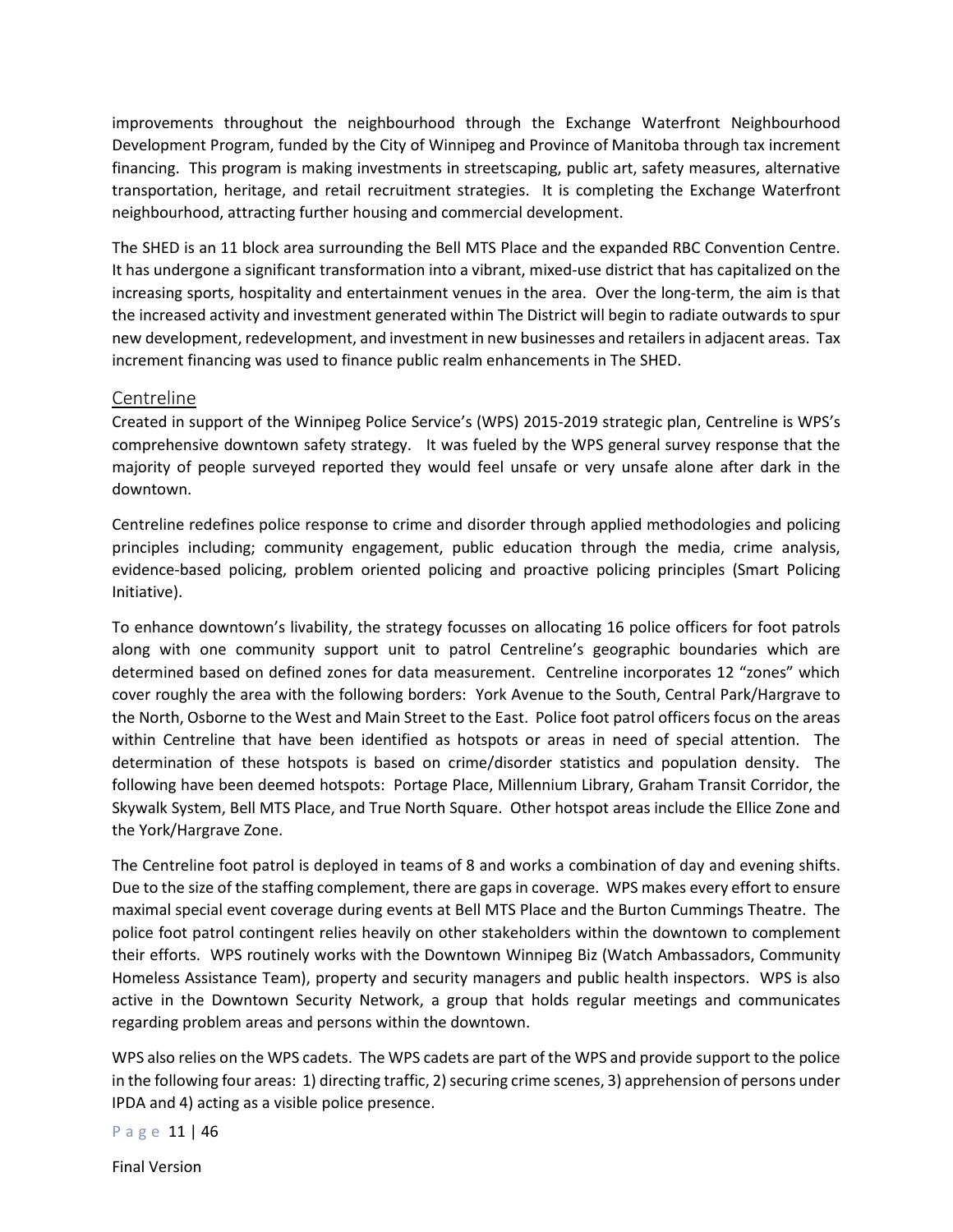improvements throughout the neighbourhood through the Exchange Waterfront Neighbourhood Development Program, funded by the City of Winnipeg and Province of Manitoba through tax increment financing. This program is making investments in streetscaping, public art, safety measures, alternative transportation, heritage, and retail recruitment strategies. It is completing the Exchange Waterfront neighbourhood, attracting further housing and commercial development.

The SHED is an 11 block area surrounding the Bell MTS Place and the expanded RBC Convention Centre. It has undergone a significant transformation into a vibrant, mixed-use district that has capitalized on the increasing sports, hospitality and entertainment venues in the area. Over the long-term, the aim is that the increased activity and investment generated within The District will begin to radiate outwards to spur new development, redevelopment, and investment in new businesses and retailers in adjacent areas. Tax increment financing was used to finance public realm enhancements in The SHED.

## Centreline

Created in support of the Winnipeg Police Service's (WPS) 2015-2019 strategic plan, Centreline is WPS's comprehensive downtown safety strategy. It was fueled by the WPS general survey response that the majority of people surveyed reported they would feel unsafe or very unsafe alone after dark in the downtown.

Centreline redefines police response to crime and disorder through applied methodologies and policing principles including; community engagement, public education through the media, crime analysis, evidence-based policing, problem oriented policing and proactive policing principles (Smart Policing Initiative).

To enhance downtown's livability, the strategy focusses on allocating 16 police officers for foot patrols along with one community support unit to patrol Centreline's geographic boundaries which are determined based on defined zones for data measurement. Centreline incorporates 12 "zones" which cover roughly the area with the following borders: York Avenue to the South, Central Park/Hargrave to the North, Osborne to the West and Main Street to the East. Police foot patrol officers focus on the areas within Centreline that have been identified as hotspots or areas in need of special attention. The determination of these hotspots is based on crime/disorder statistics and population density. The following have been deemed hotspots: Portage Place, Millennium Library, Graham Transit Corridor, the Skywalk System, Bell MTS Place, and True North Square. Other hotspot areas include the Ellice Zone and the York/Hargrave Zone.

The Centreline foot patrol is deployed in teams of 8 and works a combination of day and evening shifts. Due to the size of the staffing complement, there are gaps in coverage. WPS makes every effort to ensure maximal special event coverage during events at Bell MTS Place and the Burton Cummings Theatre. The police foot patrol contingent relies heavily on other stakeholders within the downtown to complement their efforts. WPS routinely works with the Downtown Winnipeg Biz (Watch Ambassadors, Community Homeless Assistance Team), property and security managers and public health inspectors. WPS is also active in the Downtown Security Network, a group that holds regular meetings and communicates regarding problem areas and persons within the downtown.

WPS also relies on the WPS cadets. The WPS cadets are part of the WPS and provide support to the police in the following four areas: 1) directing traffic, 2) securing crime scenes, 3) apprehension of persons under IPDA and 4) acting as a visible police presence.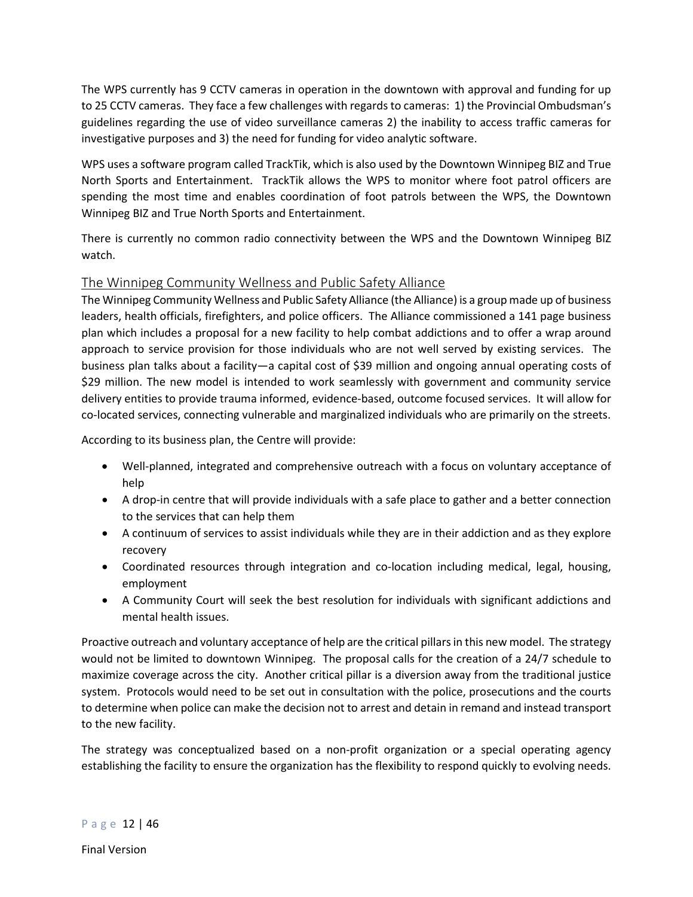The WPS currently has 9 CCTV cameras in operation in the downtown with approval and funding for up to 25 CCTV cameras. They face a few challenges with regards to cameras: 1) the Provincial Ombudsman's guidelines regarding the use of video surveillance cameras 2) the inability to access traffic cameras for investigative purposes and 3) the need for funding for video analytic software.

WPS uses a software program called TrackTik, which is also used by the Downtown Winnipeg BIZ and True North Sports and Entertainment. TrackTik allows the WPS to monitor where foot patrol officers are spending the most time and enables coordination of foot patrols between the WPS, the Downtown Winnipeg BIZ and True North Sports and Entertainment.

There is currently no common radio connectivity between the WPS and the Downtown Winnipeg BIZ watch.

## The Winnipeg Community Wellness and Public Safety Alliance

The Winnipeg Community Wellness and Public Safety Alliance (the Alliance) is a group made up of business leaders, health officials, firefighters, and police officers. The Alliance commissioned a 141 page business plan which includes a proposal for a new facility to help combat addictions and to offer a wrap around approach to service provision for those individuals who are not well served by existing services. The business plan talks about a facility—a capital cost of $39 million and ongoing annual operating costs of $29 million. The new model is intended to work seamlessly with government and community service delivery entities to provide trauma informed, evidence-based, outcome focused services. It will allow for co-located services, connecting vulnerable and marginalized individuals who are primarily on the streets.

According to its business plan, the Centre will provide:

- Well-planned, integrated and comprehensive outreach with a focus on voluntary acceptance of help
- A drop-in centre that will provide individuals with a safe place to gather and a better connection to the services that can help them
- A continuum of services to assist individuals while they are in their addiction and as they explore recovery
- Coordinated resources through integration and co-location including medical, legal, housing, employment
- A Community Court will seek the best resolution for individuals with significant addictions and mental health issues.

Proactive outreach and voluntary acceptance of help are the critical pillars in this new model. The strategy would not be limited to downtown Winnipeg. The proposal calls for the creation of a 24/7 schedule to maximize coverage across the city. Another critical pillar is a diversion away from the traditional justice system. Protocols would need to be set out in consultation with the police, prosecutions and the courts to determine when police can make the decision not to arrest and detain in remand and instead transport to the new facility.

The strategy was conceptualized based on a non-profit organization or a special operating agency establishing the facility to ensure the organization has the flexibility to respond quickly to evolving needs.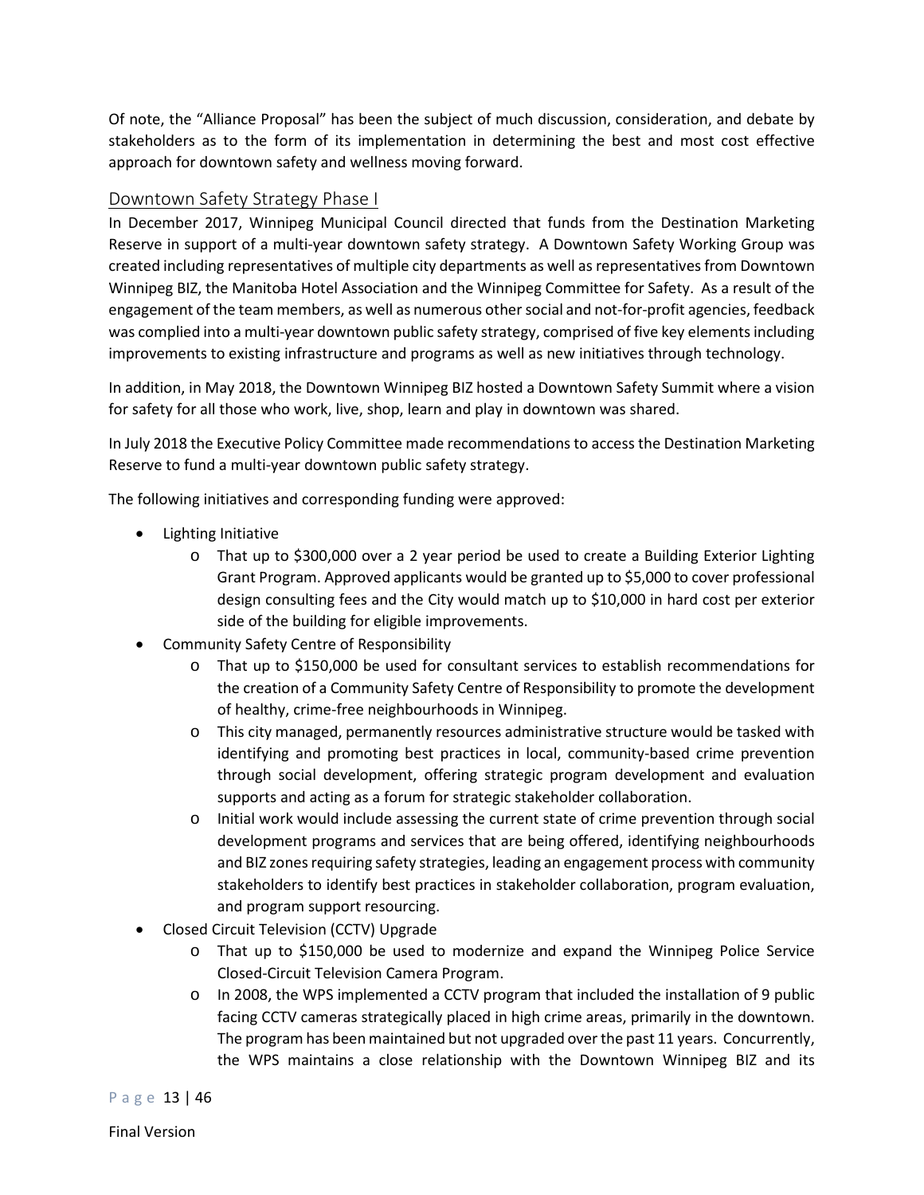Of note, the "Alliance Proposal" has been the subject of much discussion, consideration, and debate by stakeholders as to the form of its implementation in determining the best and most cost effective approach for downtown safety and wellness moving forward.

## Downtown Safety Strategy Phase I

In December 2017, Winnipeg Municipal Council directed that funds from the Destination Marketing Reserve in support of a multi-year downtown safety strategy. A Downtown Safety Working Group was created including representatives of multiple city departments as well as representatives from Downtown Winnipeg BIZ, the Manitoba Hotel Association and the Winnipeg Committee for Safety. As a result of the engagement of the team members, as well as numerous other social and not-for-profit agencies, feedback was complied into a multi-year downtown public safety strategy, comprised of five key elements including improvements to existing infrastructure and programs as well as new initiatives through technology.

In addition, in May 2018, the Downtown Winnipeg BIZ hosted a Downtown Safety Summit where a vision for safety for all those who work, live, shop, learn and play in downtown was shared.

In July 2018 the Executive Policy Committee made recommendations to access the Destination Marketing Reserve to fund a multi-year downtown public safety strategy.

The following initiatives and corresponding funding were approved:

- Lighting Initiative
  - That up to $300,000 over a 2 year period be used to create a Building Exterior Lighting Grant Program. Approved applicants would be granted up to $5,000 to cover professional design consulting fees and the City would match up to $10,000 in hard cost per exterior side of the building for eligible improvements.
- Community Safety Centre of Responsibility
  - That up to $150,000 be used for consultant services to establish recommendations for the creation of a Community Safety Centre of Responsibility to promote the development of healthy, crime-free neighbourhoods in Winnipeg.
  - This city managed, permanently resources administrative structure would be tasked with identifying and promoting best practices in local, community-based crime prevention through social development, offering strategic program development and evaluation supports and acting as a forum for strategic stakeholder collaboration.
  - Initial work would include assessing the current state of crime prevention through social development programs and services that are being offered, identifying neighbourhoods and BIZ zones requiring safety strategies, leading an engagement process with community stakeholders to identify best practices in stakeholder collaboration, program evaluation, and program support resourcing.
- Closed Circuit Television (CCTV) Upgrade
  - That up to $150,000 be used to modernize and expand the Winnipeg Police Service Closed-Circuit Television Camera Program.
  - In 2008, the WPS implemented a CCTV program that included the installation of 9 public facing CCTV cameras strategically placed in high crime areas, primarily in the downtown. The program has been maintained but not upgraded over the past 11 years. Concurrently, the WPS maintains a close relationship with the Downtown Winnipeg BIZ and its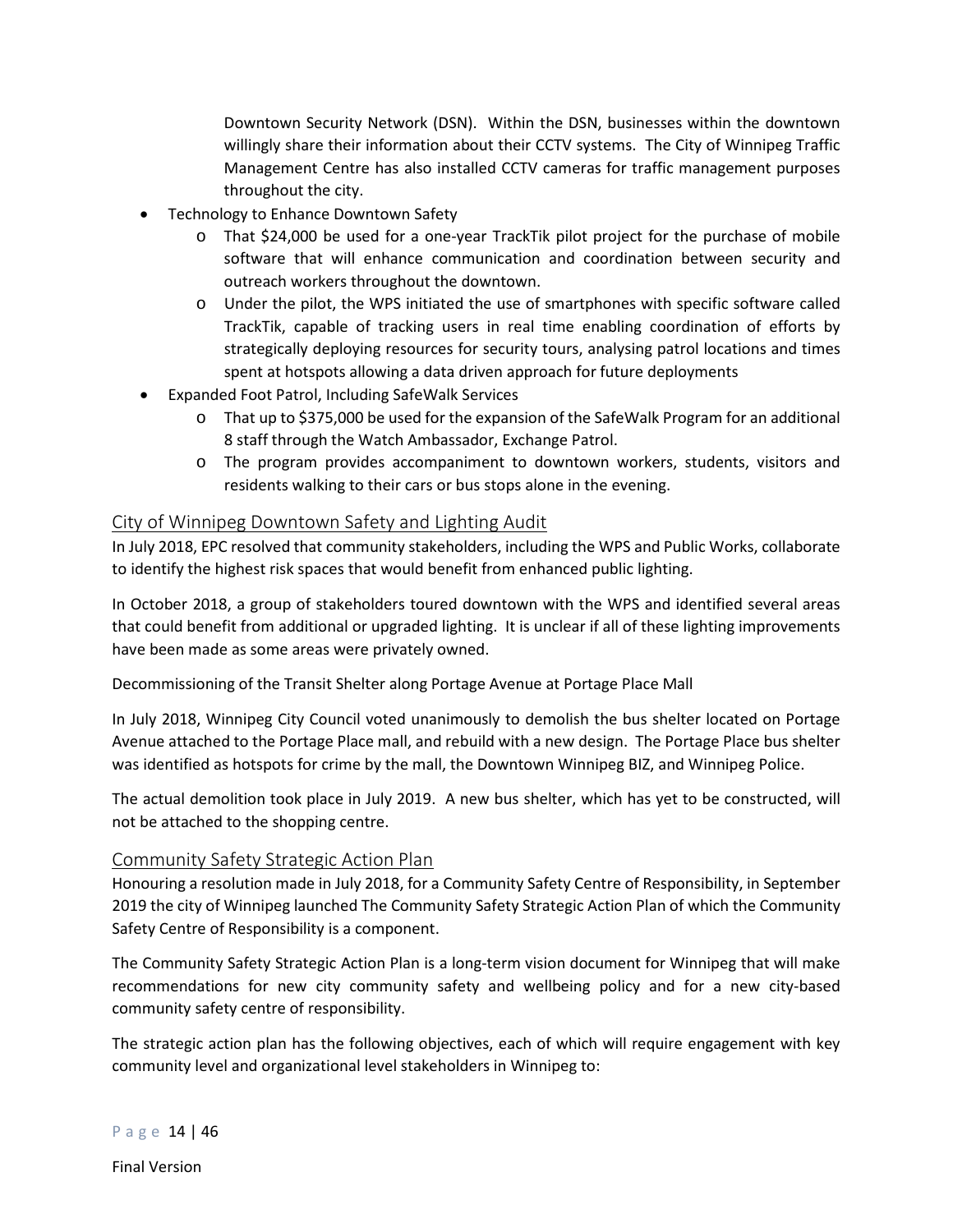Downtown Security Network (DSN). Within the DSN, businesses within the downtown willingly share their information about their CCTV systems. The City of Winnipeg Traffic Management Centre has also installed CCTV cameras for traffic management purposes throughout the city.

- Technology to Enhance Downtown Safety
  - That $24,000 be used for a one-year TrackTik pilot project for the purchase of mobile software that will enhance communication and coordination between security and outreach workers throughout the downtown.
  - Under the pilot, the WPS initiated the use of smartphones with specific software called TrackTik, capable of tracking users in real time enabling coordination of efforts by strategically deploying resources for security tours, analysing patrol locations and times spent at hotspots allowing a data driven approach for future deployments
- Expanded Foot Patrol, Including SafeWalk Services
  - That up to $375,000 be used for the expansion of the SafeWalk Program for an additional 8 staff through the Watch Ambassador, Exchange Patrol.
  - The program provides accompaniment to downtown workers, students, visitors and residents walking to their cars or bus stops alone in the evening.

## City of Winnipeg Downtown Safety and Lighting Audit

In July 2018, EPC resolved that community stakeholders, including the WPS and Public Works, collaborate to identify the highest risk spaces that would benefit from enhanced public lighting.

In October 2018, a group of stakeholders toured downtown with the WPS and identified several areas that could benefit from additional or upgraded lighting. It is unclear if all of these lighting improvements have been made as some areas were privately owned.

Decommissioning of the Transit Shelter along Portage Avenue at Portage Place Mall

In July 2018, Winnipeg City Council voted unanimously to demolish the bus shelter located on Portage Avenue attached to the Portage Place mall, and rebuild with a new design. The Portage Place bus shelter was identified as hotspots for crime by the mall, the Downtown Winnipeg BIZ, and Winnipeg Police.

The actual demolition took place in July 2019. A new bus shelter, which has yet to be constructed, will not be attached to the shopping centre.

## Community Safety Strategic Action Plan

Honouring a resolution made in July 2018, for a Community Safety Centre of Responsibility, in September 2019 the city of Winnipeg launched The Community Safety Strategic Action Plan of which the Community Safety Centre of Responsibility is a component.

The Community Safety Strategic Action Plan is a long-term vision document for Winnipeg that will make recommendations for new city community safety and wellbeing policy and for a new city-based community safety centre of responsibility.

The strategic action plan has the following objectives, each of which will require engagement with key community level and organizational level stakeholders in Winnipeg to:

Final Version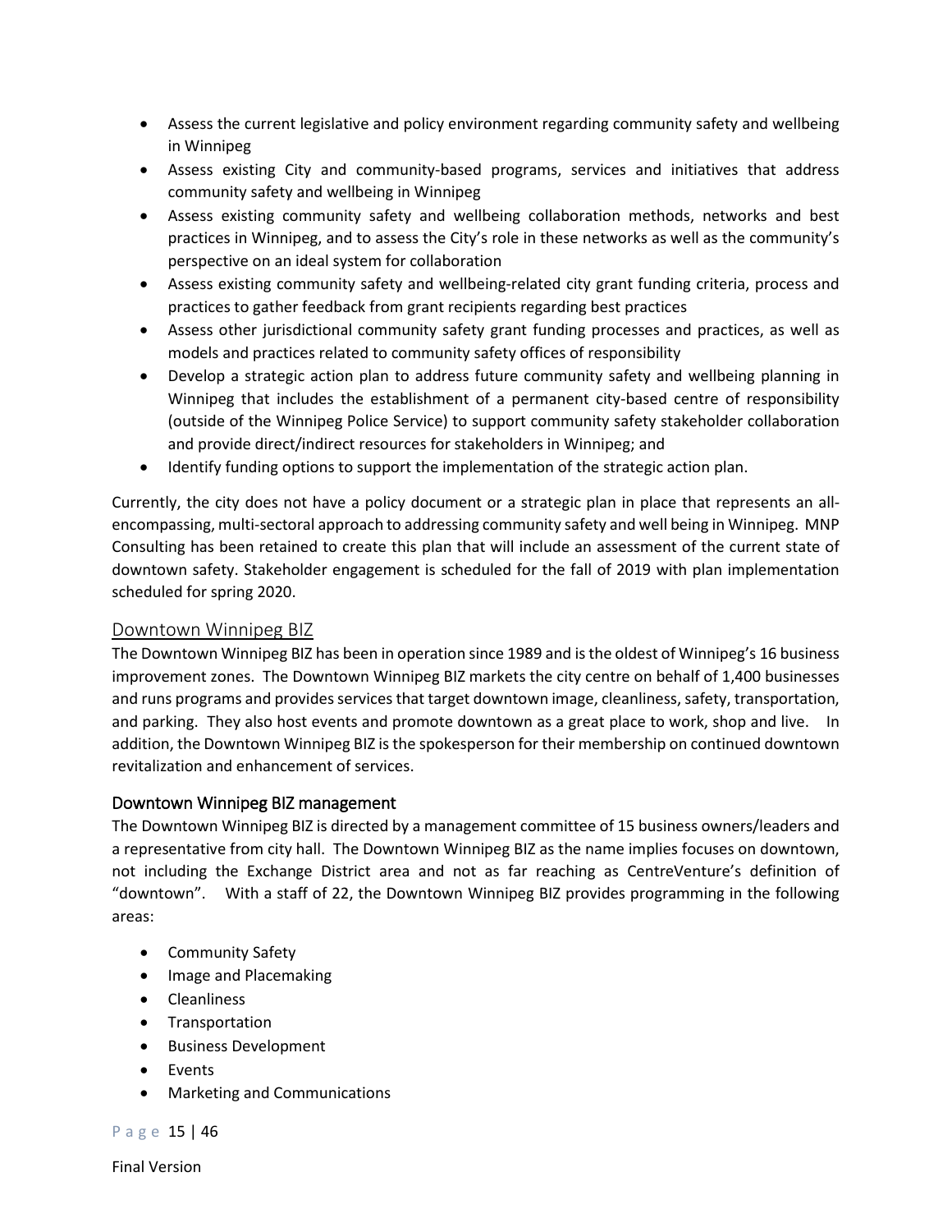- Assess the current legislative and policy environment regarding community safety and wellbeing in Winnipeg
- Assess existing City and community-based programs, services and initiatives that address community safety and wellbeing in Winnipeg
- Assess existing community safety and wellbeing collaboration methods, networks and best practices in Winnipeg, and to assess the City's role in these networks as well as the community's perspective on an ideal system for collaboration
- Assess existing community safety and wellbeing-related city grant funding criteria, process and practices to gather feedback from grant recipients regarding best practices
- Assess other jurisdictional community safety grant funding processes and practices, as well as models and practices related to community safety offices of responsibility
- Develop a strategic action plan to address future community safety and wellbeing planning in Winnipeg that includes the establishment of a permanent city-based centre of responsibility (outside of the Winnipeg Police Service) to support community safety stakeholder collaboration and provide direct/indirect resources for stakeholders in Winnipeg; and
- Identify funding options to support the implementation of the strategic action plan.

Currently, the city does not have a policy document or a strategic plan in place that represents an all-encompassing, multi-sectoral approach to addressing community safety and well being in Winnipeg. MNP Consulting has been retained to create this plan that will include an assessment of the current state of downtown safety. Stakeholder engagement is scheduled for the fall of 2019 with plan implementation scheduled for spring 2020.

## Downtown Winnipeg BIZ

The Downtown Winnipeg BIZ has been in operation since 1989 and is the oldest of Winnipeg's 16 business improvement zones. The Downtown Winnipeg BIZ markets the city centre on behalf of 1,400 businesses and runs programs and provides services that target downtown image, cleanliness, safety, transportation, and parking. They also host events and promote downtown as a great place to work, shop and live. In addition, the Downtown Winnipeg BIZ is the spokesperson for their membership on continued downtown revitalization and enhancement of services.

### Downtown Winnipeg BIZ management

The Downtown Winnipeg BIZ is directed by a management committee of 15 business owners/leaders and a representative from city hall. The Downtown Winnipeg BIZ as the name implies focuses on downtown, not including the Exchange District area and not as far reaching as CentreVenture's definition of "downtown". With a staff of 22, the Downtown Winnipeg BIZ provides programming in the following areas:

- Community Safety
- Image and Placemaking
- Cleanliness
- Transportation
- Business Development
- Events
- Marketing and Communications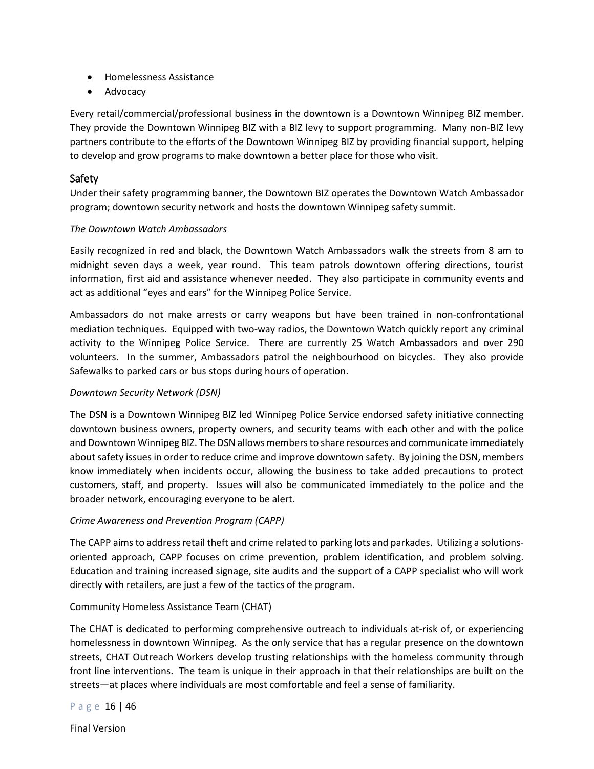- Homelessness Assistance
- Advocacy

Every retail/commercial/professional business in the downtown is a Downtown Winnipeg BIZ member. They provide the Downtown Winnipeg BIZ with a BIZ levy to support programming. Many non-BIZ levy partners contribute to the efforts of the Downtown Winnipeg BIZ by providing financial support, helping to develop and grow programs to make downtown a better place for those who visit.

## Safety

Under their safety programming banner, the Downtown BIZ operates the Downtown Watch Ambassador program; downtown security network and hosts the downtown Winnipeg safety summit.

*The Downtown Watch Ambassadors*

Easily recognized in red and black, the Downtown Watch Ambassadors walk the streets from 8 am to midnight seven days a week, year round. This team patrols downtown offering directions, tourist information, first aid and assistance whenever needed. They also participate in community events and act as additional "eyes and ears" for the Winnipeg Police Service.

Ambassadors do not make arrests or carry weapons but have been trained in non-confrontational mediation techniques. Equipped with two-way radios, the Downtown Watch quickly report any criminal activity to the Winnipeg Police Service. There are currently 25 Watch Ambassadors and over 290 volunteers. In the summer, Ambassadors patrol the neighbourhood on bicycles. They also provide Safewalks to parked cars or bus stops during hours of operation.

*Downtown Security Network (DSN)*

The DSN is a Downtown Winnipeg BIZ led Winnipeg Police Service endorsed safety initiative connecting downtown business owners, property owners, and security teams with each other and with the police and Downtown Winnipeg BIZ. The DSN allows members to share resources and communicate immediately about safety issues in order to reduce crime and improve downtown safety. By joining the DSN, members know immediately when incidents occur, allowing the business to take added precautions to protect customers, staff, and property. Issues will also be communicated immediately to the police and the broader network, encouraging everyone to be alert.

*Crime Awareness and Prevention Program (CAPP)*

The CAPP aims to address retail theft and crime related to parking lots and parkades. Utilizing a solutions-oriented approach, CAPP focuses on crime prevention, problem identification, and problem solving. Education and training increased signage, site audits and the support of a CAPP specialist who will work directly with retailers, are just a few of the tactics of the program.

Community Homeless Assistance Team (CHAT)

The CHAT is dedicated to performing comprehensive outreach to individuals at-risk of, or experiencing homelessness in downtown Winnipeg. As the only service that has a regular presence on the downtown streets, CHAT Outreach Workers develop trusting relationships with the homeless community through front line interventions. The team is unique in their approach in that their relationships are built on the streets—at places where individuals are most comfortable and feel a sense of familiarity.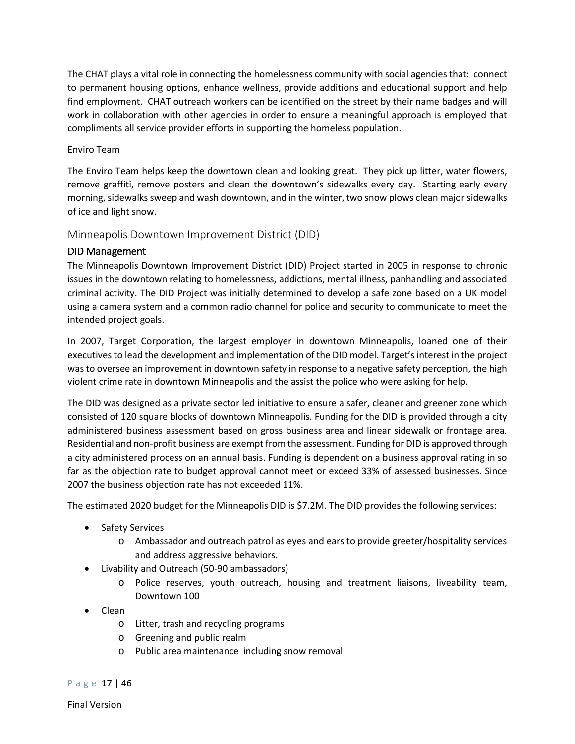The CHAT plays a vital role in connecting the homelessness community with social agencies that: connect to permanent housing options, enhance wellness, provide additions and educational support and help find employment. CHAT outreach workers can be identified on the street by their name badges and will work in collaboration with other agencies in order to ensure a meaningful approach is employed that compliments all service provider efforts in supporting the homeless population.

Enviro Team

The Enviro Team helps keep the downtown clean and looking great. They pick up litter, water flowers, remove graffiti, remove posters and clean the downtown's sidewalks every day. Starting early every morning, sidewalks sweep and wash downtown, and in the winter, two snow plows clean major sidewalks of ice and light snow.

## Minneapolis Downtown Improvement District (DID)

### DID Management

The Minneapolis Downtown Improvement District (DID) Project started in 2005 in response to chronic issues in the downtown relating to homelessness, addictions, mental illness, panhandling and associated criminal activity. The DID Project was initially determined to develop a safe zone based on a UK model using a camera system and a common radio channel for police and security to communicate to meet the intended project goals.

In 2007, Target Corporation, the largest employer in downtown Minneapolis, loaned one of their executives to lead the development and implementation of the DID model. Target's interest in the project was to oversee an improvement in downtown safety in response to a negative safety perception, the high violent crime rate in downtown Minneapolis and the assist the police who were asking for help.

The DID was designed as a private sector led initiative to ensure a safer, cleaner and greener zone which consisted of 120 square blocks of downtown Minneapolis. Funding for the DID is provided through a city administered business assessment based on gross business area and linear sidewalk or frontage area. Residential and non-profit business are exempt from the assessment. Funding for DID is approved through a city administered process on an annual basis. Funding is dependent on a business approval rating in so far as the objection rate to budget approval cannot meet or exceed 33% of assessed businesses. Since 2007 the business objection rate has not exceeded 11%.

The estimated 2020 budget for the Minneapolis DID is $7.2M. The DID provides the following services:

- Safety Services
  - Ambassador and outreach patrol as eyes and ears to provide greeter/hospitality services and address aggressive behaviors.
- Livability and Outreach (50-90 ambassadors)
  - Police reserves, youth outreach, housing and treatment liaisons, liveability team, Downtown 100
- Clean
  - Litter, trash and recycling programs
  - Greening and public realm
  - Public area maintenance including snow removal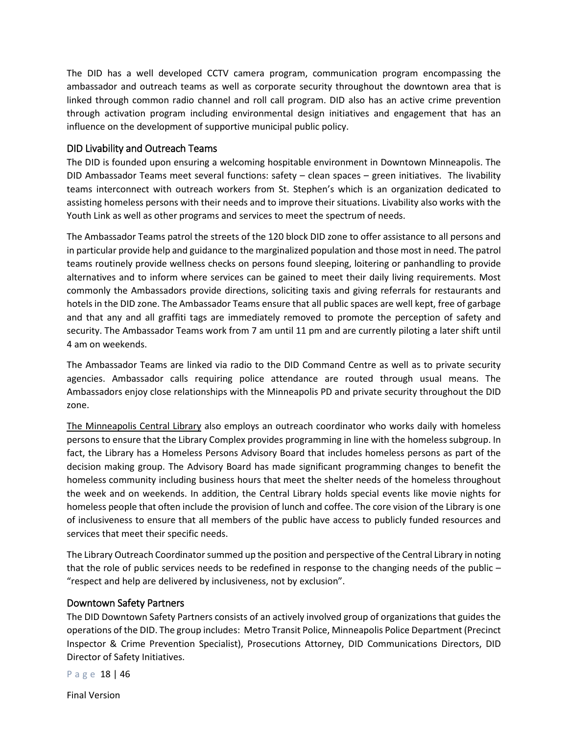The DID has a well developed CCTV camera program, communication program encompassing the ambassador and outreach teams as well as corporate security throughout the downtown area that is linked through common radio channel and roll call program. DID also has an active crime prevention through activation program including environmental design initiatives and engagement that has an influence on the development of supportive municipal public policy.

## DID Livability and Outreach Teams

The DID is founded upon ensuring a welcoming hospitable environment in Downtown Minneapolis. The DID Ambassador Teams meet several functions: safety – clean spaces – green initiatives. The livability teams interconnect with outreach workers from St. Stephen's which is an organization dedicated to assisting homeless persons with their needs and to improve their situations. Livability also works with the Youth Link as well as other programs and services to meet the spectrum of needs.

The Ambassador Teams patrol the streets of the 120 block DID zone to offer assistance to all persons and in particular provide help and guidance to the marginalized population and those most in need. The patrol teams routinely provide wellness checks on persons found sleeping, loitering or panhandling to provide alternatives and to inform where services can be gained to meet their daily living requirements. Most commonly the Ambassadors provide directions, soliciting taxis and giving referrals for restaurants and hotels in the DID zone. The Ambassador Teams ensure that all public spaces are well kept, free of garbage and that any and all graffiti tags are immediately removed to promote the perception of safety and security. The Ambassador Teams work from 7 am until 11 pm and are currently piloting a later shift until 4 am on weekends.

The Ambassador Teams are linked via radio to the DID Command Centre as well as to private security agencies. Ambassador calls requiring police attendance are routed through usual means. The Ambassadors enjoy close relationships with the Minneapolis PD and private security throughout the DID zone.

The Minneapolis Central Library also employs an outreach coordinator who works daily with homeless persons to ensure that the Library Complex provides programming in line with the homeless subgroup. In fact, the Library has a Homeless Persons Advisory Board that includes homeless persons as part of the decision making group. The Advisory Board has made significant programming changes to benefit the homeless community including business hours that meet the shelter needs of the homeless throughout the week and on weekends. In addition, the Central Library holds special events like movie nights for homeless people that often include the provision of lunch and coffee. The core vision of the Library is one of inclusiveness to ensure that all members of the public have access to publicly funded resources and services that meet their specific needs.

The Library Outreach Coordinator summed up the position and perspective of the Central Library in noting that the role of public services needs to be redefined in response to the changing needs of the public – "respect and help are delivered by inclusiveness, not by exclusion".

## Downtown Safety Partners

The DID Downtown Safety Partners consists of an actively involved group of organizations that guides the operations of the DID. The group includes: Metro Transit Police, Minneapolis Police Department (Precinct Inspector & Crime Prevention Specialist), Prosecutions Attorney, DID Communications Directors, DID Director of Safety Initiatives.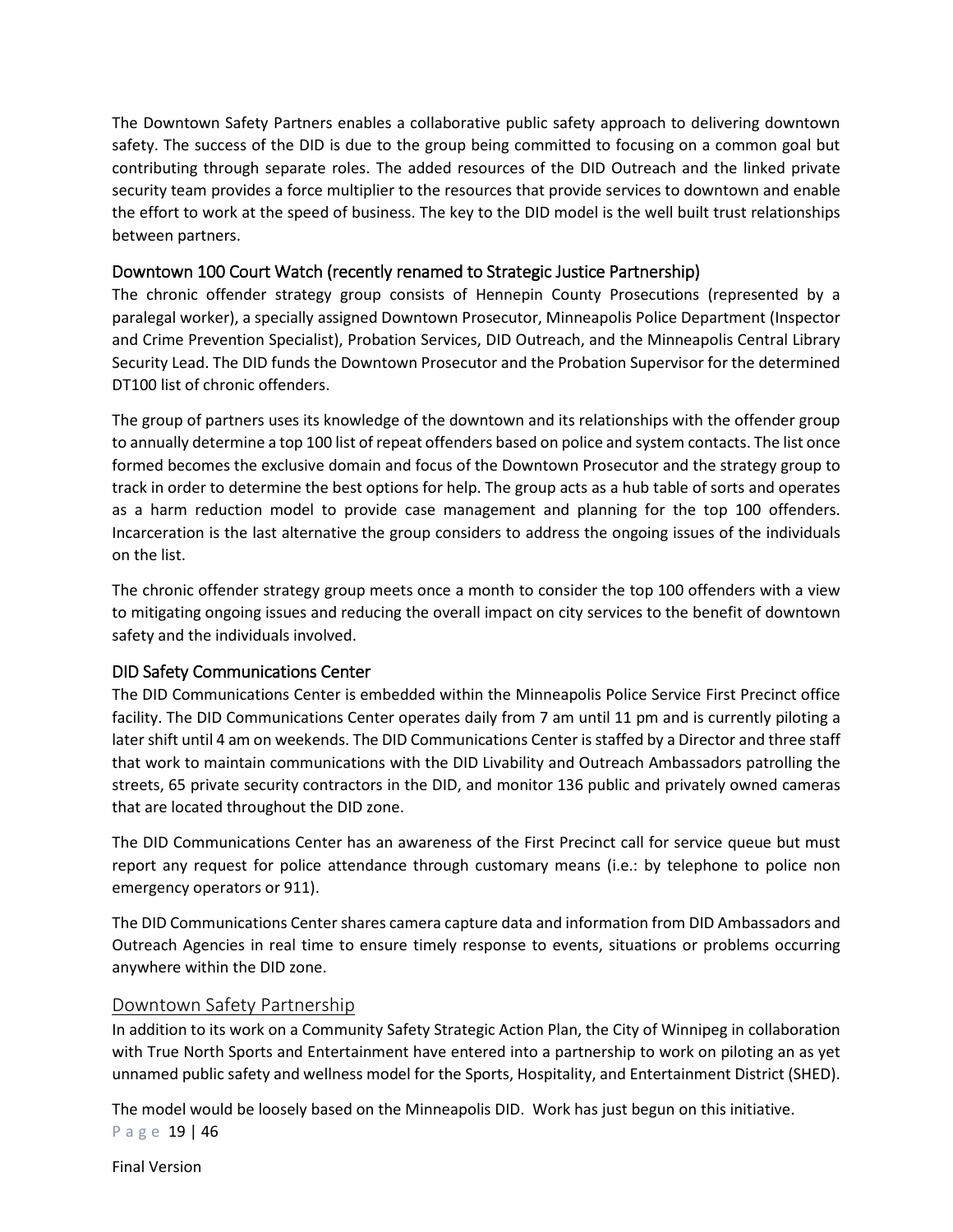The Downtown Safety Partners enables a collaborative public safety approach to delivering downtown safety. The success of the DID is due to the group being committed to focusing on a common goal but contributing through separate roles. The added resources of the DID Outreach and the linked private security team provides a force multiplier to the resources that provide services to downtown and enable the effort to work at the speed of business. The key to the DID model is the well built trust relationships between partners.

### Downtown 100 Court Watch (recently renamed to Strategic Justice Partnership)

The chronic offender strategy group consists of Hennepin County Prosecutions (represented by a paralegal worker), a specially assigned Downtown Prosecutor, Minneapolis Police Department (Inspector and Crime Prevention Specialist), Probation Services, DID Outreach, and the Minneapolis Central Library Security Lead. The DID funds the Downtown Prosecutor and the Probation Supervisor for the determined DT100 list of chronic offenders.

The group of partners uses its knowledge of the downtown and its relationships with the offender group to annually determine a top 100 list of repeat offenders based on police and system contacts. The list once formed becomes the exclusive domain and focus of the Downtown Prosecutor and the strategy group to track in order to determine the best options for help. The group acts as a hub table of sorts and operates as a harm reduction model to provide case management and planning for the top 100 offenders. Incarceration is the last alternative the group considers to address the ongoing issues of the individuals on the list.

The chronic offender strategy group meets once a month to consider the top 100 offenders with a view to mitigating ongoing issues and reducing the overall impact on city services to the benefit of downtown safety and the individuals involved.

### DID Safety Communications Center

The DID Communications Center is embedded within the Minneapolis Police Service First Precinct office facility. The DID Communications Center operates daily from 7 am until 11 pm and is currently piloting a later shift until 4 am on weekends. The DID Communications Center is staffed by a Director and three staff that work to maintain communications with the DID Livability and Outreach Ambassadors patrolling the streets, 65 private security contractors in the DID, and monitor 136 public and privately owned cameras that are located throughout the DID zone.

The DID Communications Center has an awareness of the First Precinct call for service queue but must report any request for police attendance through customary means (i.e.: by telephone to police non emergency operators or 911).

The DID Communications Center shares camera capture data and information from DID Ambassadors and Outreach Agencies in real time to ensure timely response to events, situations or problems occurring anywhere within the DID zone.

## Downtown Safety Partnership

In addition to its work on a Community Safety Strategic Action Plan, the City of Winnipeg in collaboration with True North Sports and Entertainment have entered into a partnership to work on piloting an as yet unnamed public safety and wellness model for the Sports, Hospitality, and Entertainment District (SHED).

The model would be loosely based on the Minneapolis DID. Work has just begun on this initiative.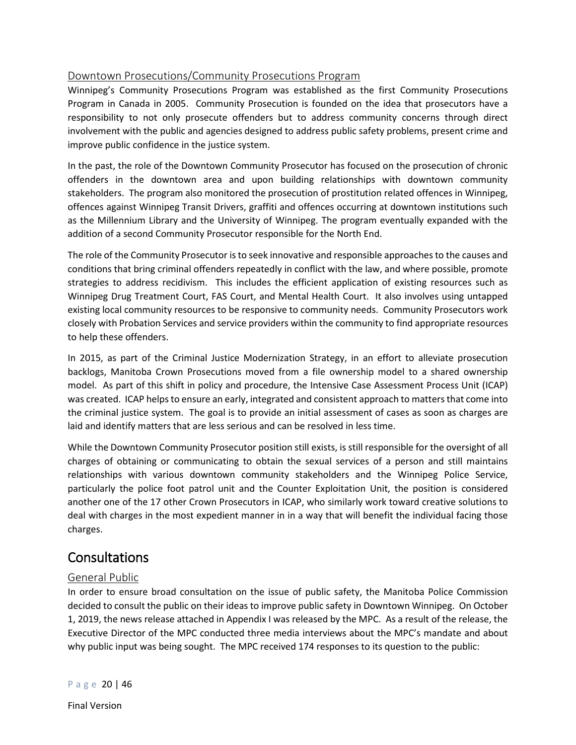### Downtown Prosecutions/Community Prosecutions Program

Winnipeg's Community Prosecutions Program was established as the first Community Prosecutions Program in Canada in 2005. Community Prosecution is founded on the idea that prosecutors have a responsibility to not only prosecute offenders but to address community concerns through direct involvement with the public and agencies designed to address public safety problems, present crime and improve public confidence in the justice system.

In the past, the role of the Downtown Community Prosecutor has focused on the prosecution of chronic offenders in the downtown area and upon building relationships with downtown community stakeholders. The program also monitored the prosecution of prostitution related offences in Winnipeg, offences against Winnipeg Transit Drivers, graffiti and offences occurring at downtown institutions such as the Millennium Library and the University of Winnipeg. The program eventually expanded with the addition of a second Community Prosecutor responsible for the North End.

The role of the Community Prosecutor is to seek innovative and responsible approaches to the causes and conditions that bring criminal offenders repeatedly in conflict with the law, and where possible, promote strategies to address recidivism. This includes the efficient application of existing resources such as Winnipeg Drug Treatment Court, FAS Court, and Mental Health Court. It also involves using untapped existing local community resources to be responsive to community needs. Community Prosecutors work closely with Probation Services and service providers within the community to find appropriate resources to help these offenders.

In 2015, as part of the Criminal Justice Modernization Strategy, in an effort to alleviate prosecution backlogs, Manitoba Crown Prosecutions moved from a file ownership model to a shared ownership model. As part of this shift in policy and procedure, the Intensive Case Assessment Process Unit (ICAP) was created. ICAP helps to ensure an early, integrated and consistent approach to matters that come into the criminal justice system. The goal is to provide an initial assessment of cases as soon as charges are laid and identify matters that are less serious and can be resolved in less time.

While the Downtown Community Prosecutor position still exists, is still responsible for the oversight of all charges of obtaining or communicating to obtain the sexual services of a person and still maintains relationships with various downtown community stakeholders and the Winnipeg Police Service, particularly the police foot patrol unit and the Counter Exploitation Unit, the position is considered another one of the 17 other Crown Prosecutors in ICAP, who similarly work toward creative solutions to deal with charges in the most expedient manner in in a way that will benefit the individual facing those charges.

## Consultations

### General Public

In order to ensure broad consultation on the issue of public safety, the Manitoba Police Commission decided to consult the public on their ideas to improve public safety in Downtown Winnipeg. On October 1, 2019, the news release attached in Appendix I was released by the MPC. As a result of the release, the Executive Director of the MPC conducted three media interviews about the MPC's mandate and about why public input was being sought. The MPC received 174 responses to its question to the public:

Final Version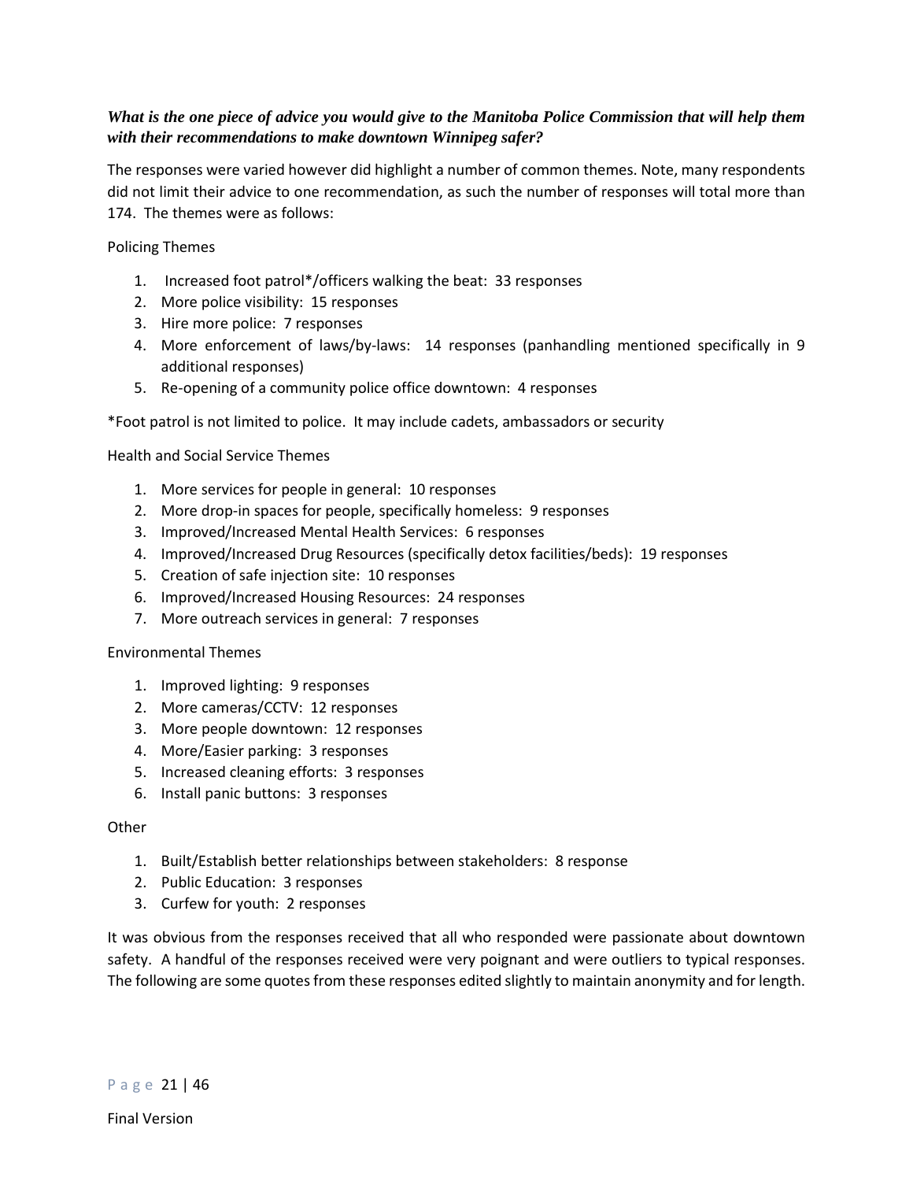***What is the one piece of advice you would give to the Manitoba Police Commission that will help them with their recommendations to make downtown Winnipeg safer?***

The responses were varied however did highlight a number of common themes. Note, many respondents did not limit their advice to one recommendation, as such the number of responses will total more than 174. The themes were as follows:

Policing Themes

1. Increased foot patrol*/officers walking the beat: 33 responses
2. More police visibility: 15 responses
3. Hire more police: 7 responses
4. More enforcement of laws/by-laws: 14 responses (panhandling mentioned specifically in 9 additional responses)
5. Re-opening of a community police office downtown: 4 responses

*Foot patrol is not limited to police. It may include cadets, ambassadors or security

Health and Social Service Themes

1. More services for people in general: 10 responses
2. More drop-in spaces for people, specifically homeless: 9 responses
3. Improved/Increased Mental Health Services: 6 responses
4. Improved/Increased Drug Resources (specifically detox facilities/beds): 19 responses
5. Creation of safe injection site: 10 responses
6. Improved/Increased Housing Resources: 24 responses
7. More outreach services in general: 7 responses

Environmental Themes

1. Improved lighting: 9 responses
2. More cameras/CCTV: 12 responses
3. More people downtown: 12 responses
4. More/Easier parking: 3 responses
5. Increased cleaning efforts: 3 responses
6. Install panic buttons: 3 responses

Other

1. Built/Establish better relationships between stakeholders: 8 response
2. Public Education: 3 responses
3. Curfew for youth: 2 responses

It was obvious from the responses received that all who responded were passionate about downtown safety. A handful of the responses received were very poignant and were outliers to typical responses. The following are some quotes from these responses edited slightly to maintain anonymity and for length.

Final Version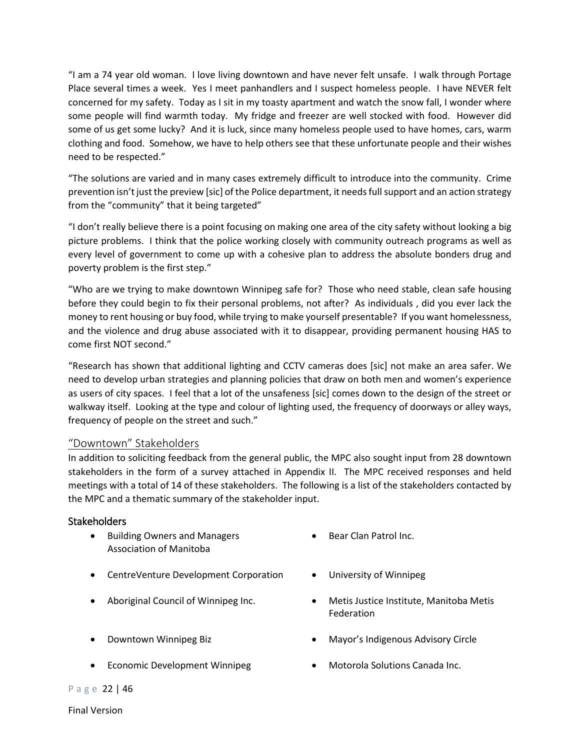"I am a 74 year old woman. I love living downtown and have never felt unsafe. I walk through Portage Place several times a week. Yes I meet panhandlers and I suspect homeless people. I have NEVER felt concerned for my safety. Today as I sit in my toasty apartment and watch the snow fall, I wonder where some people will find warmth today. My fridge and freezer are well stocked with food. However did some of us get some lucky? And it is luck, since many homeless people used to have homes, cars, warm clothing and food. Somehow, we have to help others see that these unfortunate people and their wishes need to be respected."

"The solutions are varied and in many cases extremely difficult to introduce into the community. Crime prevention isn't just the preview [sic] of the Police department, it needs full support and an action strategy from the "community" that it being targeted"

"I don't really believe there is a point focusing on making one area of the city safety without looking a big picture problems. I think that the police working closely with community outreach programs as well as every level of government to come up with a cohesive plan to address the absolute bonders drug and poverty problem is the first step."

"Who are we trying to make downtown Winnipeg safe for? Those who need stable, clean safe housing before they could begin to fix their personal problems, not after? As individuals , did you ever lack the money to rent housing or buy food, while trying to make yourself presentable? If you want homelessness, and the violence and drug abuse associated with it to disappear, providing permanent housing HAS to come first NOT second."

"Research has shown that additional lighting and CCTV cameras does [sic] not make an area safer. We need to develop urban strategies and planning policies that draw on both men and women's experience as users of city spaces. I feel that a lot of the unsafeness [sic] comes down to the design of the street or walkway itself. Looking at the type and colour of lighting used, the frequency of doorways or alley ways, frequency of people on the street and such."

## "Downtown" Stakeholders

In addition to soliciting feedback from the general public, the MPC also sought input from 28 downtown stakeholders in the form of a survey attached in Appendix II. The MPC received responses and held meetings with a total of 14 of these stakeholders. The following is a list of the stakeholders contacted by the MPC and a thematic summary of the stakeholder input.

### Stakeholders

- Building Owners and Managers Association of Manitoba
- Bear Clan Patrol Inc.
- CentreVenture Development Corporation
- University of Winnipeg
- Aboriginal Council of Winnipeg Inc.
- Metis Justice Institute, Manitoba Metis Federation
- Downtown Winnipeg Biz
- Mayor's Indigenous Advisory Circle
- Economic Development Winnipeg
- Motorola Solutions Canada Inc.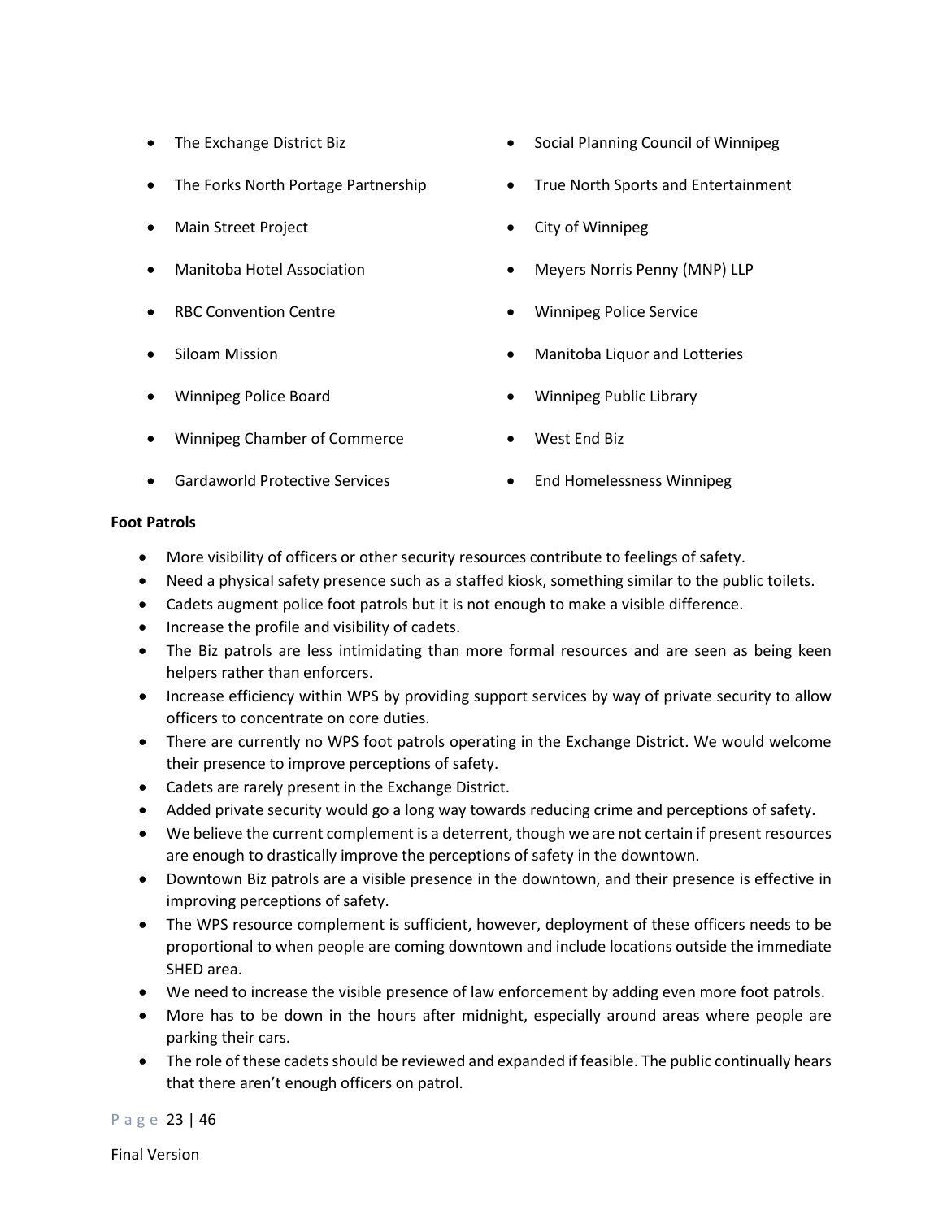- The Exchange District Biz
- The Forks North Portage Partnership
- Main Street Project
- Manitoba Hotel Association
- RBC Convention Centre
- Siloam Mission
- Winnipeg Police Board
- Winnipeg Chamber of Commerce
- Gardaworld Protective Services
- Social Planning Council of Winnipeg
- True North Sports and Entertainment
- City of Winnipeg
- Meyers Norris Penny (MNP) LLP
- Winnipeg Police Service
- Manitoba Liquor and Lotteries
- Winnipeg Public Library
- West End Biz
- End Homelessness Winnipeg

**Foot Patrols**

- More visibility of officers or other security resources contribute to feelings of safety.
- Need a physical safety presence such as a staffed kiosk, something similar to the public toilets.
- Cadets augment police foot patrols but it is not enough to make a visible difference.
- Increase the profile and visibility of cadets.
- The Biz patrols are less intimidating than more formal resources and are seen as being keen helpers rather than enforcers.
- Increase efficiency within WPS by providing support services by way of private security to allow officers to concentrate on core duties.
- There are currently no WPS foot patrols operating in the Exchange District. We would welcome their presence to improve perceptions of safety.
- Cadets are rarely present in the Exchange District.
- Added private security would go a long way towards reducing crime and perceptions of safety.
- We believe the current complement is a deterrent, though we are not certain if present resources are enough to drastically improve the perceptions of safety in the downtown.
- Downtown Biz patrols are a visible presence in the downtown, and their presence is effective in improving perceptions of safety.
- The WPS resource complement is sufficient, however, deployment of these officers needs to be proportional to when people are coming downtown and include locations outside the immediate SHED area.
- We need to increase the visible presence of law enforcement by adding even more foot patrols.
- More has to be down in the hours after midnight, especially around areas where people are parking their cars.
- The role of these cadets should be reviewed and expanded if feasible. The public continually hears that there aren't enough officers on patrol.

Final Version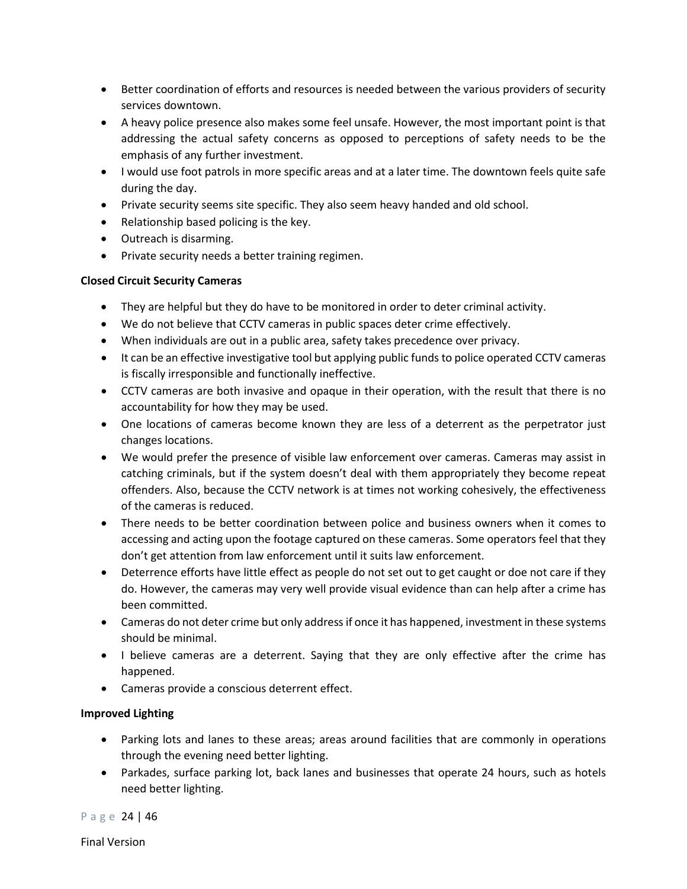- Better coordination of efforts and resources is needed between the various providers of security services downtown.
- A heavy police presence also makes some feel unsafe. However, the most important point is that addressing the actual safety concerns as opposed to perceptions of safety needs to be the emphasis of any further investment.
- I would use foot patrols in more specific areas and at a later time. The downtown feels quite safe during the day.
- Private security seems site specific. They also seem heavy handed and old school.
- Relationship based policing is the key.
- Outreach is disarming.
- Private security needs a better training regimen.

**Closed Circuit Security Cameras**

- They are helpful but they do have to be monitored in order to deter criminal activity.
- We do not believe that CCTV cameras in public spaces deter crime effectively.
- When individuals are out in a public area, safety takes precedence over privacy.
- It can be an effective investigative tool but applying public funds to police operated CCTV cameras is fiscally irresponsible and functionally ineffective.
- CCTV cameras are both invasive and opaque in their operation, with the result that there is no accountability for how they may be used.
- One locations of cameras become known they are less of a deterrent as the perpetrator just changes locations.
- We would prefer the presence of visible law enforcement over cameras. Cameras may assist in catching criminals, but if the system doesn't deal with them appropriately they become repeat offenders. Also, because the CCTV network is at times not working cohesively, the effectiveness of the cameras is reduced.
- There needs to be better coordination between police and business owners when it comes to accessing and acting upon the footage captured on these cameras. Some operators feel that they don't get attention from law enforcement until it suits law enforcement.
- Deterrence efforts have little effect as people do not set out to get caught or doe not care if they do. However, the cameras may very well provide visual evidence than can help after a crime has been committed.
- Cameras do not deter crime but only address if once it has happened, investment in these systems should be minimal.
- I believe cameras are a deterrent. Saying that they are only effective after the crime has happened.
- Cameras provide a conscious deterrent effect.

**Improved Lighting**

- Parking lots and lanes to these areas; areas around facilities that are commonly in operations through the evening need better lighting.
- Parkades, surface parking lot, back lanes and businesses that operate 24 hours, such as hotels need better lighting.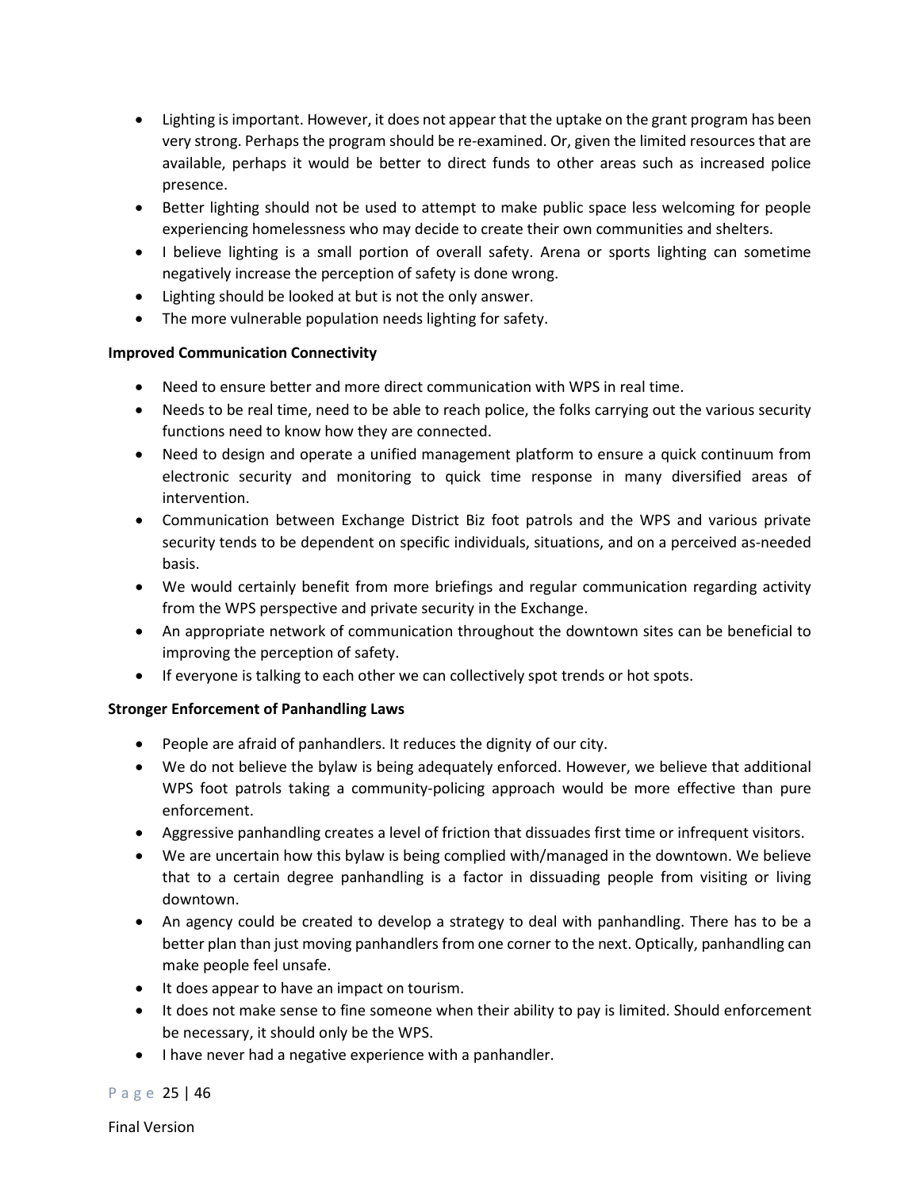- Lighting is important. However, it does not appear that the uptake on the grant program has been very strong. Perhaps the program should be re-examined. Or, given the limited resources that are available, perhaps it would be better to direct funds to other areas such as increased police presence.
- Better lighting should not be used to attempt to make public space less welcoming for people experiencing homelessness who may decide to create their own communities and shelters.
- I believe lighting is a small portion of overall safety. Arena or sports lighting can sometime negatively increase the perception of safety is done wrong.
- Lighting should be looked at but is not the only answer.
- The more vulnerable population needs lighting for safety.

**Improved Communication Connectivity**

- Need to ensure better and more direct communication with WPS in real time.
- Needs to be real time, need to be able to reach police, the folks carrying out the various security functions need to know how they are connected.
- Need to design and operate a unified management platform to ensure a quick continuum from electronic security and monitoring to quick time response in many diversified areas of intervention.
- Communication between Exchange District Biz foot patrols and the WPS and various private security tends to be dependent on specific individuals, situations, and on a perceived as-needed basis.
- We would certainly benefit from more briefings and regular communication regarding activity from the WPS perspective and private security in the Exchange.
- An appropriate network of communication throughout the downtown sites can be beneficial to improving the perception of safety.
- If everyone is talking to each other we can collectively spot trends or hot spots.

**Stronger Enforcement of Panhandling Laws**

- People are afraid of panhandlers. It reduces the dignity of our city.
- We do not believe the bylaw is being adequately enforced. However, we believe that additional WPS foot patrols taking a community-policing approach would be more effective than pure enforcement.
- Aggressive panhandling creates a level of friction that dissuades first time or infrequent visitors.
- We are uncertain how this bylaw is being complied with/managed in the downtown. We believe that to a certain degree panhandling is a factor in dissuading people from visiting or living downtown.
- An agency could be created to develop a strategy to deal with panhandling. There has to be a better plan than just moving panhandlers from one corner to the next. Optically, panhandling can make people feel unsafe.
- It does appear to have an impact on tourism.
- It does not make sense to fine someone when their ability to pay is limited. Should enforcement be necessary, it should only be the WPS.
- I have never had a negative experience with a panhandler.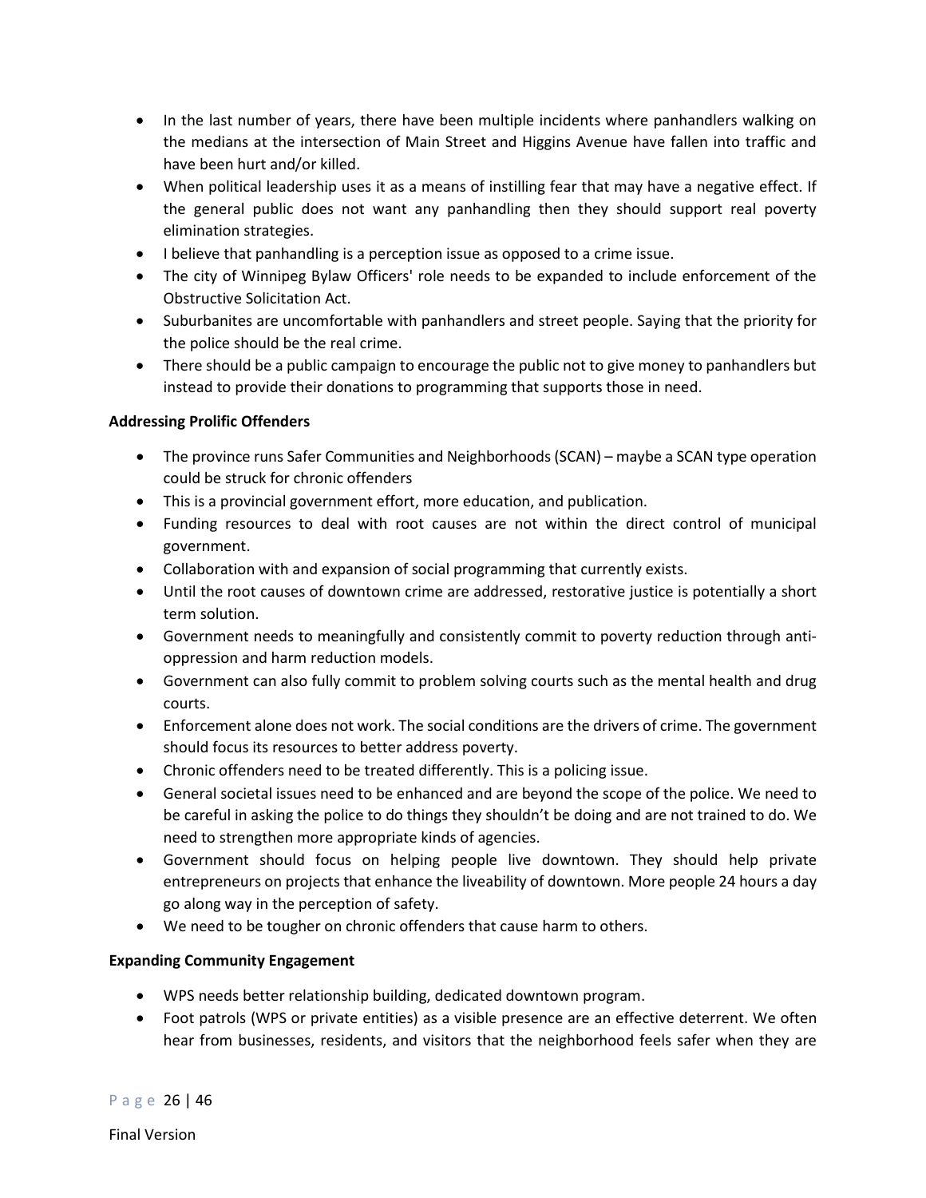- In the last number of years, there have been multiple incidents where panhandlers walking on the medians at the intersection of Main Street and Higgins Avenue have fallen into traffic and have been hurt and/or killed.
- When political leadership uses it as a means of instilling fear that may have a negative effect. If the general public does not want any panhandling then they should support real poverty elimination strategies.
- I believe that panhandling is a perception issue as opposed to a crime issue.
- The city of Winnipeg Bylaw Officers' role needs to be expanded to include enforcement of the Obstructive Solicitation Act.
- Suburbanites are uncomfortable with panhandlers and street people. Saying that the priority for the police should be the real crime.
- There should be a public campaign to encourage the public not to give money to panhandlers but instead to provide their donations to programming that supports those in need.

**Addressing Prolific Offenders**

- The province runs Safer Communities and Neighborhoods (SCAN) – maybe a SCAN type operation could be struck for chronic offenders
- This is a provincial government effort, more education, and publication.
- Funding resources to deal with root causes are not within the direct control of municipal government.
- Collaboration with and expansion of social programming that currently exists.
- Until the root causes of downtown crime are addressed, restorative justice is potentially a short term solution.
- Government needs to meaningfully and consistently commit to poverty reduction through anti-oppression and harm reduction models.
- Government can also fully commit to problem solving courts such as the mental health and drug courts.
- Enforcement alone does not work. The social conditions are the drivers of crime. The government should focus its resources to better address poverty.
- Chronic offenders need to be treated differently. This is a policing issue.
- General societal issues need to be enhanced and are beyond the scope of the police. We need to be careful in asking the police to do things they shouldn't be doing and are not trained to do. We need to strengthen more appropriate kinds of agencies.
- Government should focus on helping people live downtown. They should help private entrepreneurs on projects that enhance the liveability of downtown. More people 24 hours a day go along way in the perception of safety.
- We need to be tougher on chronic offenders that cause harm to others.

**Expanding Community Engagement**

- WPS needs better relationship building, dedicated downtown program.
- Foot patrols (WPS or private entities) as a visible presence are an effective deterrent. We often hear from businesses, residents, and visitors that the neighborhood feels safer when they are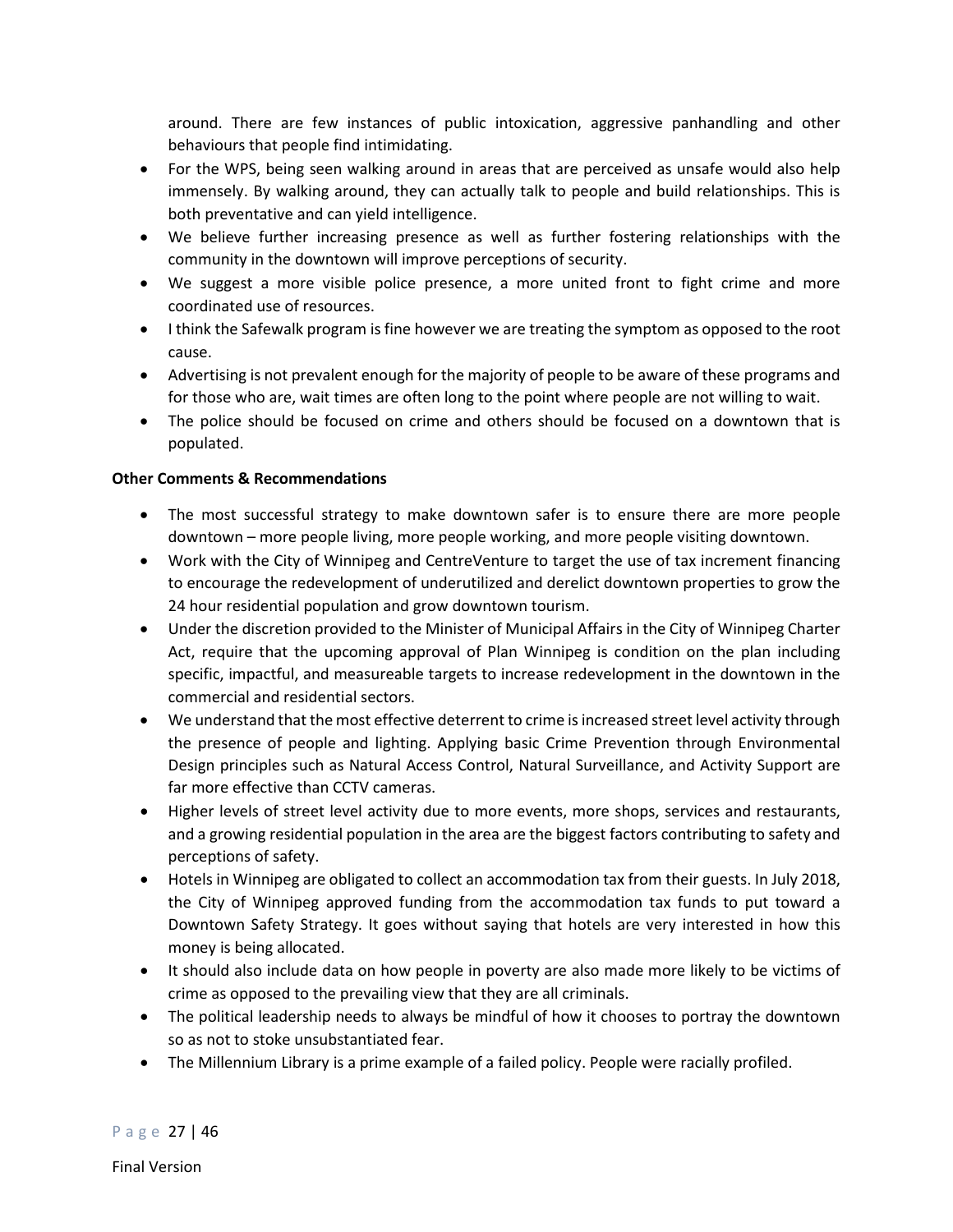around. There are few instances of public intoxication, aggressive panhandling and other behaviours that people find intimidating.

- For the WPS, being seen walking around in areas that are perceived as unsafe would also help immensely. By walking around, they can actually talk to people and build relationships. This is both preventative and can yield intelligence.
- We believe further increasing presence as well as further fostering relationships with the community in the downtown will improve perceptions of security.
- We suggest a more visible police presence, a more united front to fight crime and more coordinated use of resources.
- I think the Safewalk program is fine however we are treating the symptom as opposed to the root cause.
- Advertising is not prevalent enough for the majority of people to be aware of these programs and for those who are, wait times are often long to the point where people are not willing to wait.
- The police should be focused on crime and others should be focused on a downtown that is populated.

**Other Comments & Recommendations**

- The most successful strategy to make downtown safer is to ensure there are more people downtown – more people living, more people working, and more people visiting downtown.
- Work with the City of Winnipeg and CentreVenture to target the use of tax increment financing to encourage the redevelopment of underutilized and derelict downtown properties to grow the 24 hour residential population and grow downtown tourism.
- Under the discretion provided to the Minister of Municipal Affairs in the City of Winnipeg Charter Act, require that the upcoming approval of Plan Winnipeg is condition on the plan including specific, impactful, and measureable targets to increase redevelopment in the downtown in the commercial and residential sectors.
- We understand that the most effective deterrent to crime is increased street level activity through the presence of people and lighting. Applying basic Crime Prevention through Environmental Design principles such as Natural Access Control, Natural Surveillance, and Activity Support are far more effective than CCTV cameras.
- Higher levels of street level activity due to more events, more shops, services and restaurants, and a growing residential population in the area are the biggest factors contributing to safety and perceptions of safety.
- Hotels in Winnipeg are obligated to collect an accommodation tax from their guests. In July 2018, the City of Winnipeg approved funding from the accommodation tax funds to put toward a Downtown Safety Strategy. It goes without saying that hotels are very interested in how this money is being allocated.
- It should also include data on how people in poverty are also made more likely to be victims of crime as opposed to the prevailing view that they are all criminals.
- The political leadership needs to always be mindful of how it chooses to portray the downtown so as not to stoke unsubstantiated fear.
- The Millennium Library is a prime example of a failed policy. People were racially profiled.

Final Version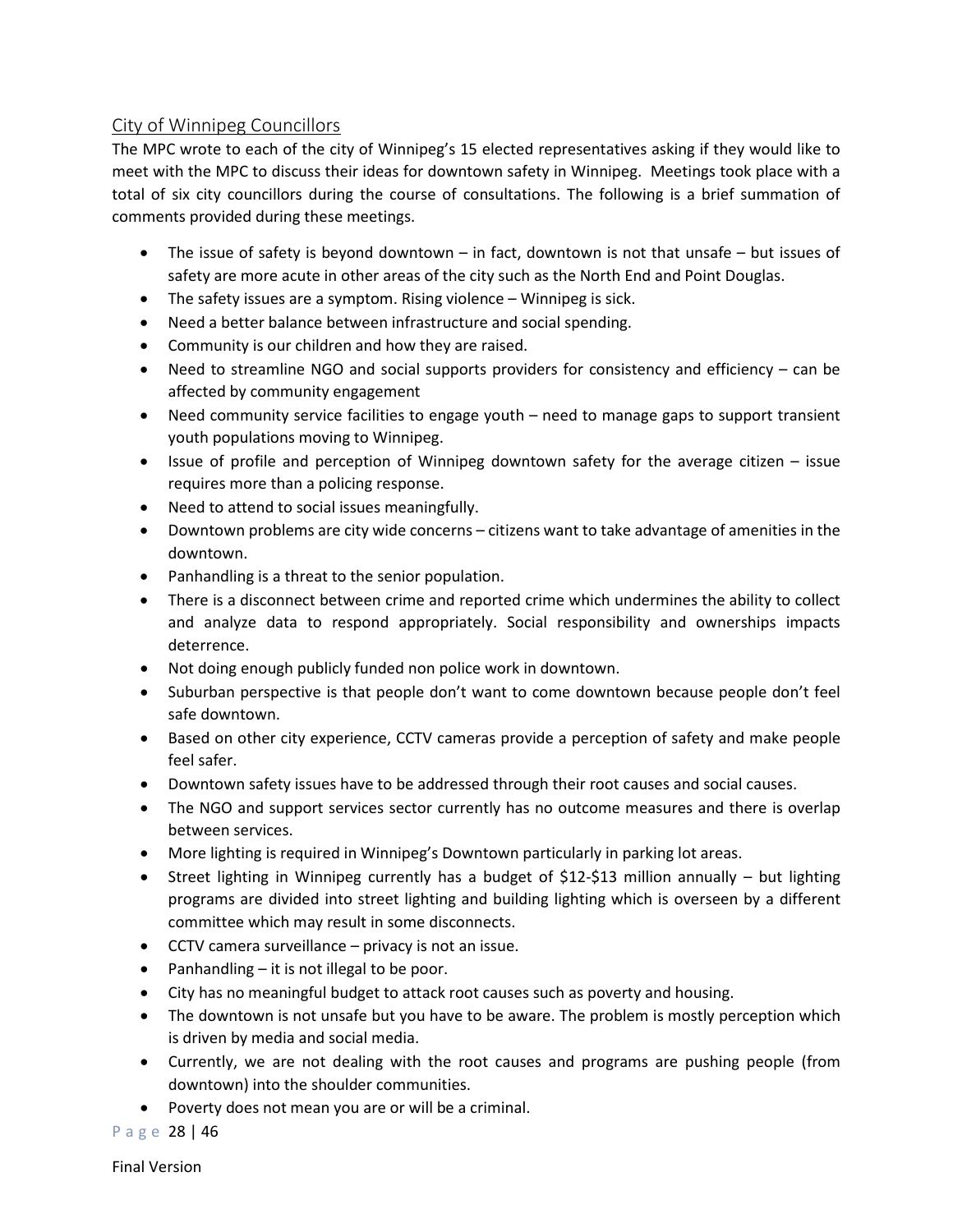## City of Winnipeg Councillors

The MPC wrote to each of the city of Winnipeg's 15 elected representatives asking if they would like to meet with the MPC to discuss their ideas for downtown safety in Winnipeg. Meetings took place with a total of six city councillors during the course of consultations. The following is a brief summation of comments provided during these meetings.

- The issue of safety is beyond downtown – in fact, downtown is not that unsafe – but issues of safety are more acute in other areas of the city such as the North End and Point Douglas.
- The safety issues are a symptom. Rising violence – Winnipeg is sick.
- Need a better balance between infrastructure and social spending.
- Community is our children and how they are raised.
- Need to streamline NGO and social supports providers for consistency and efficiency – can be affected by community engagement
- Need community service facilities to engage youth – need to manage gaps to support transient youth populations moving to Winnipeg.
- Issue of profile and perception of Winnipeg downtown safety for the average citizen – issue requires more than a policing response.
- Need to attend to social issues meaningfully.
- Downtown problems are city wide concerns – citizens want to take advantage of amenities in the downtown.
- Panhandling is a threat to the senior population.
- There is a disconnect between crime and reported crime which undermines the ability to collect and analyze data to respond appropriately. Social responsibility and ownerships impacts deterrence.
- Not doing enough publicly funded non police work in downtown.
- Suburban perspective is that people don't want to come downtown because people don't feel safe downtown.
- Based on other city experience, CCTV cameras provide a perception of safety and make people feel safer.
- Downtown safety issues have to be addressed through their root causes and social causes.
- The NGO and support services sector currently has no outcome measures and there is overlap between services.
- More lighting is required in Winnipeg's Downtown particularly in parking lot areas.
- Street lighting in Winnipeg currently has a budget of $12-$13 million annually – but lighting programs are divided into street lighting and building lighting which is overseen by a different committee which may result in some disconnects.
- CCTV camera surveillance – privacy is not an issue.
- Panhandling – it is not illegal to be poor.
- City has no meaningful budget to attack root causes such as poverty and housing.
- The downtown is not unsafe but you have to be aware. The problem is mostly perception which is driven by media and social media.
- Currently, we are not dealing with the root causes and programs are pushing people (from downtown) into the shoulder communities.
- Poverty does not mean you are or will be a criminal.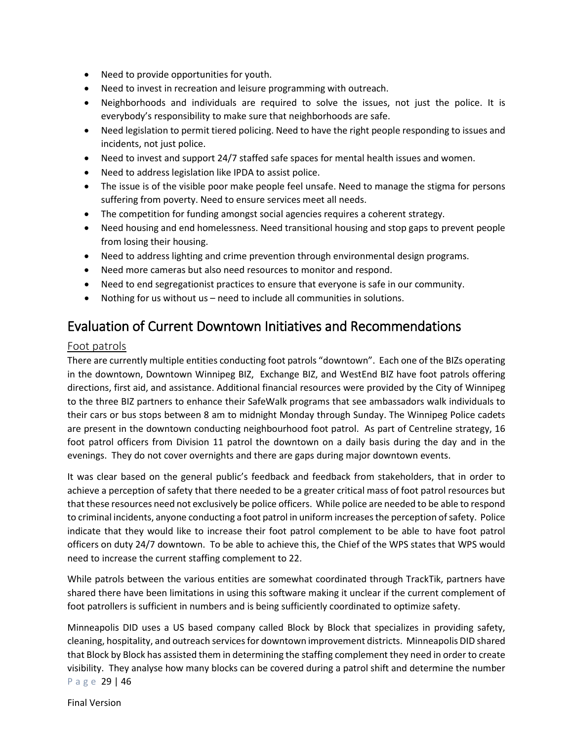- Need to provide opportunities for youth.
- Need to invest in recreation and leisure programming with outreach.
- Neighborhoods and individuals are required to solve the issues, not just the police. It is everybody's responsibility to make sure that neighborhoods are safe.
- Need legislation to permit tiered policing. Need to have the right people responding to issues and incidents, not just police.
- Need to invest and support 24/7 staffed safe spaces for mental health issues and women.
- Need to address legislation like IPDA to assist police.
- The issue is of the visible poor make people feel unsafe. Need to manage the stigma for persons suffering from poverty. Need to ensure services meet all needs.
- The competition for funding amongst social agencies requires a coherent strategy.
- Need housing and end homelessness. Need transitional housing and stop gaps to prevent people from losing their housing.
- Need to address lighting and crime prevention through environmental design programs.
- Need more cameras but also need resources to monitor and respond.
- Need to end segregationist practices to ensure that everyone is safe in our community.
- Nothing for us without us – need to include all communities in solutions.

# Evaluation of Current Downtown Initiatives and Recommendations

## Foot patrols

There are currently multiple entities conducting foot patrols "downtown". Each one of the BIZs operating in the downtown, Downtown Winnipeg BIZ, Exchange BIZ, and WestEnd BIZ have foot patrols offering directions, first aid, and assistance. Additional financial resources were provided by the City of Winnipeg to the three BIZ partners to enhance their SafeWalk programs that see ambassadors walk individuals to their cars or bus stops between 8 am to midnight Monday through Sunday. The Winnipeg Police cadets are present in the downtown conducting neighbourhood foot patrol. As part of Centreline strategy, 16 foot patrol officers from Division 11 patrol the downtown on a daily basis during the day and in the evenings. They do not cover overnights and there are gaps during major downtown events.

It was clear based on the general public's feedback and feedback from stakeholders, that in order to achieve a perception of safety that there needed to be a greater critical mass of foot patrol resources but that these resources need not exclusively be police officers. While police are needed to be able to respond to criminal incidents, anyone conducting a foot patrol in uniform increases the perception of safety. Police indicate that they would like to increase their foot patrol complement to be able to have foot patrol officers on duty 24/7 downtown. To be able to achieve this, the Chief of the WPS states that WPS would need to increase the current staffing complement to 22.

While patrols between the various entities are somewhat coordinated through TrackTik, partners have shared there have been limitations in using this software making it unclear if the current complement of foot patrollers is sufficient in numbers and is being sufficiently coordinated to optimize safety.

Minneapolis DID uses a US based company called Block by Block that specializes in providing safety, cleaning, hospitality, and outreach services for downtown improvement districts. Minneapolis DID shared that Block by Block has assisted them in determining the staffing complement they need in order to create visibility. They analyse how many blocks can be covered during a patrol shift and determine the number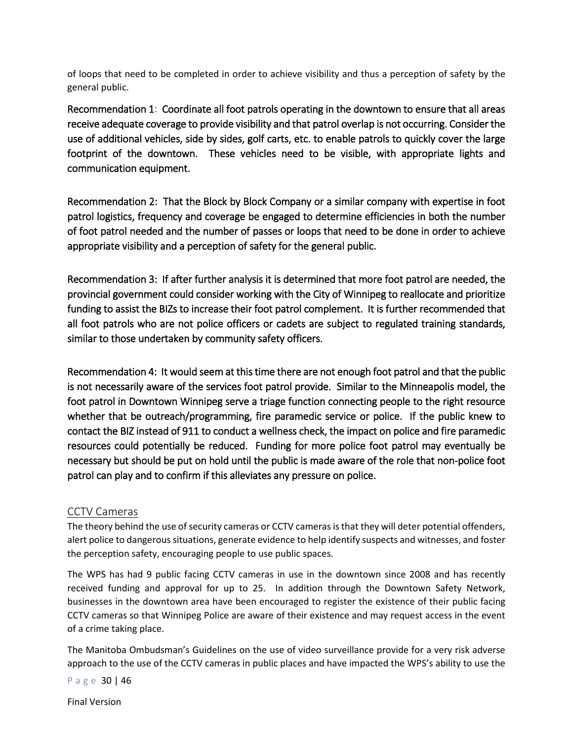of loops that need to be completed in order to achieve visibility and thus a perception of safety by the general public.

Recommendation 1: Coordinate all foot patrols operating in the downtown to ensure that all areas receive adequate coverage to provide visibility and that patrol overlap is not occurring. Consider the use of additional vehicles, side by sides, golf carts, etc. to enable patrols to quickly cover the large footprint of the downtown. These vehicles need to be visible, with appropriate lights and communication equipment.

Recommendation 2: That the Block by Block Company or a similar company with expertise in foot patrol logistics, frequency and coverage be engaged to determine efficiencies in both the number of foot patrol needed and the number of passes or loops that need to be done in order to achieve appropriate visibility and a perception of safety for the general public.

Recommendation 3: If after further analysis it is determined that more foot patrol are needed, the provincial government could consider working with the City of Winnipeg to reallocate and prioritize funding to assist the BIZs to increase their foot patrol complement. It is further recommended that all foot patrols who are not police officers or cadets are subject to regulated training standards, similar to those undertaken by community safety officers.

Recommendation 4: It would seem at this time there are not enough foot patrol and that the public is not necessarily aware of the services foot patrol provide. Similar to the Minneapolis model, the foot patrol in Downtown Winnipeg serve a triage function connecting people to the right resource whether that be outreach/programming, fire paramedic service or police. If the public knew to contact the BIZ instead of 911 to conduct a wellness check, the impact on police and fire paramedic resources could potentially be reduced. Funding for more police foot patrol may eventually be necessary but should be put on hold until the public is made aware of the role that non-police foot patrol can play and to confirm if this alleviates any pressure on police.

## CCTV Cameras

The theory behind the use of security cameras or CCTV cameras is that they will deter potential offenders, alert police to dangerous situations, generate evidence to help identify suspects and witnesses, and foster the perception safety, encouraging people to use public spaces.

The WPS has had 9 public facing CCTV cameras in use in the downtown since 2008 and has recently received funding and approval for up to 25. In addition through the Downtown Safety Network, businesses in the downtown area have been encouraged to register the existence of their public facing CCTV cameras so that Winnipeg Police are aware of their existence and may request access in the event of a crime taking place.

The Manitoba Ombudsman's Guidelines on the use of video surveillance provide for a very risk adverse approach to the use of the CCTV cameras in public places and have impacted the WPS's ability to use the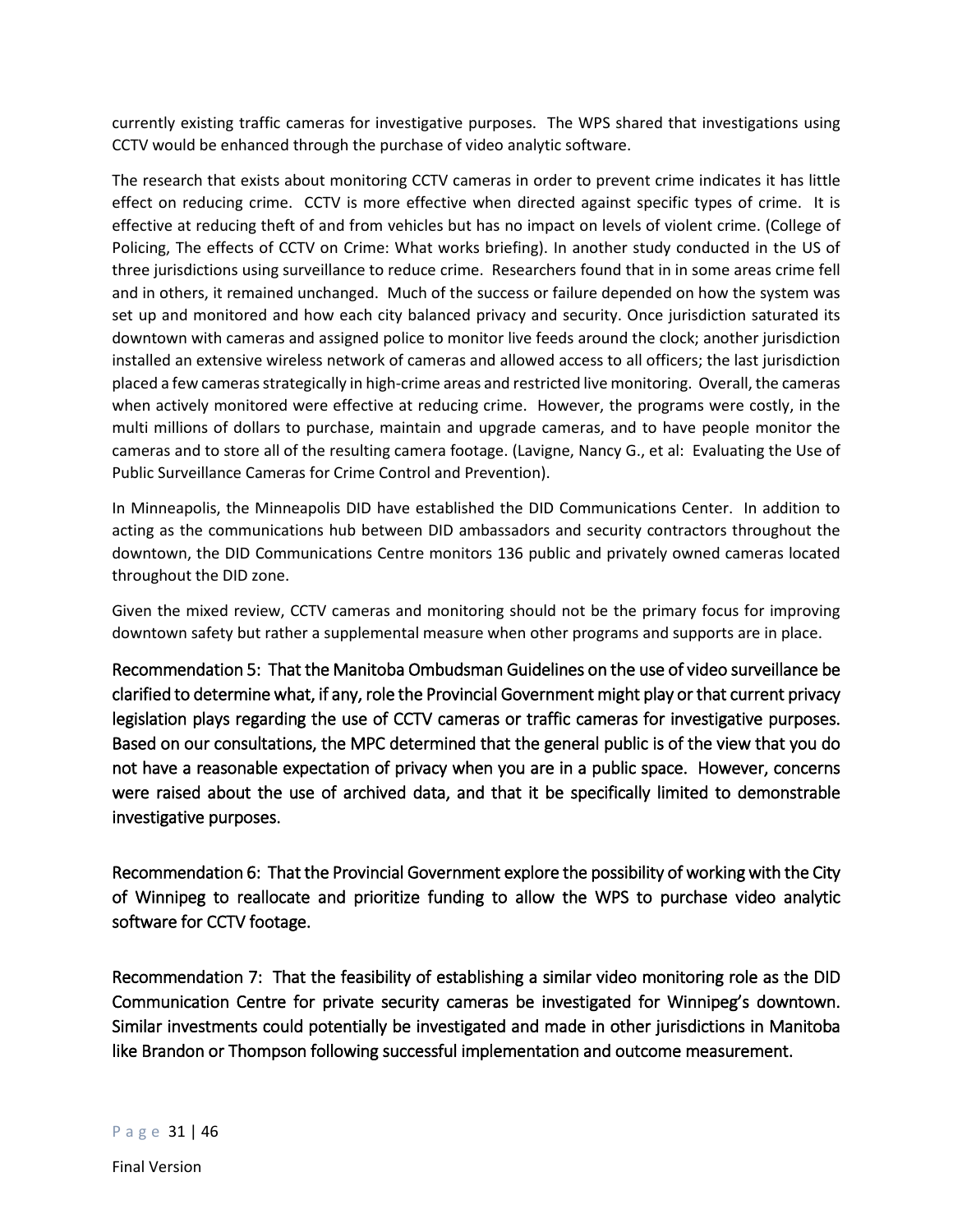currently existing traffic cameras for investigative purposes. The WPS shared that investigations using CCTV would be enhanced through the purchase of video analytic software.

The research that exists about monitoring CCTV cameras in order to prevent crime indicates it has little effect on reducing crime. CCTV is more effective when directed against specific types of crime. It is effective at reducing theft of and from vehicles but has no impact on levels of violent crime. (College of Policing, The effects of CCTV on Crime: What works briefing). In another study conducted in the US of three jurisdictions using surveillance to reduce crime. Researchers found that in in some areas crime fell and in others, it remained unchanged. Much of the success or failure depended on how the system was set up and monitored and how each city balanced privacy and security. Once jurisdiction saturated its downtown with cameras and assigned police to monitor live feeds around the clock; another jurisdiction installed an extensive wireless network of cameras and allowed access to all officers; the last jurisdiction placed a few cameras strategically in high-crime areas and restricted live monitoring. Overall, the cameras when actively monitored were effective at reducing crime. However, the programs were costly, in the multi millions of dollars to purchase, maintain and upgrade cameras, and to have people monitor the cameras and to store all of the resulting camera footage. (Lavigne, Nancy G., et al: Evaluating the Use of Public Surveillance Cameras for Crime Control and Prevention).

In Minneapolis, the Minneapolis DID have established the DID Communications Center. In addition to acting as the communications hub between DID ambassadors and security contractors throughout the downtown, the DID Communications Centre monitors 136 public and privately owned cameras located throughout the DID zone.

Given the mixed review, CCTV cameras and monitoring should not be the primary focus for improving downtown safety but rather a supplemental measure when other programs and supports are in place.

Recommendation 5: That the Manitoba Ombudsman Guidelines on the use of video surveillance be clarified to determine what, if any, role the Provincial Government might play or that current privacy legislation plays regarding the use of CCTV cameras or traffic cameras for investigative purposes. Based on our consultations, the MPC determined that the general public is of the view that you do not have a reasonable expectation of privacy when you are in a public space. However, concerns were raised about the use of archived data, and that it be specifically limited to demonstrable investigative purposes.

Recommendation 6: That the Provincial Government explore the possibility of working with the City of Winnipeg to reallocate and prioritize funding to allow the WPS to purchase video analytic software for CCTV footage.

Recommendation 7: That the feasibility of establishing a similar video monitoring role as the DID Communication Centre for private security cameras be investigated for Winnipeg's downtown. Similar investments could potentially be investigated and made in other jurisdictions in Manitoba like Brandon or Thompson following successful implementation and outcome measurement.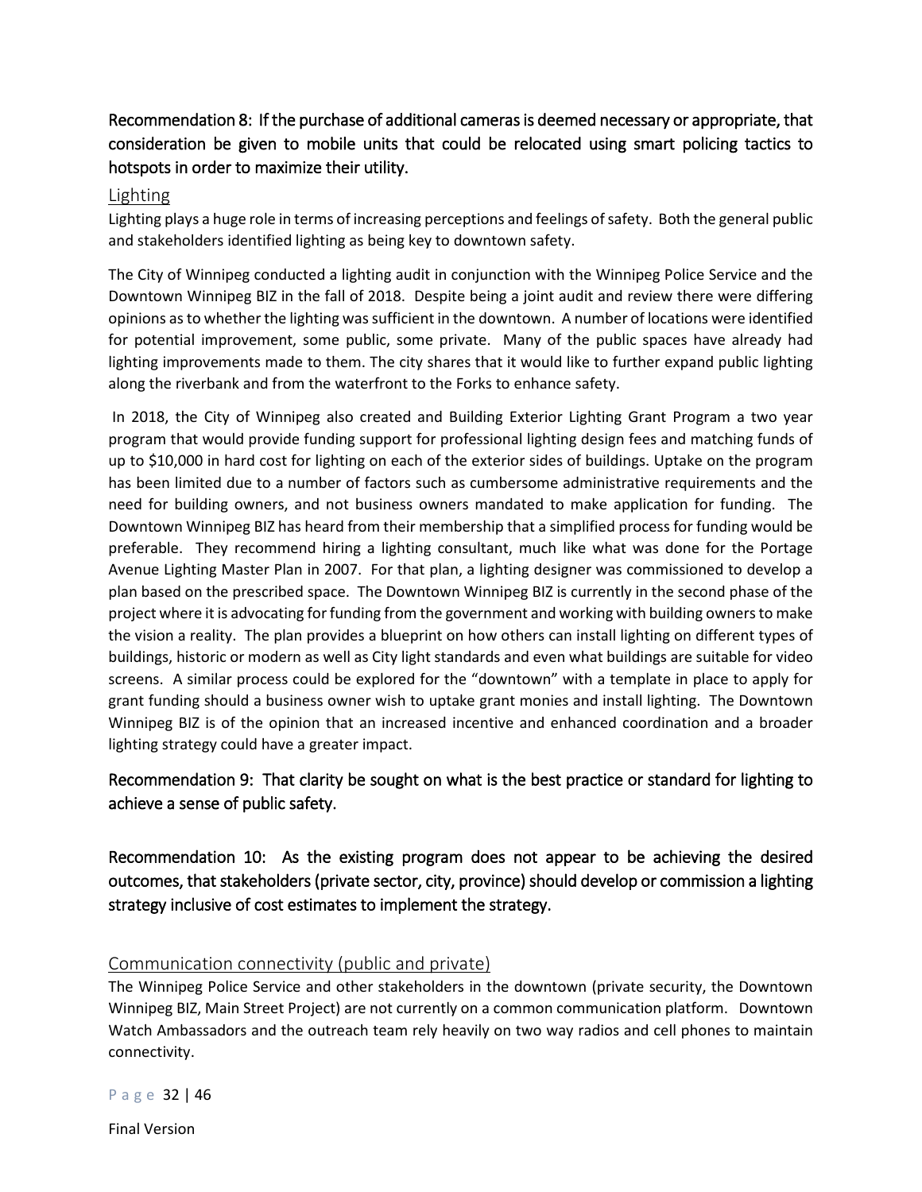**Recommendation 8: If the purchase of additional cameras is deemed necessary or appropriate, that consideration be given to mobile units that could be relocated using smart policing tactics to hotspots in order to maximize their utility.**

## Lighting

Lighting plays a huge role in terms of increasing perceptions and feelings of safety. Both the general public and stakeholders identified lighting as being key to downtown safety.

The City of Winnipeg conducted a lighting audit in conjunction with the Winnipeg Police Service and the Downtown Winnipeg BIZ in the fall of 2018. Despite being a joint audit and review there were differing opinions as to whether the lighting was sufficient in the downtown. A number of locations were identified for potential improvement, some public, some private. Many of the public spaces have already had lighting improvements made to them. The city shares that it would like to further expand public lighting along the riverbank and from the waterfront to the Forks to enhance safety.

In 2018, the City of Winnipeg also created and Building Exterior Lighting Grant Program a two year program that would provide funding support for professional lighting design fees and matching funds of up to $10,000 in hard cost for lighting on each of the exterior sides of buildings. Uptake on the program has been limited due to a number of factors such as cumbersome administrative requirements and the need for building owners, and not business owners mandated to make application for funding. The Downtown Winnipeg BIZ has heard from their membership that a simplified process for funding would be preferable. They recommend hiring a lighting consultant, much like what was done for the Portage Avenue Lighting Master Plan in 2007. For that plan, a lighting designer was commissioned to develop a plan based on the prescribed space. The Downtown Winnipeg BIZ is currently in the second phase of the project where it is advocating for funding from the government and working with building owners to make the vision a reality. The plan provides a blueprint on how others can install lighting on different types of buildings, historic or modern as well as City light standards and even what buildings are suitable for video screens. A similar process could be explored for the "downtown" with a template in place to apply for grant funding should a business owner wish to uptake grant monies and install lighting. The Downtown Winnipeg BIZ is of the opinion that an increased incentive and enhanced coordination and a broader lighting strategy could have a greater impact.

**Recommendation 9: That clarity be sought on what is the best practice or standard for lighting to achieve a sense of public safety.**

**Recommendation 10: As the existing program does not appear to be achieving the desired outcomes, that stakeholders (private sector, city, province) should develop or commission a lighting strategy inclusive of cost estimates to implement the strategy.**

## Communication connectivity (public and private)

The Winnipeg Police Service and other stakeholders in the downtown (private security, the Downtown Winnipeg BIZ, Main Street Project) are not currently on a common communication platform. Downtown Watch Ambassadors and the outreach team rely heavily on two way radios and cell phones to maintain connectivity.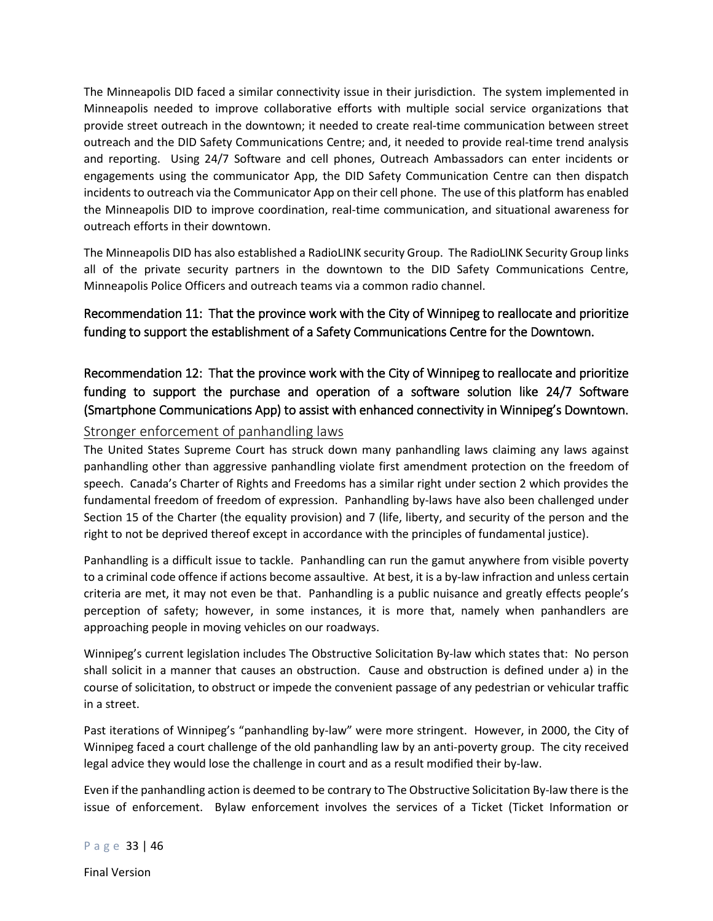The Minneapolis DID faced a similar connectivity issue in their jurisdiction. The system implemented in Minneapolis needed to improve collaborative efforts with multiple social service organizations that provide street outreach in the downtown; it needed to create real-time communication between street outreach and the DID Safety Communications Centre; and, it needed to provide real-time trend analysis and reporting. Using 24/7 Software and cell phones, Outreach Ambassadors can enter incidents or engagements using the communicator App, the DID Safety Communication Centre can then dispatch incidents to outreach via the Communicator App on their cell phone. The use of this platform has enabled the Minneapolis DID to improve coordination, real-time communication, and situational awareness for outreach efforts in their downtown.

The Minneapolis DID has also established a RadioLINK security Group. The RadioLINK Security Group links all of the private security partners in the downtown to the DID Safety Communications Centre, Minneapolis Police Officers and outreach teams via a common radio channel.

### Recommendation 11: That the province work with the City of Winnipeg to reallocate and prioritize funding to support the establishment of a Safety Communications Centre for the Downtown.

### Recommendation 12: That the province work with the City of Winnipeg to reallocate and prioritize funding to support the purchase and operation of a software solution like 24/7 Software (Smartphone Communications App) to assist with enhanced connectivity in Winnipeg's Downtown.

## Stronger enforcement of panhandling laws

The United States Supreme Court has struck down many panhandling laws claiming any laws against panhandling other than aggressive panhandling violate first amendment protection on the freedom of speech. Canada's Charter of Rights and Freedoms has a similar right under section 2 which provides the fundamental freedom of freedom of expression. Panhandling by-laws have also been challenged under Section 15 of the Charter (the equality provision) and 7 (life, liberty, and security of the person and the right to not be deprived thereof except in accordance with the principles of fundamental justice).

Panhandling is a difficult issue to tackle. Panhandling can run the gamut anywhere from visible poverty to a criminal code offence if actions become assaultive. At best, it is a by-law infraction and unless certain criteria are met, it may not even be that. Panhandling is a public nuisance and greatly effects people's perception of safety; however, in some instances, it is more that, namely when panhandlers are approaching people in moving vehicles on our roadways.

Winnipeg's current legislation includes The Obstructive Solicitation By-law which states that: No person shall solicit in a manner that causes an obstruction. Cause and obstruction is defined under a) in the course of solicitation, to obstruct or impede the convenient passage of any pedestrian or vehicular traffic in a street.

Past iterations of Winnipeg's "panhandling by-law" were more stringent. However, in 2000, the City of Winnipeg faced a court challenge of the old panhandling law by an anti-poverty group. The city received legal advice they would lose the challenge in court and as a result modified their by-law.

Even if the panhandling action is deemed to be contrary to The Obstructive Solicitation By-law there is the issue of enforcement. Bylaw enforcement involves the services of a Ticket (Ticket Information or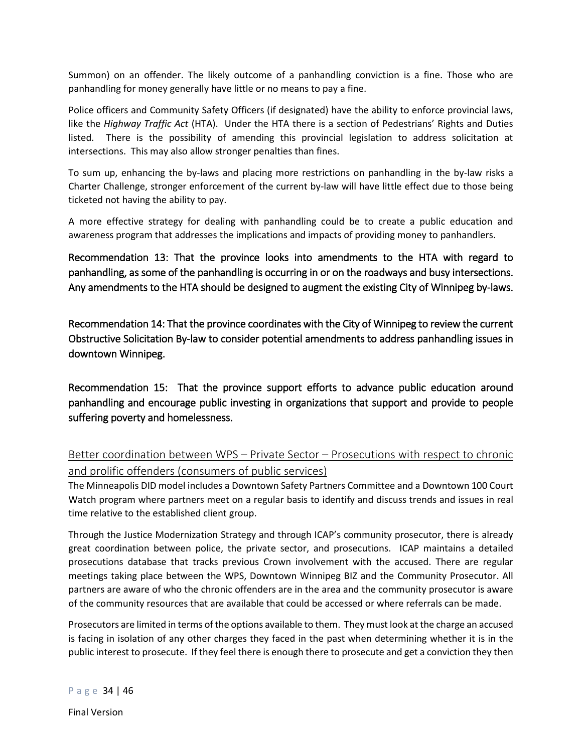Summon) on an offender. The likely outcome of a panhandling conviction is a fine. Those who are panhandling for money generally have little or no means to pay a fine.

Police officers and Community Safety Officers (if designated) have the ability to enforce provincial laws, like the *Highway Traffic Act* (HTA). Under the HTA there is a section of Pedestrians' Rights and Duties listed. There is the possibility of amending this provincial legislation to address solicitation at intersections. This may also allow stronger penalties than fines.

To sum up, enhancing the by-laws and placing more restrictions on panhandling in the by-law risks a Charter Challenge, stronger enforcement of the current by-law will have little effect due to those being ticketed not having the ability to pay.

A more effective strategy for dealing with panhandling could be to create a public education and awareness program that addresses the implications and impacts of providing money to panhandlers.

Recommendation 13: That the province looks into amendments to the HTA with regard to panhandling, as some of the panhandling is occurring in or on the roadways and busy intersections. Any amendments to the HTA should be designed to augment the existing City of Winnipeg by-laws.

Recommendation 14: That the province coordinates with the City of Winnipeg to review the current Obstructive Solicitation By-law to consider potential amendments to address panhandling issues in downtown Winnipeg.

Recommendation 15: That the province support efforts to advance public education around panhandling and encourage public investing in organizations that support and provide to people suffering poverty and homelessness.

## Better coordination between WPS – Private Sector – Prosecutions with respect to chronic and prolific offenders (consumers of public services)

The Minneapolis DID model includes a Downtown Safety Partners Committee and a Downtown 100 Court Watch program where partners meet on a regular basis to identify and discuss trends and issues in real time relative to the established client group.

Through the Justice Modernization Strategy and through ICAP's community prosecutor, there is already great coordination between police, the private sector, and prosecutions. ICAP maintains a detailed prosecutions database that tracks previous Crown involvement with the accused. There are regular meetings taking place between the WPS, Downtown Winnipeg BIZ and the Community Prosecutor. All partners are aware of who the chronic offenders are in the area and the community prosecutor is aware of the community resources that are available that could be accessed or where referrals can be made.

Prosecutors are limited in terms of the options available to them. They must look at the charge an accused is facing in isolation of any other charges they faced in the past when determining whether it is in the public interest to prosecute. If they feel there is enough there to prosecute and get a conviction they then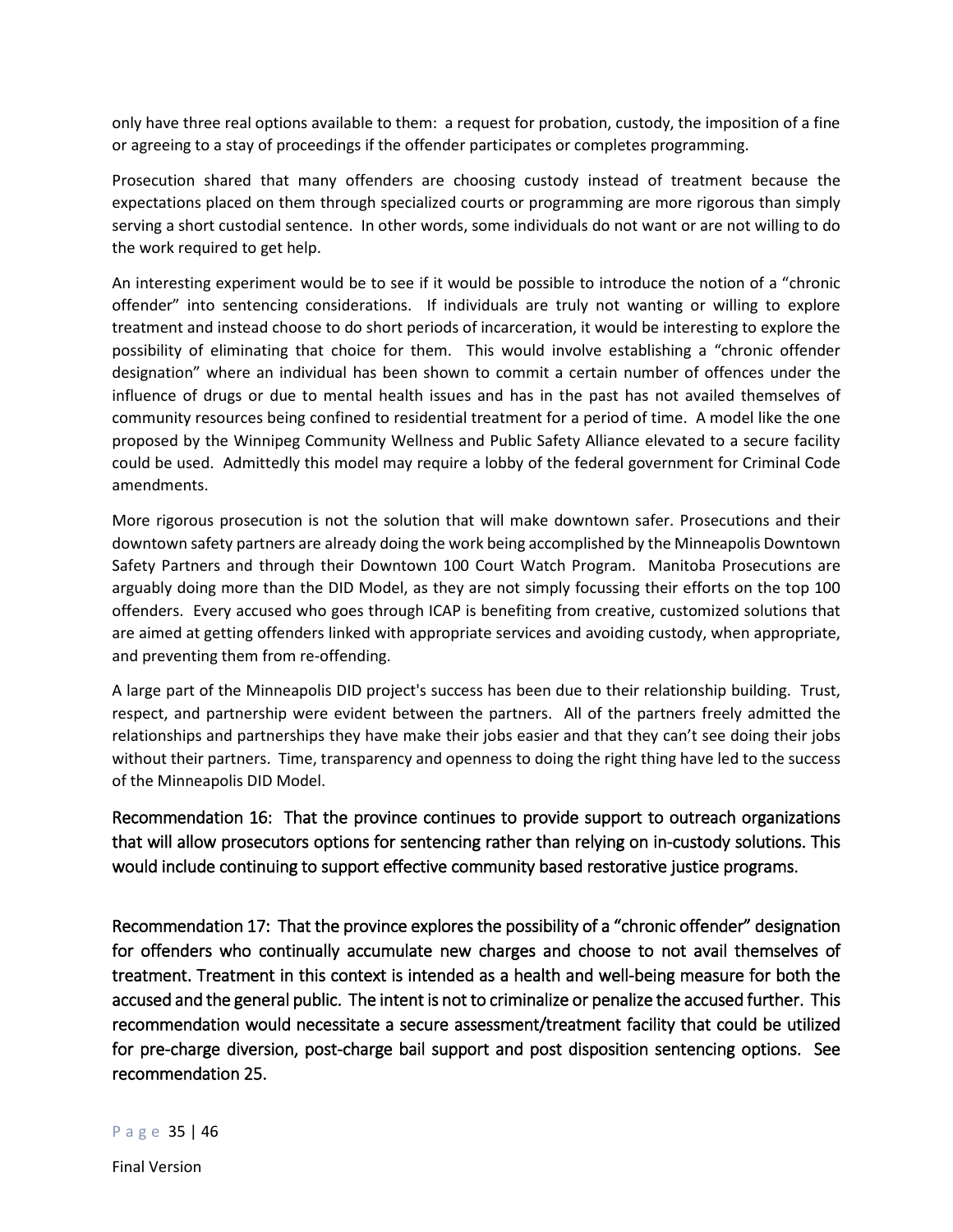only have three real options available to them: a request for probation, custody, the imposition of a fine or agreeing to a stay of proceedings if the offender participates or completes programming.

Prosecution shared that many offenders are choosing custody instead of treatment because the expectations placed on them through specialized courts or programming are more rigorous than simply serving a short custodial sentence. In other words, some individuals do not want or are not willing to do the work required to get help.

An interesting experiment would be to see if it would be possible to introduce the notion of a "chronic offender" into sentencing considerations. If individuals are truly not wanting or willing to explore treatment and instead choose to do short periods of incarceration, it would be interesting to explore the possibility of eliminating that choice for them. This would involve establishing a "chronic offender designation" where an individual has been shown to commit a certain number of offences under the influence of drugs or due to mental health issues and has in the past has not availed themselves of community resources being confined to residential treatment for a period of time. A model like the one proposed by the Winnipeg Community Wellness and Public Safety Alliance elevated to a secure facility could be used. Admittedly this model may require a lobby of the federal government for Criminal Code amendments.

More rigorous prosecution is not the solution that will make downtown safer. Prosecutions and their downtown safety partners are already doing the work being accomplished by the Minneapolis Downtown Safety Partners and through their Downtown 100 Court Watch Program. Manitoba Prosecutions are arguably doing more than the DID Model, as they are not simply focussing their efforts on the top 100 offenders. Every accused who goes through ICAP is benefiting from creative, customized solutions that are aimed at getting offenders linked with appropriate services and avoiding custody, when appropriate, and preventing them from re-offending.

A large part of the Minneapolis DID project's success has been due to their relationship building. Trust, respect, and partnership were evident between the partners. All of the partners freely admitted the relationships and partnerships they have make their jobs easier and that they can't see doing their jobs without their partners. Time, transparency and openness to doing the right thing have led to the success of the Minneapolis DID Model.

Recommendation 16: That the province continues to provide support to outreach organizations that will allow prosecutors options for sentencing rather than relying on in-custody solutions. This would include continuing to support effective community based restorative justice programs.

Recommendation 17: That the province explores the possibility of a "chronic offender" designation for offenders who continually accumulate new charges and choose to not avail themselves of treatment. Treatment in this context is intended as a health and well-being measure for both the accused and the general public. The intent is not to criminalize or penalize the accused further. This recommendation would necessitate a secure assessment/treatment facility that could be utilized for pre-charge diversion, post-charge bail support and post disposition sentencing options. See recommendation 25.

Final Version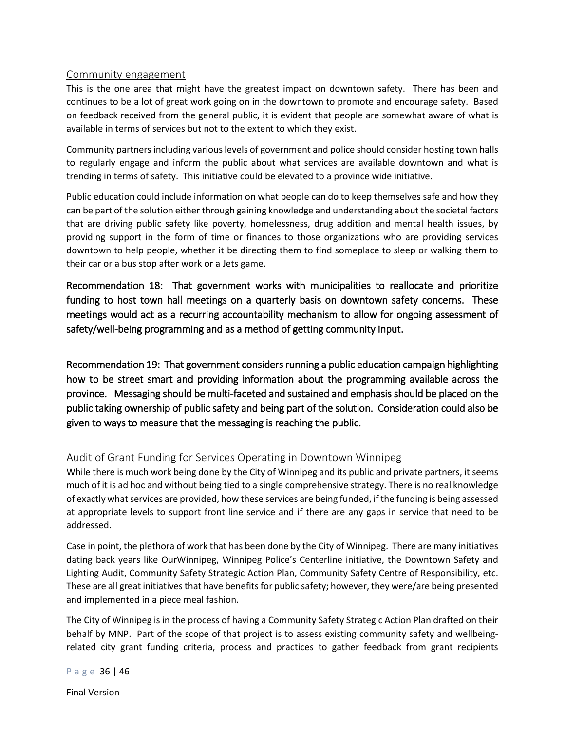## Community engagement

This is the one area that might have the greatest impact on downtown safety. There has been and continues to be a lot of great work going on in the downtown to promote and encourage safety. Based on feedback received from the general public, it is evident that people are somewhat aware of what is available in terms of services but not to the extent to which they exist.

Community partners including various levels of government and police should consider hosting town halls to regularly engage and inform the public about what services are available downtown and what is trending in terms of safety. This initiative could be elevated to a province wide initiative.

Public education could include information on what people can do to keep themselves safe and how they can be part of the solution either through gaining knowledge and understanding about the societal factors that are driving public safety like poverty, homelessness, drug addition and mental health issues, by providing support in the form of time or finances to those organizations who are providing services downtown to help people, whether it be directing them to find someplace to sleep or walking them to their car or a bus stop after work or a Jets game.

**Recommendation 18: That government works with municipalities to reallocate and prioritize funding to host town hall meetings on a quarterly basis on downtown safety concerns. These meetings would act as a recurring accountability mechanism to allow for ongoing assessment of safety/well-being programming and as a method of getting community input.**

**Recommendation 19: That government considers running a public education campaign highlighting how to be street smart and providing information about the programming available across the province. Messaging should be multi-faceted and sustained and emphasis should be placed on the public taking ownership of public safety and being part of the solution. Consideration could also be given to ways to measure that the messaging is reaching the public.**

## Audit of Grant Funding for Services Operating in Downtown Winnipeg

While there is much work being done by the City of Winnipeg and its public and private partners, it seems much of it is ad hoc and without being tied to a single comprehensive strategy. There is no real knowledge of exactly what services are provided, how these services are being funded, if the funding is being assessed at appropriate levels to support front line service and if there are any gaps in service that need to be addressed.

Case in point, the plethora of work that has been done by the City of Winnipeg. There are many initiatives dating back years like OurWinnipeg, Winnipeg Police's Centerline initiative, the Downtown Safety and Lighting Audit, Community Safety Strategic Action Plan, Community Safety Centre of Responsibility, etc. These are all great initiatives that have benefits for public safety; however, they were/are being presented and implemented in a piece meal fashion.

The City of Winnipeg is in the process of having a Community Safety Strategic Action Plan drafted on their behalf by MNP. Part of the scope of that project is to assess existing community safety and wellbeing-related city grant funding criteria, process and practices to gather feedback from grant recipients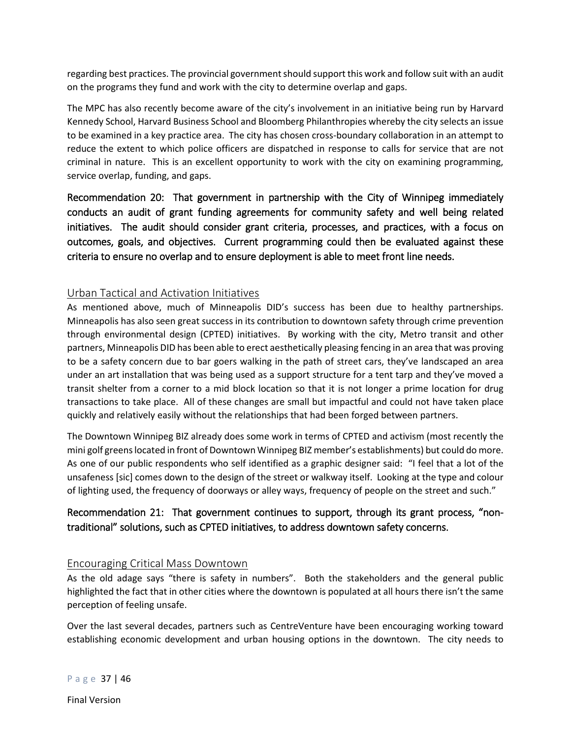regarding best practices. The provincial government should support this work and follow suit with an audit on the programs they fund and work with the city to determine overlap and gaps.

The MPC has also recently become aware of the city's involvement in an initiative being run by Harvard Kennedy School, Harvard Business School and Bloomberg Philanthropies whereby the city selects an issue to be examined in a key practice area. The city has chosen cross-boundary collaboration in an attempt to reduce the extent to which police officers are dispatched in response to calls for service that are not criminal in nature. This is an excellent opportunity to work with the city on examining programming, service overlap, funding, and gaps.

**Recommendation 20: That government in partnership with the City of Winnipeg immediately conducts an audit of grant funding agreements for community safety and well being related initiatives. The audit should consider grant criteria, processes, and practices, with a focus on outcomes, goals, and objectives. Current programming could then be evaluated against these criteria to ensure no overlap and to ensure deployment is able to meet front line needs.**

## Urban Tactical and Activation Initiatives

As mentioned above, much of Minneapolis DID's success has been due to healthy partnerships. Minneapolis has also seen great success in its contribution to downtown safety through crime prevention through environmental design (CPTED) initiatives. By working with the city, Metro transit and other partners, Minneapolis DID has been able to erect aesthetically pleasing fencing in an area that was proving to be a safety concern due to bar goers walking in the path of street cars, they've landscaped an area under an art installation that was being used as a support structure for a tent tarp and they've moved a transit shelter from a corner to a mid block location so that it is not longer a prime location for drug transactions to take place. All of these changes are small but impactful and could not have taken place quickly and relatively easily without the relationships that had been forged between partners.

The Downtown Winnipeg BIZ already does some work in terms of CPTED and activism (most recently the mini golf greens located in front of Downtown Winnipeg BIZ member's establishments) but could do more. As one of our public respondents who self identified as a graphic designer said: "I feel that a lot of the unsafeness [sic] comes down to the design of the street or walkway itself. Looking at the type and colour of lighting used, the frequency of doorways or alley ways, frequency of people on the street and such."

**Recommendation 21: That government continues to support, through its grant process, "non-traditional" solutions, such as CPTED initiatives, to address downtown safety concerns.**

## Encouraging Critical Mass Downtown

As the old adage says "there is safety in numbers". Both the stakeholders and the general public highlighted the fact that in other cities where the downtown is populated at all hours there isn't the same perception of feeling unsafe.

Over the last several decades, partners such as CentreVenture have been encouraging working toward establishing economic development and urban housing options in the downtown. The city needs to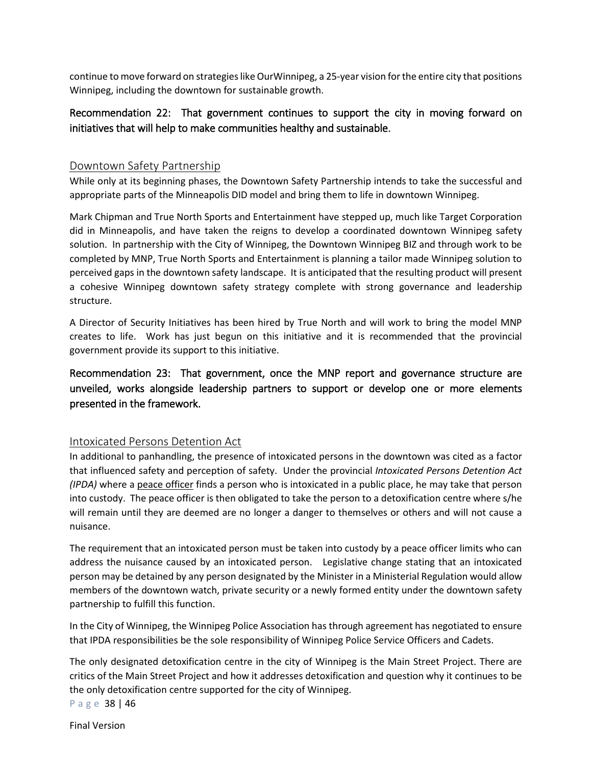continue to move forward on strategies like OurWinnipeg, a 25-year vision for the entire city that positions Winnipeg, including the downtown for sustainable growth.

**Recommendation 22: That government continues to support the city in moving forward on initiatives that will help to make communities healthy and sustainable.**

## Downtown Safety Partnership

While only at its beginning phases, the Downtown Safety Partnership intends to take the successful and appropriate parts of the Minneapolis DID model and bring them to life in downtown Winnipeg.

Mark Chipman and True North Sports and Entertainment have stepped up, much like Target Corporation did in Minneapolis, and have taken the reigns to develop a coordinated downtown Winnipeg safety solution. In partnership with the City of Winnipeg, the Downtown Winnipeg BIZ and through work to be completed by MNP, True North Sports and Entertainment is planning a tailor made Winnipeg solution to perceived gaps in the downtown safety landscape. It is anticipated that the resulting product will present a cohesive Winnipeg downtown safety strategy complete with strong governance and leadership structure.

A Director of Security Initiatives has been hired by True North and will work to bring the model MNP creates to life. Work has just begun on this initiative and it is recommended that the provincial government provide its support to this initiative.

**Recommendation 23: That government, once the MNP report and governance structure are unveiled, works alongside leadership partners to support or develop one or more elements presented in the framework.**

## Intoxicated Persons Detention Act

In additional to panhandling, the presence of intoxicated persons in the downtown was cited as a factor that influenced safety and perception of safety. Under the provincial *Intoxicated Persons Detention Act (IPDA)* where a peace officer finds a person who is intoxicated in a public place, he may take that person into custody. The peace officer is then obligated to take the person to a detoxification centre where s/he will remain until they are deemed are no longer a danger to themselves or others and will not cause a nuisance.

The requirement that an intoxicated person must be taken into custody by a peace officer limits who can address the nuisance caused by an intoxicated person. Legislative change stating that an intoxicated person may be detained by any person designated by the Minister in a Ministerial Regulation would allow members of the downtown watch, private security or a newly formed entity under the downtown safety partnership to fulfill this function.

In the City of Winnipeg, the Winnipeg Police Association has through agreement has negotiated to ensure that IPDA responsibilities be the sole responsibility of Winnipeg Police Service Officers and Cadets.

The only designated detoxification centre in the city of Winnipeg is the Main Street Project. There are critics of the Main Street Project and how it addresses detoxification and question why it continues to be the only detoxification centre supported for the city of Winnipeg.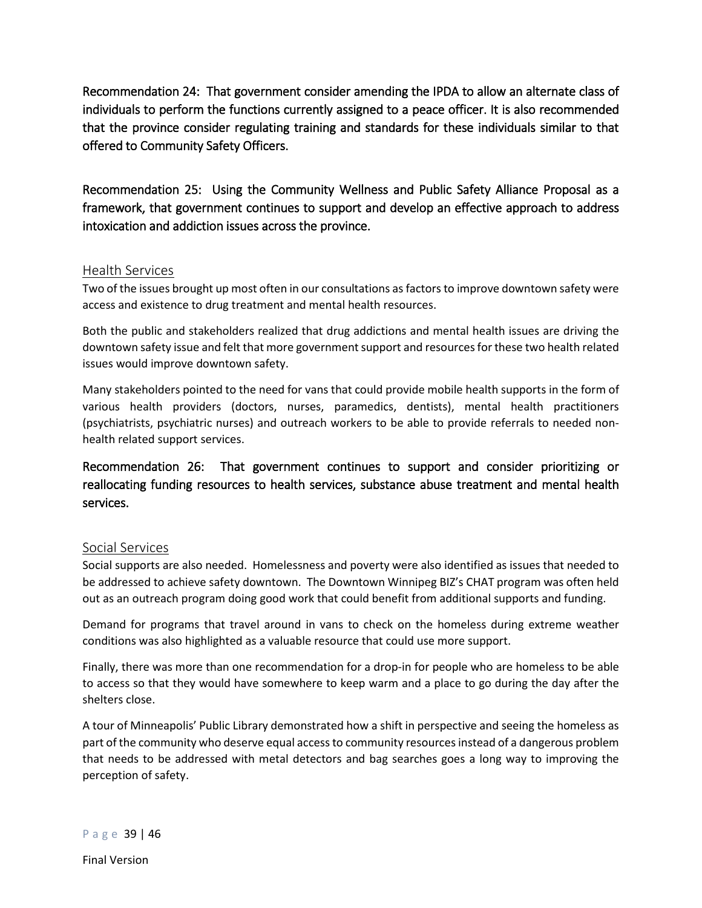**Recommendation 24: That government consider amending the IPDA to allow an alternate class of individuals to perform the functions currently assigned to a peace officer. It is also recommended that the province consider regulating training and standards for these individuals similar to that offered to Community Safety Officers.**

**Recommendation 25: Using the Community Wellness and Public Safety Alliance Proposal as a framework, that government continues to support and develop an effective approach to address intoxication and addiction issues across the province.**

## Health Services

Two of the issues brought up most often in our consultations as factors to improve downtown safety were access and existence to drug treatment and mental health resources.

Both the public and stakeholders realized that drug addictions and mental health issues are driving the downtown safety issue and felt that more government support and resources for these two health related issues would improve downtown safety.

Many stakeholders pointed to the need for vans that could provide mobile health supports in the form of various health providers (doctors, nurses, paramedics, dentists), mental health practitioners (psychiatrists, psychiatric nurses) and outreach workers to be able to provide referrals to needed non-health related support services.

**Recommendation 26: That government continues to support and consider prioritizing or reallocating funding resources to health services, substance abuse treatment and mental health services.**

## Social Services

Social supports are also needed. Homelessness and poverty were also identified as issues that needed to be addressed to achieve safety downtown. The Downtown Winnipeg BIZ's CHAT program was often held out as an outreach program doing good work that could benefit from additional supports and funding.

Demand for programs that travel around in vans to check on the homeless during extreme weather conditions was also highlighted as a valuable resource that could use more support.

Finally, there was more than one recommendation for a drop-in for people who are homeless to be able to access so that they would have somewhere to keep warm and a place to go during the day after the shelters close.

A tour of Minneapolis' Public Library demonstrated how a shift in perspective and seeing the homeless as part of the community who deserve equal access to community resources instead of a dangerous problem that needs to be addressed with metal detectors and bag searches goes a long way to improving the perception of safety.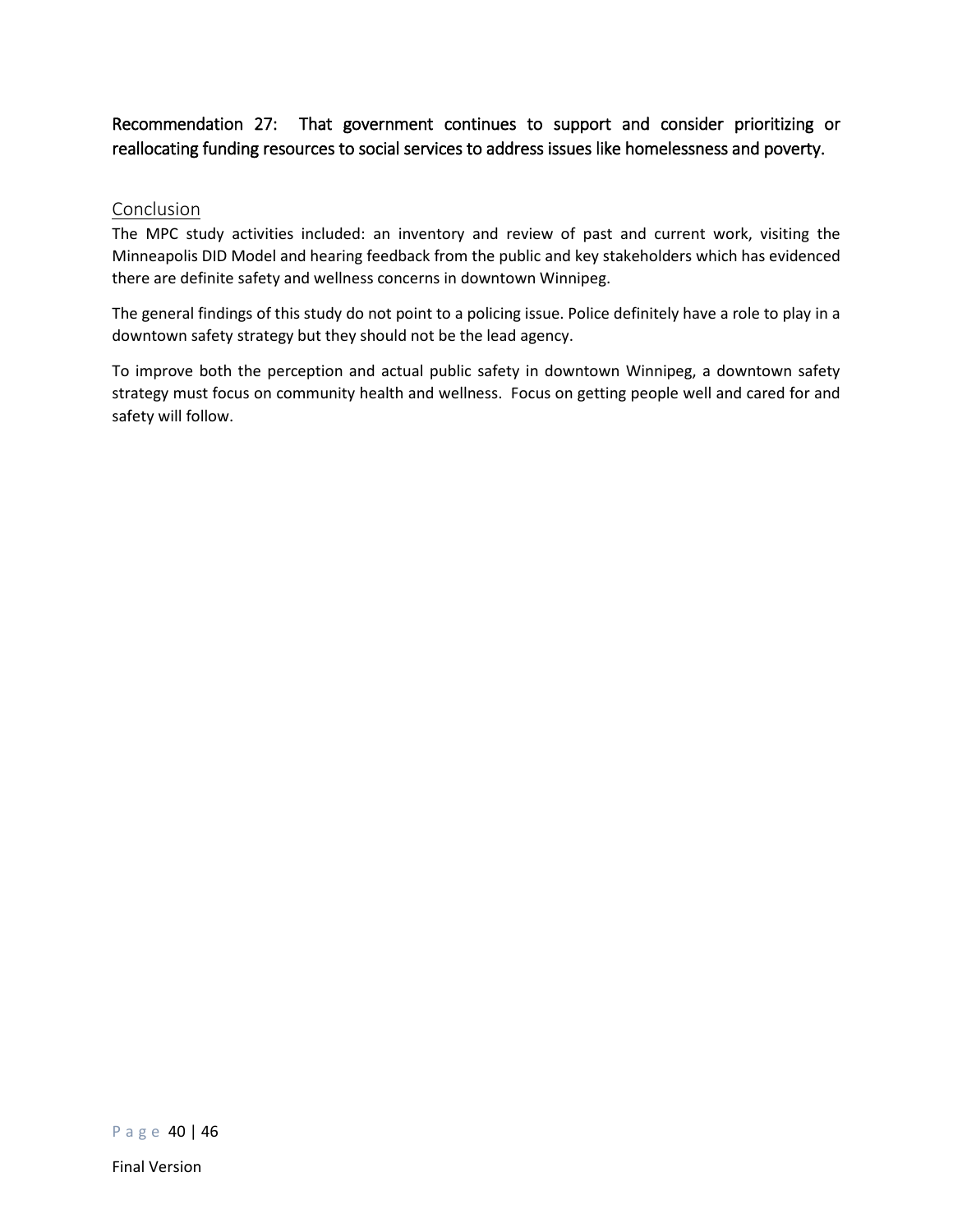Recommendation 27: That government continues to support and consider prioritizing or reallocating funding resources to social services to address issues like homelessness and poverty.

## Conclusion

The MPC study activities included: an inventory and review of past and current work, visiting the Minneapolis DID Model and hearing feedback from the public and key stakeholders which has evidenced there are definite safety and wellness concerns in downtown Winnipeg.

The general findings of this study do not point to a policing issue. Police definitely have a role to play in a downtown safety strategy but they should not be the lead agency.

To improve both the perception and actual public safety in downtown Winnipeg, a downtown safety strategy must focus on community health and wellness. Focus on getting people well and cared for and safety will follow.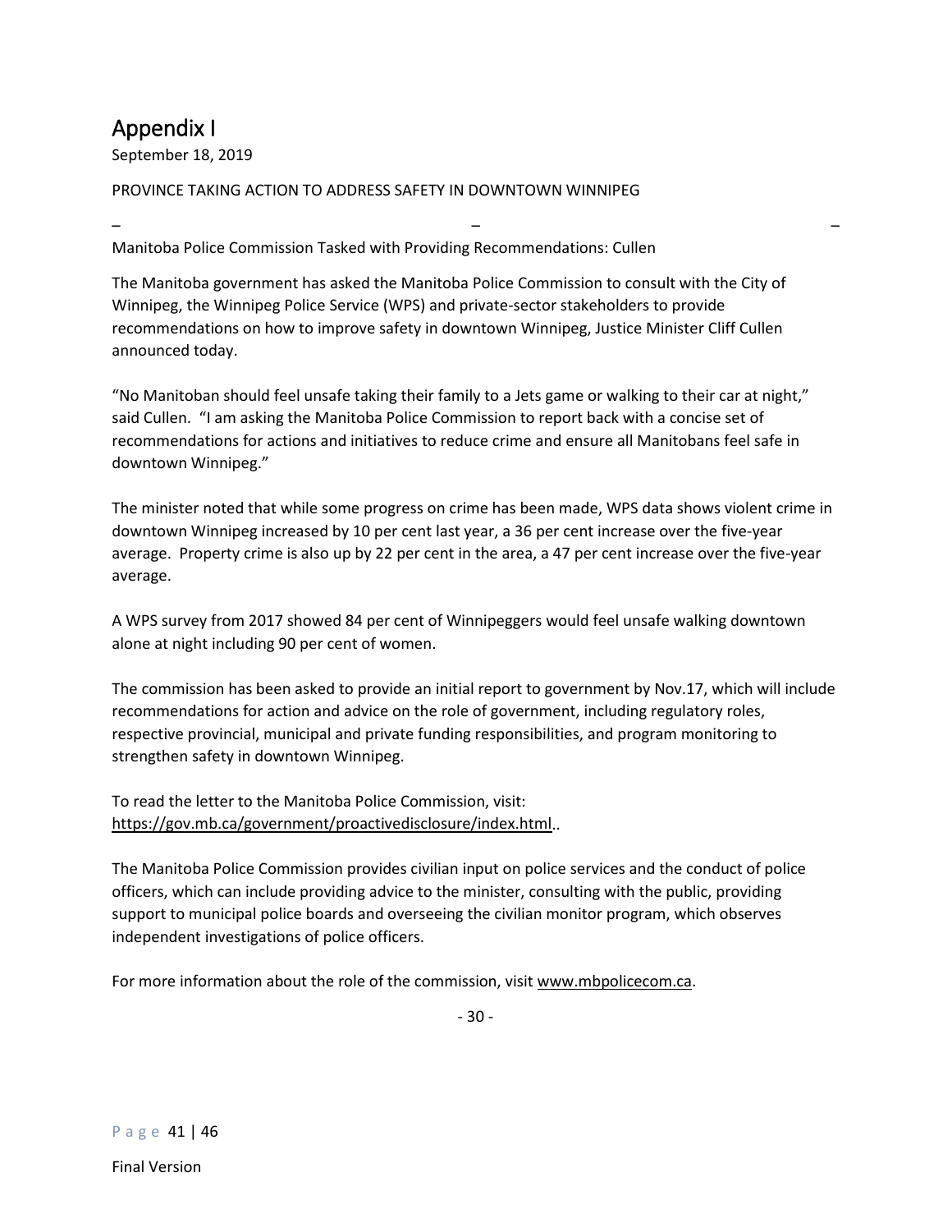# Appendix I

September 18, 2019

PROVINCE TAKING ACTION TO ADDRESS SAFETY IN DOWNTOWN WINNIPEG

\_ \_ \_

Manitoba Police Commission Tasked with Providing Recommendations: Cullen

The Manitoba government has asked the Manitoba Police Commission to consult with the City of Winnipeg, the Winnipeg Police Service (WPS) and private-sector stakeholders to provide recommendations on how to improve safety in downtown Winnipeg, Justice Minister Cliff Cullen announced today.

"No Manitoban should feel unsafe taking their family to a Jets game or walking to their car at night," said Cullen. "I am asking the Manitoba Police Commission to report back with a concise set of recommendations for actions and initiatives to reduce crime and ensure all Manitobans feel safe in downtown Winnipeg."

The minister noted that while some progress on crime has been made, WPS data shows violent crime in downtown Winnipeg increased by 10 per cent last year, a 36 per cent increase over the five-year average. Property crime is also up by 22 per cent in the area, a 47 per cent increase over the five-year average.

A WPS survey from 2017 showed 84 per cent of Winnipeggers would feel unsafe walking downtown alone at night including 90 per cent of women.

The commission has been asked to provide an initial report to government by Nov.17, which will include recommendations for action and advice on the role of government, including regulatory roles, respective provincial, municipal and private funding responsibilities, and program monitoring to strengthen safety in downtown Winnipeg.

To read the letter to the Manitoba Police Commission, visit: https://gov.mb.ca/government/proactivedisclosure/index.html..

The Manitoba Police Commission provides civilian input on police services and the conduct of police officers, which can include providing advice to the minister, consulting with the public, providing support to municipal police boards and overseeing the civilian monitor program, which observes independent investigations of police officers.

For more information about the role of the commission, visit www.mbpolicecom.ca.

\- 30 -

Final Version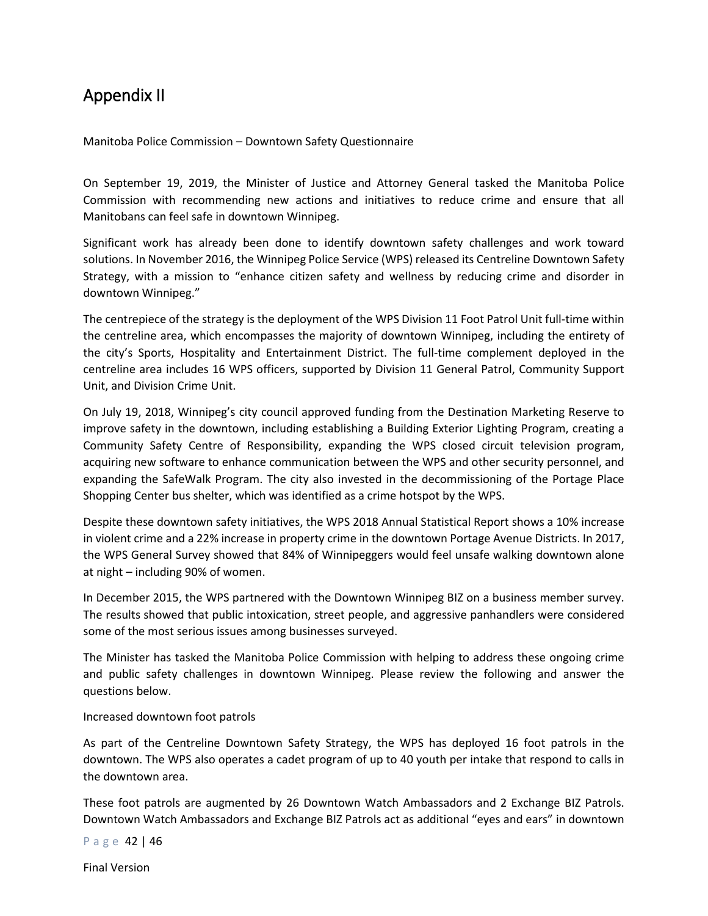# Appendix II

Manitoba Police Commission – Downtown Safety Questionnaire

On September 19, 2019, the Minister of Justice and Attorney General tasked the Manitoba Police Commission with recommending new actions and initiatives to reduce crime and ensure that all Manitobans can feel safe in downtown Winnipeg.

Significant work has already been done to identify downtown safety challenges and work toward solutions. In November 2016, the Winnipeg Police Service (WPS) released its Centreline Downtown Safety Strategy, with a mission to "enhance citizen safety and wellness by reducing crime and disorder in downtown Winnipeg."

The centrepiece of the strategy is the deployment of the WPS Division 11 Foot Patrol Unit full-time within the centreline area, which encompasses the majority of downtown Winnipeg, including the entirety of the city's Sports, Hospitality and Entertainment District. The full-time complement deployed in the centreline area includes 16 WPS officers, supported by Division 11 General Patrol, Community Support Unit, and Division Crime Unit.

On July 19, 2018, Winnipeg's city council approved funding from the Destination Marketing Reserve to improve safety in the downtown, including establishing a Building Exterior Lighting Program, creating a Community Safety Centre of Responsibility, expanding the WPS closed circuit television program, acquiring new software to enhance communication between the WPS and other security personnel, and expanding the SafeWalk Program. The city also invested in the decommissioning of the Portage Place Shopping Center bus shelter, which was identified as a crime hotspot by the WPS.

Despite these downtown safety initiatives, the WPS 2018 Annual Statistical Report shows a 10% increase in violent crime and a 22% increase in property crime in the downtown Portage Avenue Districts. In 2017, the WPS General Survey showed that 84% of Winnipeggers would feel unsafe walking downtown alone at night – including 90% of women.

In December 2015, the WPS partnered with the Downtown Winnipeg BIZ on a business member survey. The results showed that public intoxication, street people, and aggressive panhandlers were considered some of the most serious issues among businesses surveyed.

The Minister has tasked the Manitoba Police Commission with helping to address these ongoing crime and public safety challenges in downtown Winnipeg. Please review the following and answer the questions below.

Increased downtown foot patrols

As part of the Centreline Downtown Safety Strategy, the WPS has deployed 16 foot patrols in the downtown. The WPS also operates a cadet program of up to 40 youth per intake that respond to calls in the downtown area.

These foot patrols are augmented by 26 Downtown Watch Ambassadors and 2 Exchange BIZ Patrols. Downtown Watch Ambassadors and Exchange BIZ Patrols act as additional "eyes and ears" in downtown

Final Version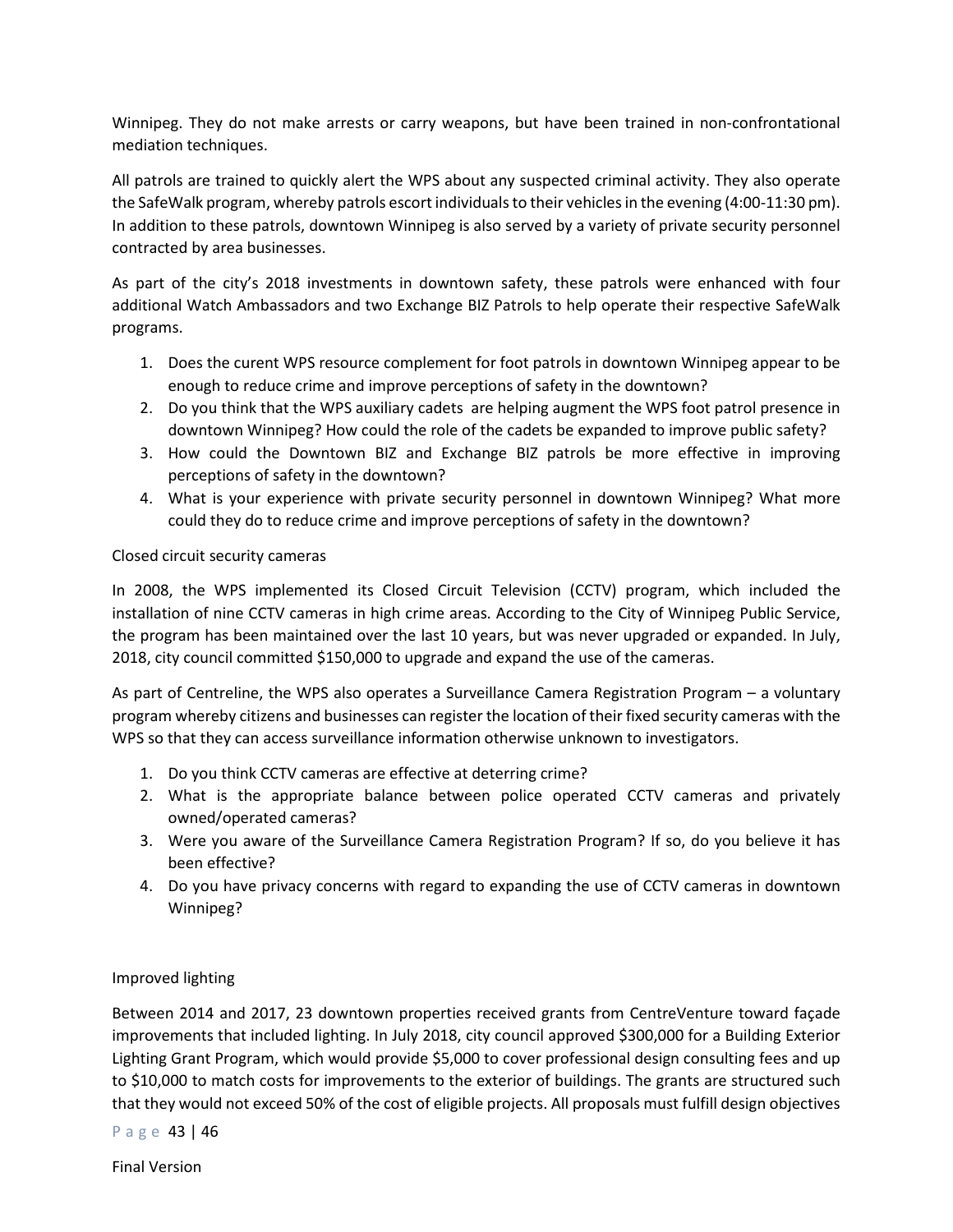Winnipeg. They do not make arrests or carry weapons, but have been trained in non-confrontational mediation techniques.

All patrols are trained to quickly alert the WPS about any suspected criminal activity. They also operate the SafeWalk program, whereby patrols escort individuals to their vehicles in the evening (4:00-11:30 pm). In addition to these patrols, downtown Winnipeg is also served by a variety of private security personnel contracted by area businesses.

As part of the city's 2018 investments in downtown safety, these patrols were enhanced with four additional Watch Ambassadors and two Exchange BIZ Patrols to help operate their respective SafeWalk programs.

1. Does the curent WPS resource complement for foot patrols in downtown Winnipeg appear to be enough to reduce crime and improve perceptions of safety in the downtown?
2. Do you think that the WPS auxiliary cadets are helping augment the WPS foot patrol presence in downtown Winnipeg? How could the role of the cadets be expanded to improve public safety?
3. How could the Downtown BIZ and Exchange BIZ patrols be more effective in improving perceptions of safety in the downtown?
4. What is your experience with private security personnel in downtown Winnipeg? What more could they do to reduce crime and improve perceptions of safety in the downtown?

Closed circuit security cameras

In 2008, the WPS implemented its Closed Circuit Television (CCTV) program, which included the installation of nine CCTV cameras in high crime areas. According to the City of Winnipeg Public Service, the program has been maintained over the last 10 years, but was never upgraded or expanded. In July, 2018, city council committed $150,000 to upgrade and expand the use of the cameras.

As part of Centreline, the WPS also operates a Surveillance Camera Registration Program – a voluntary program whereby citizens and businesses can register the location of their fixed security cameras with the WPS so that they can access surveillance information otherwise unknown to investigators.

1. Do you think CCTV cameras are effective at deterring crime?
2. What is the appropriate balance between police operated CCTV cameras and privately owned/operated cameras?
3. Were you aware of the Surveillance Camera Registration Program? If so, do you believe it has been effective?
4. Do you have privacy concerns with regard to expanding the use of CCTV cameras in downtown Winnipeg?

Improved lighting

Between 2014 and 2017, 23 downtown properties received grants from CentreVenture toward façade improvements that included lighting. In July 2018, city council approved $300,000 for a Building Exterior Lighting Grant Program, which would provide $5,000 to cover professional design consulting fees and up to $10,000 to match costs for improvements to the exterior of buildings. The grants are structured such that they would not exceed 50% of the cost of eligible projects. All proposals must fulfill design objectives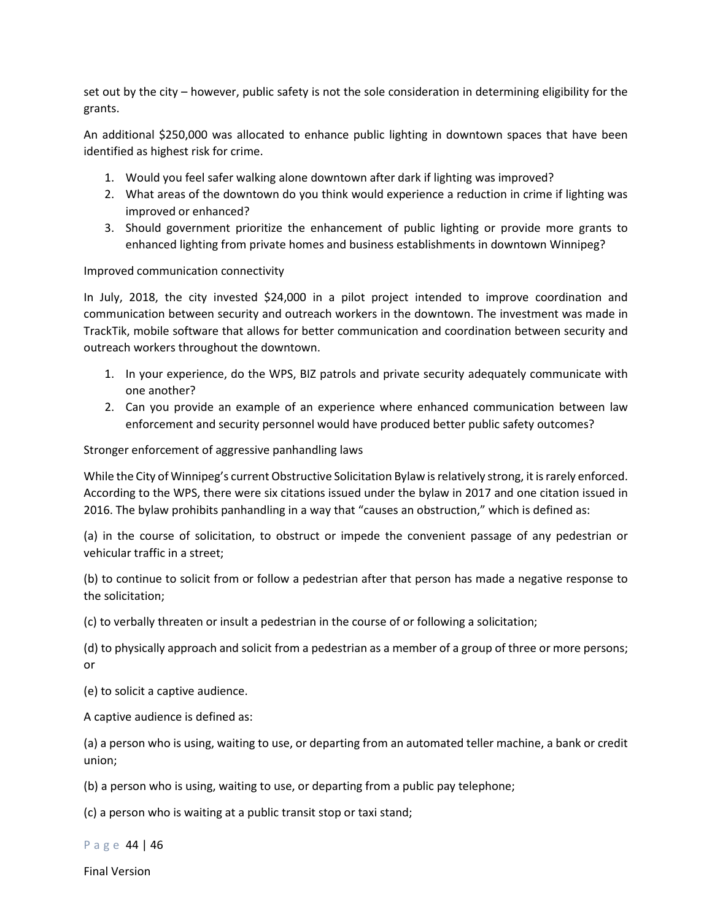set out by the city – however, public safety is not the sole consideration in determining eligibility for the grants.

An additional $250,000 was allocated to enhance public lighting in downtown spaces that have been identified as highest risk for crime.

1. Would you feel safer walking alone downtown after dark if lighting was improved?
2. What areas of the downtown do you think would experience a reduction in crime if lighting was improved or enhanced?
3. Should government prioritize the enhancement of public lighting or provide more grants to enhanced lighting from private homes and business establishments in downtown Winnipeg?

Improved communication connectivity

In July, 2018, the city invested $24,000 in a pilot project intended to improve coordination and communication between security and outreach workers in the downtown. The investment was made in TrackTik, mobile software that allows for better communication and coordination between security and outreach workers throughout the downtown.

1. In your experience, do the WPS, BIZ patrols and private security adequately communicate with one another?
2. Can you provide an example of an experience where enhanced communication between law enforcement and security personnel would have produced better public safety outcomes?

Stronger enforcement of aggressive panhandling laws

While the City of Winnipeg's current Obstructive Solicitation Bylaw is relatively strong, it is rarely enforced. According to the WPS, there were six citations issued under the bylaw in 2017 and one citation issued in 2016. The bylaw prohibits panhandling in a way that "causes an obstruction," which is defined as:

(a) in the course of solicitation, to obstruct or impede the convenient passage of any pedestrian or vehicular traffic in a street;

(b) to continue to solicit from or follow a pedestrian after that person has made a negative response to the solicitation;

(c) to verbally threaten or insult a pedestrian in the course of or following a solicitation;

(d) to physically approach and solicit from a pedestrian as a member of a group of three or more persons; or

(e) to solicit a captive audience.

A captive audience is defined as:

(a) a person who is using, waiting to use, or departing from an automated teller machine, a bank or credit union;

(b) a person who is using, waiting to use, or departing from a public pay telephone;

(c) a person who is waiting at a public transit stop or taxi stand;

Final Version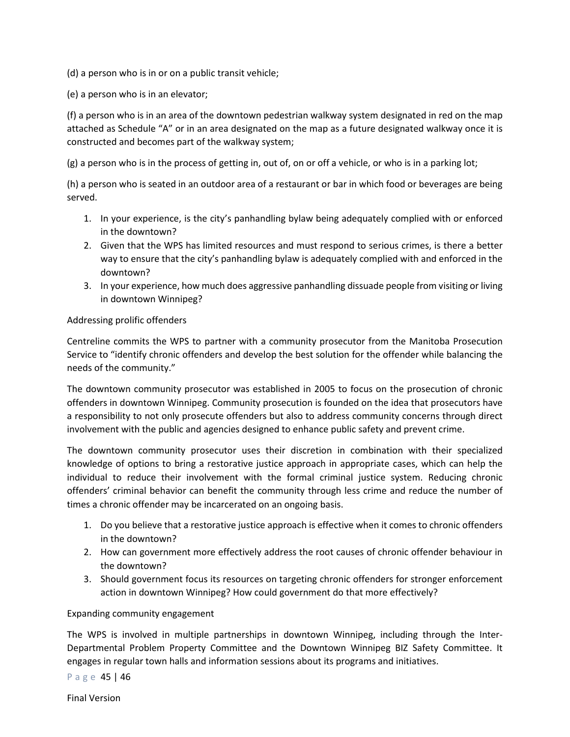(d) a person who is in or on a public transit vehicle;

(e) a person who is in an elevator;

(f) a person who is in an area of the downtown pedestrian walkway system designated in red on the map attached as Schedule "A" or in an area designated on the map as a future designated walkway once it is constructed and becomes part of the walkway system;

(g) a person who is in the process of getting in, out of, on or off a vehicle, or who is in a parking lot;

(h) a person who is seated in an outdoor area of a restaurant or bar in which food or beverages are being served.

1. In your experience, is the city's panhandling bylaw being adequately complied with or enforced in the downtown?
2. Given that the WPS has limited resources and must respond to serious crimes, is there a better way to ensure that the city's panhandling bylaw is adequately complied with and enforced in the downtown?
3. In your experience, how much does aggressive panhandling dissuade people from visiting or living in downtown Winnipeg?

Addressing prolific offenders

Centreline commits the WPS to partner with a community prosecutor from the Manitoba Prosecution Service to "identify chronic offenders and develop the best solution for the offender while balancing the needs of the community."

The downtown community prosecutor was established in 2005 to focus on the prosecution of chronic offenders in downtown Winnipeg. Community prosecution is founded on the idea that prosecutors have a responsibility to not only prosecute offenders but also to address community concerns through direct involvement with the public and agencies designed to enhance public safety and prevent crime.

The downtown community prosecutor uses their discretion in combination with their specialized knowledge of options to bring a restorative justice approach in appropriate cases, which can help the individual to reduce their involvement with the formal criminal justice system. Reducing chronic offenders' criminal behavior can benefit the community through less crime and reduce the number of times a chronic offender may be incarcerated on an ongoing basis.

1. Do you believe that a restorative justice approach is effective when it comes to chronic offenders in the downtown?
2. How can government more effectively address the root causes of chronic offender behaviour in the downtown?
3. Should government focus its resources on targeting chronic offenders for stronger enforcement action in downtown Winnipeg? How could government do that more effectively?

Expanding community engagement

The WPS is involved in multiple partnerships in downtown Winnipeg, including through the Inter-Departmental Problem Property Committee and the Downtown Winnipeg BIZ Safety Committee. It engages in regular town halls and information sessions about its programs and initiatives.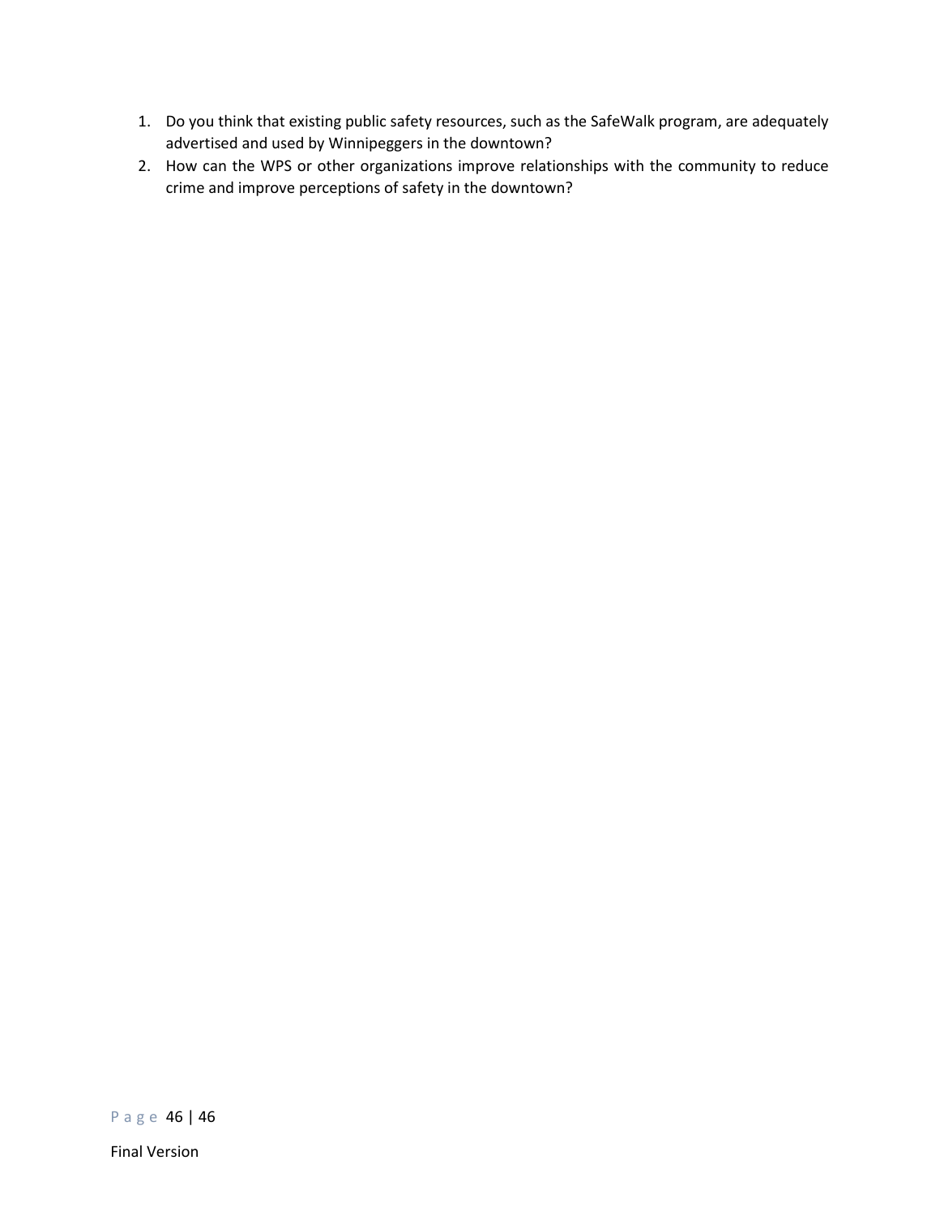1. Do you think that existing public safety resources, such as the SafeWalk program, are adequately advertised and used by Winnipeggers in the downtown?
2. How can the WPS or other organizations improve relationships with the community to reduce crime and improve perceptions of safety in the downtown?